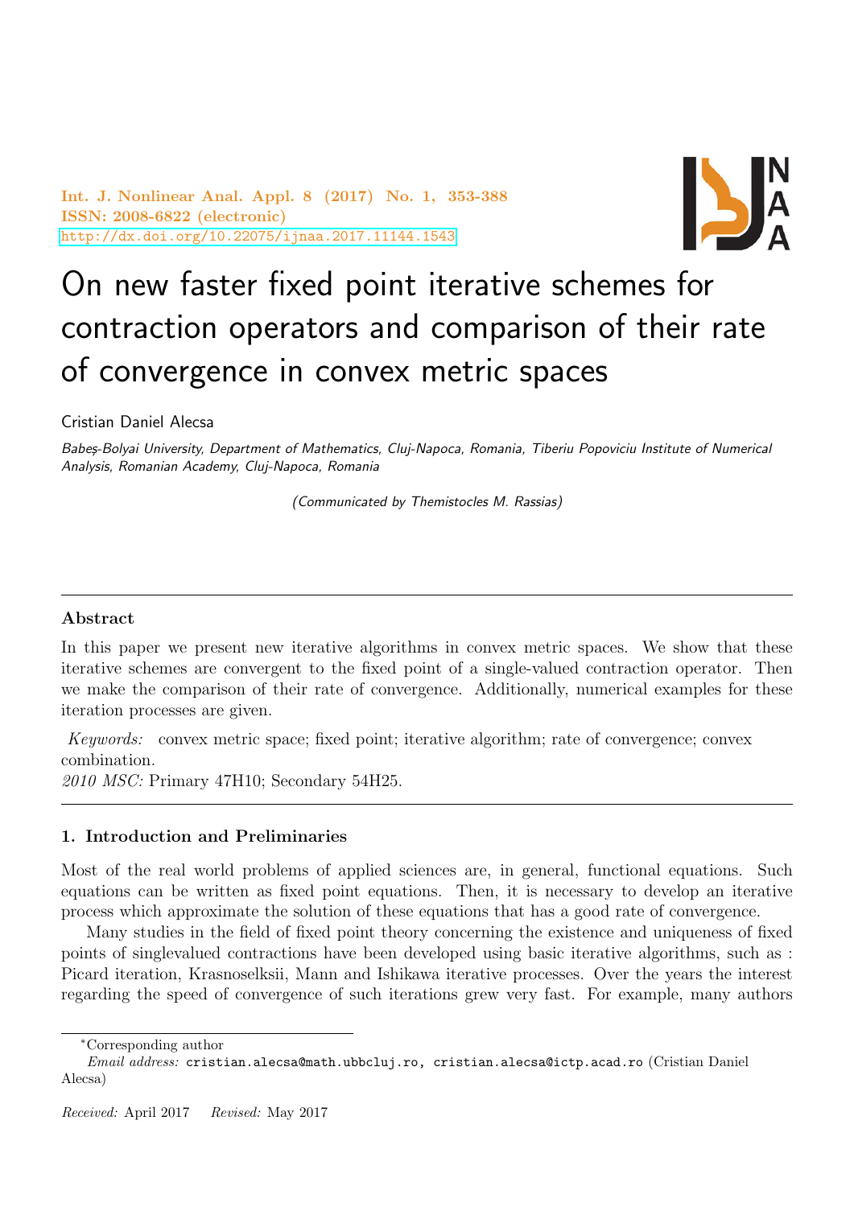Int. J. Nonlinear Anal. Appl. 8 (2017) No. 1, 353-388
ISSN: 2008-6822 (electronic)
http://dx.doi.org/10.22075/ijnaa.2017.11144.1543

# On new faster fixed point iterative schemes for contraction operators and comparison of their rate of convergence in convex metric spaces

Cristian Daniel Alecsa

*Babeş-Bolyai University, Department of Mathematics, Cluj-Napoca, Romania, Tiberiu Popoviciu Institute of Numerical Analysis, Romanian Academy, Cluj-Napoca, Romania*

*(Communicated by Themistocles M. Rassias)*

---

**Abstract**

In this paper we present new iterative algorithms in convex metric spaces. We show that these iterative schemes are convergent to the fixed point of a single-valued contraction operator. Then we make the comparison of their rate of convergence. Additionally, numerical examples for these iteration processes are given.

*Keywords:* convex metric space; fixed point; iterative algorithm; rate of convergence; convex combination.

*2010 MSC:* Primary 47H10; Secondary 54H25.

---

## 1. Introduction and Preliminaries

Most of the real world problems of applied sciences are, in general, functional equations. Such equations can be written as fixed point equations. Then, it is necessary to develop an iterative process which approximate the solution of these equations that has a good rate of convergence.

Many studies in the field of fixed point theory concerning the existence and uniqueness of fixed points of singlevalued contractions have been developed using basic iterative algorithms, such as : Picard iteration, Krasnoselksii, Mann and Ishikawa iterative processes. Over the years the interest regarding the speed of convergence of such iterations grew very fast. For example, many authors

---

*Corresponding author

*Email address:* cristian.alecsa@math.ubbcluj.ro, cristian.alecsa@ictp.acad.ro (Cristian Daniel Alecsa)

*Received:* April 2017 *Revised:* May 2017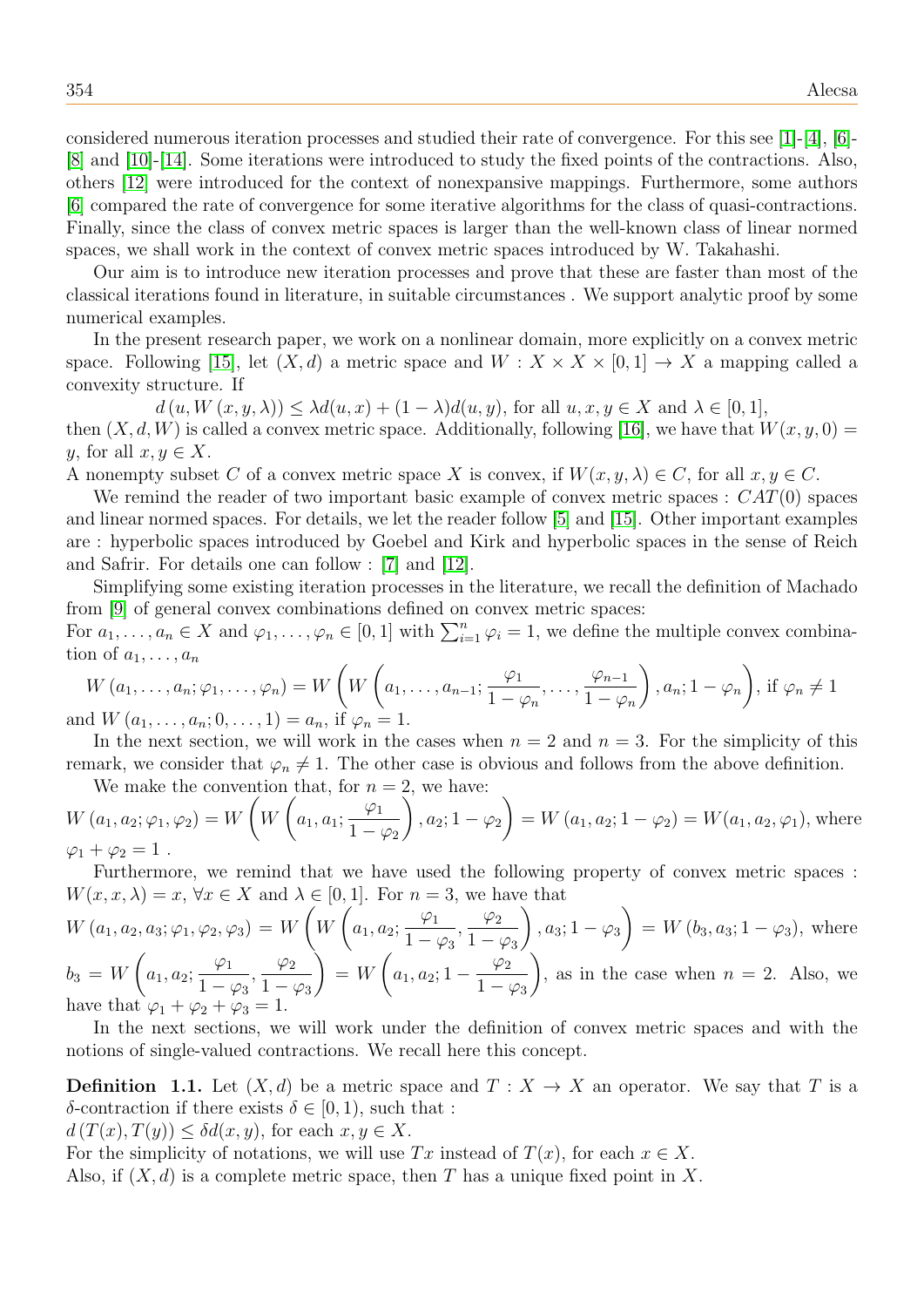considered numerous iteration processes and studied their rate of convergence. For this see [1]-[4], [6]-[8] and [10]-[14]. Some iterations were introduced to study the fixed points of the contractions. Also, others [12] were introduced for the context of nonexpansive mappings. Furthermore, some authors [6] compared the rate of convergence for some iterative algorithms for the class of quasi-contractions. Finally, since the class of convex metric spaces is larger than the well-known class of linear normed spaces, we shall work in the context of convex metric spaces introduced by W. Takahashi.

Our aim is to introduce new iteration processes and prove that these are faster than most of the classical iterations found in literature, in suitable circumstances . We support analytic proof by some numerical examples.

In the present research paper, we work on a nonlinear domain, more explicitly on a convex metric space. Following [15], let $(X, d)$ a metric space and $W : X \times X \times [0, 1] \to X$ a mapping called a convexity structure. If

$$d\left(u, W\left(x, y, \lambda\right)\right) \leq \lambda d(u, x) + (1 - \lambda)d(u, y), \text{ for all } u, x, y \in X \text{ and } \lambda \in [0, 1],$$

then $(X, d, W)$ is called a convex metric space. Additionally, following [16], we have that $W(x, y, 0) = y$, for all $x, y \in X$.

A nonempty subset $C$ of a convex metric space $X$ is convex, if $W(x, y, \lambda) \in C$, for all $x, y \in C$.

We remind the reader of two important basic example of convex metric spaces : $CAT(0)$ spaces and linear normed spaces. For details, we let the reader follow [5] and [15]. Other important examples are : hyperbolic spaces introduced by Goebel and Kirk and hyperbolic spaces in the sense of Reich and Safrir. For details one can follow : [7] and [12].

Simplifying some existing iteration processes in the literature, we recall the definition of Machado from [9] of general convex combinations defined on convex metric spaces:

For $a_1, \ldots, a_n \in X$ and $\varphi_1, \ldots, \varphi_n \in [0, 1]$ with $\sum_{i=1}^{n} \varphi_i = 1$, we define the multiple convex combination of $a_1, \ldots, a_n$

$$W\left(a_1, \ldots, a_n; \varphi_1, \ldots, \varphi_n\right) = W\left(W\left(a_1, \ldots, a_{n-1}; \frac{\varphi_1}{1-\varphi_n}, \ldots, \frac{\varphi_{n-1}}{1-\varphi_n}\right), a_n; 1-\varphi_n\right), \text{ if } \varphi_n \neq 1$$

and $W\left(a_1, \ldots, a_n; 0, \ldots, 1\right) = a_n$, if $\varphi_n = 1$.

In the next section, we will work in the cases when $n = 2$ and $n = 3$. For the simplicity of this remark, we consider that $\varphi_n \neq 1$. The other case is obvious and follows from the above definition.

We make the convention that, for $n = 2$, we have:

$$W\left(a_1, a_2; \varphi_1, \varphi_2\right) = W\left(W\left(a_1, a_1; \frac{\varphi_1}{1-\varphi_2}\right), a_2; 1-\varphi_2\right) = W\left(a_1, a_2; 1-\varphi_2\right) = W(a_1, a_2, \varphi_1), \text{ where } \varphi_1 + \varphi_2 = 1 .$$

Furthermore, we remind that we have used the following property of convex metric spaces : $W(x, x, \lambda) = x$, $\forall x \in X$ and $\lambda \in [0, 1]$. For $n = 3$, we have that

$$W\left(a_1, a_2, a_3; \varphi_1, \varphi_2, \varphi_3\right) = W\left(W\left(a_1, a_2; \frac{\varphi_1}{1-\varphi_3}, \frac{\varphi_2}{1-\varphi_3}\right), a_3; 1-\varphi_3\right) = W\left(b_3, a_3; 1-\varphi_3\right), \text{ where}$$

$$b_3 = W\left(a_1, a_2; \frac{\varphi_1}{1-\varphi_3}, \frac{\varphi_2}{1-\varphi_3}\right) = W\left(a_1, a_2; 1 - \frac{\varphi_2}{1-\varphi_3}\right),$$ as in the case when $n = 2$. Also, we have that $\varphi_1 + \varphi_2 + \varphi_3 = 1$.

In the next sections, we will work under the definition of convex metric spaces and with the notions of single-valued contractions. We recall here this concept.

**Definition 1.1.** Let $(X, d)$ be a metric space and $T : X \to X$ an operator. We say that $T$ is a $\delta$-contraction if there exists $\delta \in [0, 1)$, such that :

$d\left(T(x), T(y)\right) \leq \delta d(x, y)$, for each $x, y \in X$.

For the simplicity of notations, we will use $Tx$ instead of $T(x)$, for each $x \in X$.

Also, if $(X, d)$ is a complete metric space, then $T$ has a unique fixed point in $X$.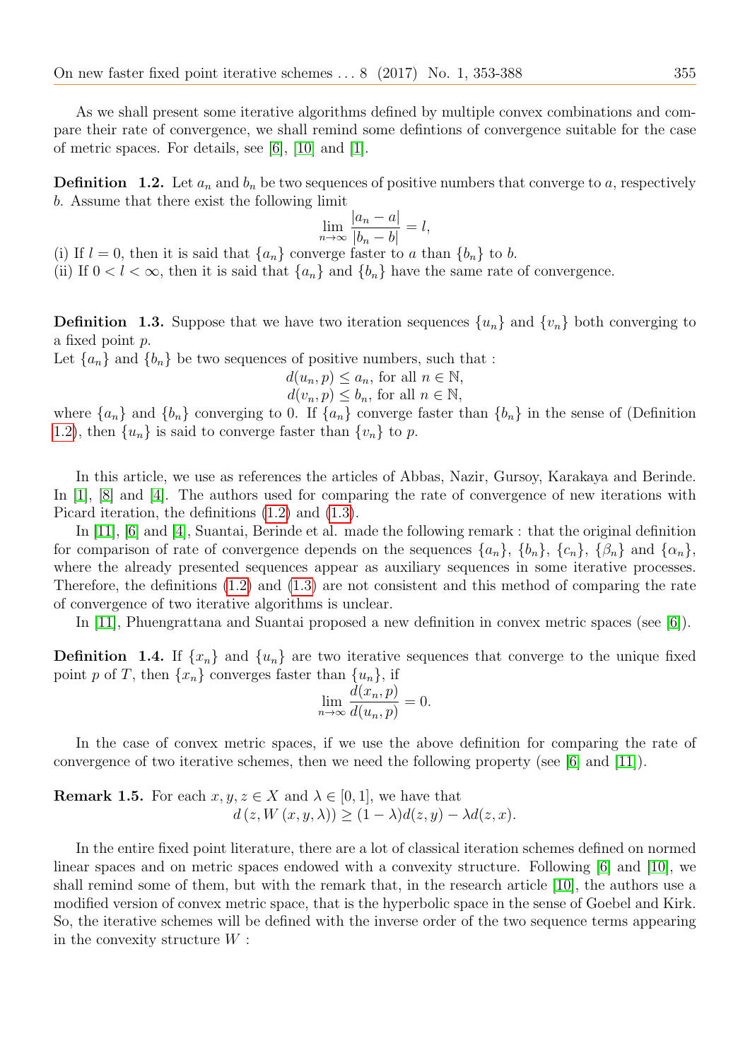As we shall present some iterative algorithms defined by multiple convex combinations and compare their rate of convergence, we shall remind some defintions of convergence suitable for the case of metric spaces. For details, see [6], [10] and [1].

**Definition 1.2.** Let $a_n$ and $b_n$ be two sequences of positive numbers that converge to $a$, respectively $b$. Assume that there exist the following limit

$$\lim_{n\to\infty} \frac{|a_n - a|}{|b_n - b|} = l,$$

(i) If $l = 0$, then it is said that $\{a_n\}$ converge faster to $a$ than $\{b_n\}$ to $b$.
(ii) If $0 < l < \infty$, then it is said that $\{a_n\}$ and $\{b_n\}$ have the same rate of convergence.

**Definition 1.3.** Suppose that we have two iteration sequences $\{u_n\}$ and $\{v_n\}$ both converging to a fixed point $p$.
Let $\{a_n\}$ and $\{b_n\}$ be two sequences of positive numbers, such that :

$$d(u_n, p) \leq a_n, \text{ for all } n \in \mathbb{N},$$
$$d(v_n, p) \leq b_n, \text{ for all } n \in \mathbb{N},$$

where $\{a_n\}$ and $\{b_n\}$ converging to 0. If $\{a_n\}$ converge faster than $\{b_n\}$ in the sense of (Definition 1.2), then $\{u_n\}$ is said to converge faster than $\{v_n\}$ to $p$.

In this article, we use as references the articles of Abbas, Nazir, Gursoy, Karakaya and Berinde. In [1], [8] and [4]. The authors used for comparing the rate of convergence of new iterations with Picard iteration, the definitions (1.2) and (1.3).

In [11], [6] and [4], Suantai, Berinde et al. made the following remark : that the original definition for comparison of rate of convergence depends on the sequences $\{a_n\}$, $\{b_n\}$, $\{c_n\}$, $\{\beta_n\}$ and $\{\alpha_n\}$, where the already presented sequences appear as auxiliary sequences in some iterative processes. Therefore, the definitions (1.2) and (1.3) are not consistent and this method of comparing the rate of convergence of two iterative algorithms is unclear.

In [11], Phuengrattana and Suantai proposed a new definition in convex metric spaces (see [6]).

**Definition 1.4.** If $\{x_n\}$ and $\{u_n\}$ are two iterative sequences that converge to the unique fixed point $p$ of $T$, then $\{x_n\}$ converges faster than $\{u_n\}$, if

$$\lim_{n\to\infty} \frac{d(x_n, p)}{d(u_n, p)} = 0.$$

In the case of convex metric spaces, if we use the above definition for comparing the rate of convergence of two iterative schemes, then we need the following property (see [6] and [11]).

**Remark 1.5.** For each $x, y, z \in X$ and $\lambda \in [0, 1]$, we have that

$$d\left(z, W\left(x, y, \lambda\right)\right) \geq (1 - \lambda) d(z, y) - \lambda d(z, x).$$

In the entire fixed point literature, there are a lot of classical iteration schemes defined on normed linear spaces and on metric spaces endowed with a convexity structure. Following [6] and [10], we shall remind some of them, but with the remark that, in the research article [10], the authors use a modified version of convex metric space, that is the hyperbolic space in the sense of Goebel and Kirk. So, the iterative schemes will be defined with the inverse order of the two sequence terms appearing in the convexity structure $W$ :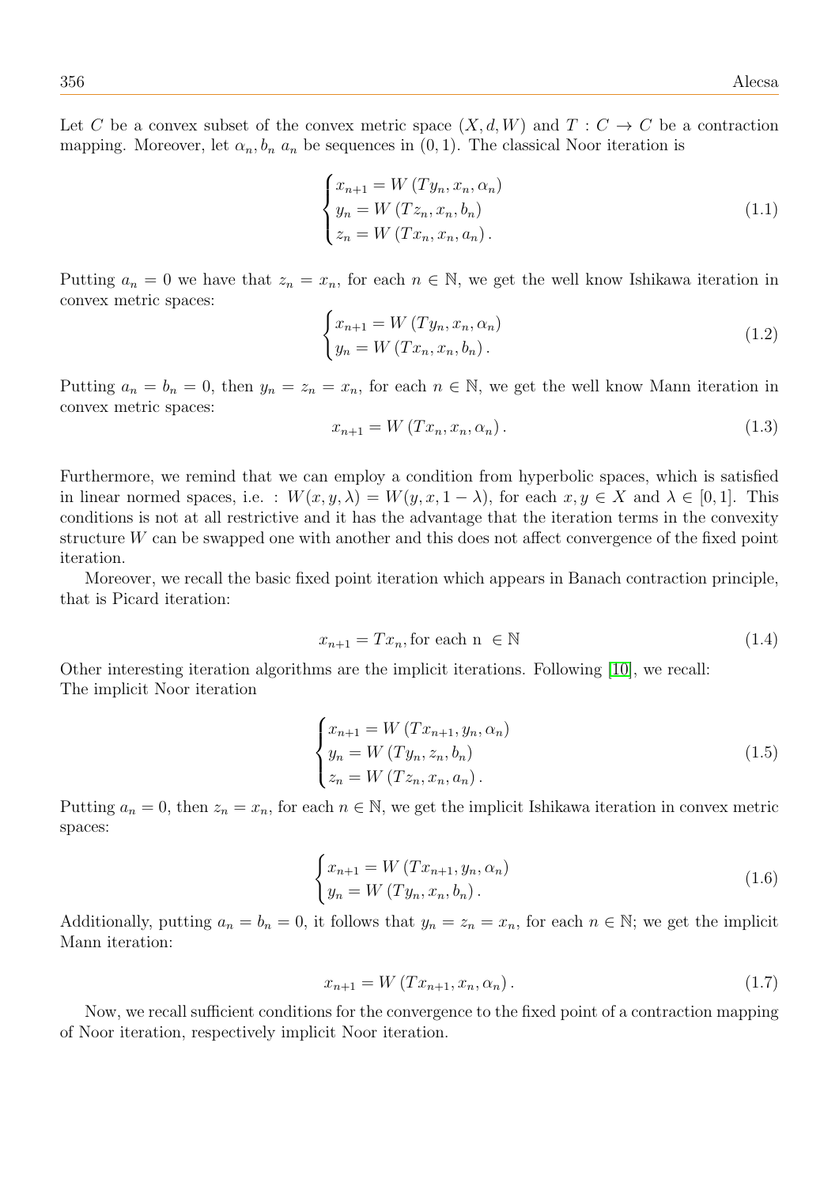Let $C$ be a convex subset of the convex metric space $(X, d, W)$ and $T : C \to C$ be a contraction mapping. Moreover, let $\alpha_n, b_n\ a_n$ be sequences in $(0, 1)$. The classical Noor iteration is

$$\begin{cases} x_{n+1} = W\left(Ty_n, x_n, \alpha_n\right) \\ y_n = W\left(Tz_n, x_n, b_n\right) \\ z_n = W\left(Tx_n, x_n, a_n\right). \end{cases} \tag{1.1}$$

Putting $a_n = 0$ we have that $z_n = x_n$, for each $n \in \mathbb{N}$, we get the well know Ishikawa iteration in convex metric spaces:

$$\begin{cases} x_{n+1} = W\left(Ty_n, x_n, \alpha_n\right) \\ y_n = W\left(Tx_n, x_n, b_n\right). \end{cases} \tag{1.2}$$

Putting $a_n = b_n = 0$, then $y_n = z_n = x_n$, for each $n \in \mathbb{N}$, we get the well know Mann iteration in convex metric spaces:

$$x_{n+1} = W\left(Tx_n, x_n, \alpha_n\right). \tag{1.3}$$

Furthermore, we remind that we can employ a condition from hyperbolic spaces, which is satisfied in linear normed spaces, i.e. : $W(x, y, \lambda) = W(y, x, 1 - \lambda)$, for each $x, y \in X$ and $\lambda \in [0, 1]$. This conditions is not at all restrictive and it has the advantage that the iteration terms in the convexity structure $W$ can be swapped one with another and this does not affect convergence of the fixed point iteration.

Moreover, we recall the basic fixed point iteration which appears in Banach contraction principle, that is Picard iteration:

$$x_{n+1} = Tx_n, \text{for each n } \in \mathbb{N} \tag{1.4}$$

Other interesting iteration algorithms are the implicit iterations. Following [10], we recall:
The implicit Noor iteration

$$\begin{cases} x_{n+1} = W\left(Tx_{n+1}, y_n, \alpha_n\right) \\ y_n = W\left(Ty_n, z_n, b_n\right) \\ z_n = W\left(Tz_n, x_n, a_n\right). \end{cases} \tag{1.5}$$

Putting $a_n = 0$, then $z_n = x_n$, for each $n \in \mathbb{N}$, we get the implicit Ishikawa iteration in convex metric spaces:

$$\begin{cases} x_{n+1} = W\left(Tx_{n+1}, y_n, \alpha_n\right) \\ y_n = W\left(Ty_n, x_n, b_n\right). \end{cases} \tag{1.6}$$

Additionally, putting $a_n = b_n = 0$, it follows that $y_n = z_n = x_n$, for each $n \in \mathbb{N}$; we get the implicit Mann iteration:

$$x_{n+1} = W\left(Tx_{n+1}, x_n, \alpha_n\right). \tag{1.7}$$

Now, we recall sufficient conditions for the convergence to the fixed point of a contraction mapping of Noor iteration, respectively implicit Noor iteration.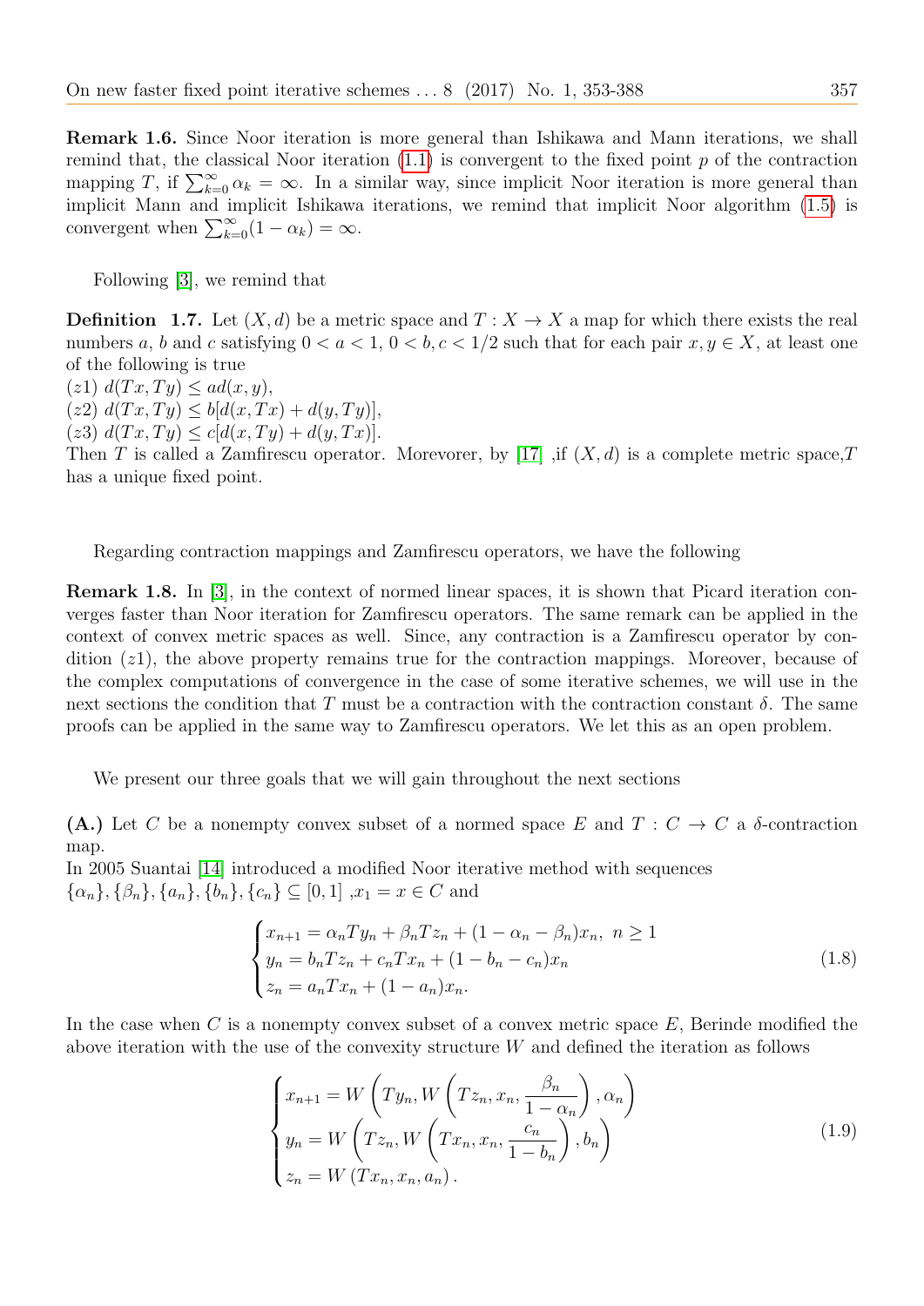**Remark 1.6.** Since Noor iteration is more general than Ishikawa and Mann iterations, we shall remind that, the classical Noor iteration (1.1) is convergent to the fixed point $p$ of the contraction mapping $T$, if $\sum_{k=0}^{\infty} \alpha_k = \infty$. In a similar way, since implicit Noor iteration is more general than implicit Mann and implicit Ishikawa iterations, we remind that implicit Noor algorithm (1.5) is convergent when $\sum_{k=0}^{\infty}(1-\alpha_k) = \infty$.

Following [3], we remind that

**Definition 1.7.** Let $(X,d)$ be a metric space and $T : X \to X$ a map for which there exists the real numbers $a$, $b$ and $c$ satisfying $0 < a < 1$, $0 < b, c < 1/2$ such that for each pair $x, y \in X$, at least one of the following is true

$(z1)$ $d(Tx,Ty) \leq ad(x,y)$,

$(z2)$ $d(Tx,Ty) \leq b[d(x,Tx) + d(y,Ty)]$,

$(z3)$ $d(Tx,Ty) \leq c[d(x,Ty) + d(y,Tx)]$.

Then $T$ is called a Zamfirescu operator. Morevorer, by [17] ,if $(X,d)$ is a complete metric space,$T$ has a unique fixed point.

Regarding contraction mappings and Zamfirescu operators, we have the following

**Remark 1.8.** In [3], in the context of normed linear spaces, it is shown that Picard iteration converges faster than Noor iteration for Zamfirescu operators. The same remark can be applied in the context of convex metric spaces as well. Since, any contraction is a Zamfirescu operator by condition $(z1)$, the above property remains true for the contraction mappings. Moreover, because of the complex computations of convergence in the case of some iterative schemes, we will use in the next sections the condition that $T$ must be a contraction with the contraction constant $\delta$. The same proofs can be applied in the same way to Zamfirescu operators. We let this as an open problem.

We present our three goals that we will gain throughout the next sections

**(A.)** Let $C$ be a nonempty convex subset of a normed space $E$ and $T : C \to C$ a $\delta$-contraction map.

In 2005 Suantai [14] introduced a modified Noor iterative method with sequences $\{\alpha_n\}, \{\beta_n\}, \{a_n\}, \{b_n\}, \{c_n\} \subseteq [0,1]$ ,$x_1 = x \in C$ and

$$\begin{cases} x_{n+1} = \alpha_n Ty_n + \beta_n Tz_n + (1-\alpha_n-\beta_n)x_n, \ n \geq 1 \\ y_n = b_n Tz_n + c_n Tx_n + (1-b_n-c_n)x_n \\ z_n = a_n Tx_n + (1-a_n)x_n. \end{cases} \tag{1.8}$$

In the case when $C$ is a nonempty convex subset of a convex metric space $E$, Berinde modified the above iteration with the use of the convexity structure $W$ and defined the iteration as follows

$$\begin{cases} x_{n+1} = W\left(Ty_n, W\left(Tz_n, x_n, \dfrac{\beta_n}{1-\alpha_n}\right), \alpha_n\right) \\ y_n = W\left(Tz_n, W\left(Tx_n, x_n, \dfrac{c_n}{1-b_n}\right), b_n\right) \\ z_n = W\left(Tx_n, x_n, a_n\right). \end{cases} \tag{1.9}$$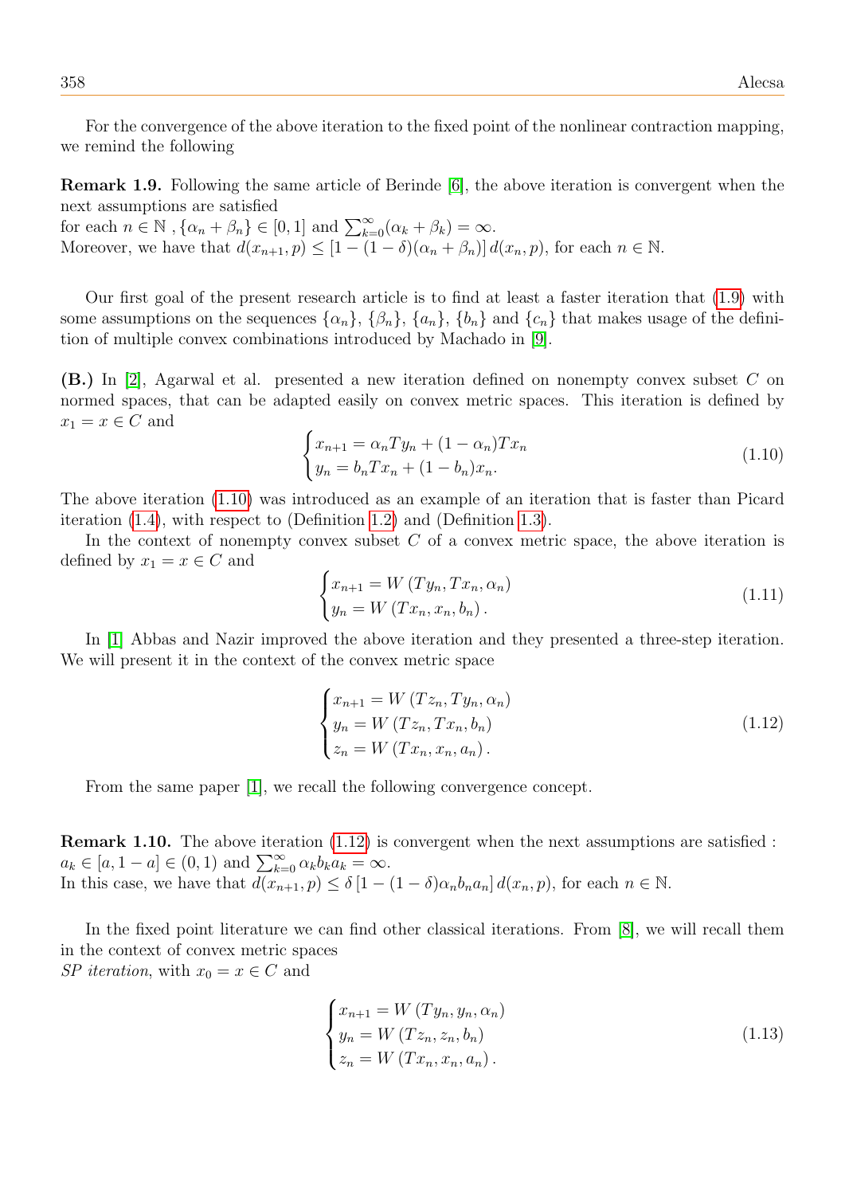For the convergence of the above iteration to the fixed point of the nonlinear contraction mapping, we remind the following

**Remark 1.9.** Following the same article of Berinde [6], the above iteration is convergent when the next assumptions are satisfied
for each $n \in \mathbb{N}$ , $\{\alpha_n + \beta_n\} \in [0,1]$ and $\sum_{k=0}^{\infty}(\alpha_k + \beta_k) = \infty$.
Moreover, we have that $d(x_{n+1}, p) \leq [1-(1-\delta)(\alpha_n + \beta_n)]\, d(x_n, p)$, for each $n \in \mathbb{N}$.

Our first goal of the present research article is to find at least a faster iteration that (1.9) with some assumptions on the sequences $\{\alpha_n\}$, $\{\beta_n\}$, $\{a_n\}$, $\{b_n\}$ and $\{c_n\}$ that makes usage of the definition of multiple convex combinations introduced by Machado in [9].

**(B.)** In [2], Agarwal et al. presented a new iteration defined on nonempty convex subset $C$ on normed spaces, that can be adapted easily on convex metric spaces. This iteration is defined by $x_1 = x \in C$ and

$$\begin{cases} x_{n+1} = \alpha_n T y_n + (1-\alpha_n) T x_n \\ y_n = b_n T x_n + (1-b_n) x_n. \end{cases} \tag{1.10}$$

The above iteration (1.10) was introduced as an example of an iteration that is faster than Picard iteration (1.4), with respect to (Definition 1.2) and (Definition 1.3).

In the context of nonempty convex subset $C$ of a convex metric space, the above iteration is defined by $x_1 = x \in C$ and

$$\begin{cases} x_{n+1} = W\left(T y_n, T x_n, \alpha_n\right) \\ y_n = W\left(T x_n, x_n, b_n\right). \end{cases} \tag{1.11}$$

In [1] Abbas and Nazir improved the above iteration and they presented a three-step iteration. We will present it in the context of the convex metric space

$$\begin{cases} x_{n+1} = W\left(T z_n, T y_n, \alpha_n\right) \\ y_n = W\left(T z_n, T x_n, b_n\right) \\ z_n = W\left(T x_n, x_n, a_n\right). \end{cases} \tag{1.12}$$

From the same paper [1], we recall the following convergence concept.

**Remark 1.10.** The above iteration (1.12) is convergent when the next assumptions are satisfied : $a_k \in [a, 1-a] \in (0,1)$ and $\sum_{k=0}^{\infty} \alpha_k b_k a_k = \infty$.
In this case, we have that $d(x_{n+1}, p) \leq \delta\,[1-(1-\delta)\alpha_n b_n a_n]\, d(x_n, p)$, for each $n \in \mathbb{N}$.

In the fixed point literature we can find other classical iterations. From [8], we will recall them in the context of convex metric spaces
*SP iteration*, with $x_0 = x \in C$ and

$$\begin{cases} x_{n+1} = W\left(T y_n, y_n, \alpha_n\right) \\ y_n = W\left(T z_n, z_n, b_n\right) \\ z_n = W\left(T x_n, x_n, a_n\right). \end{cases} \tag{1.13}$$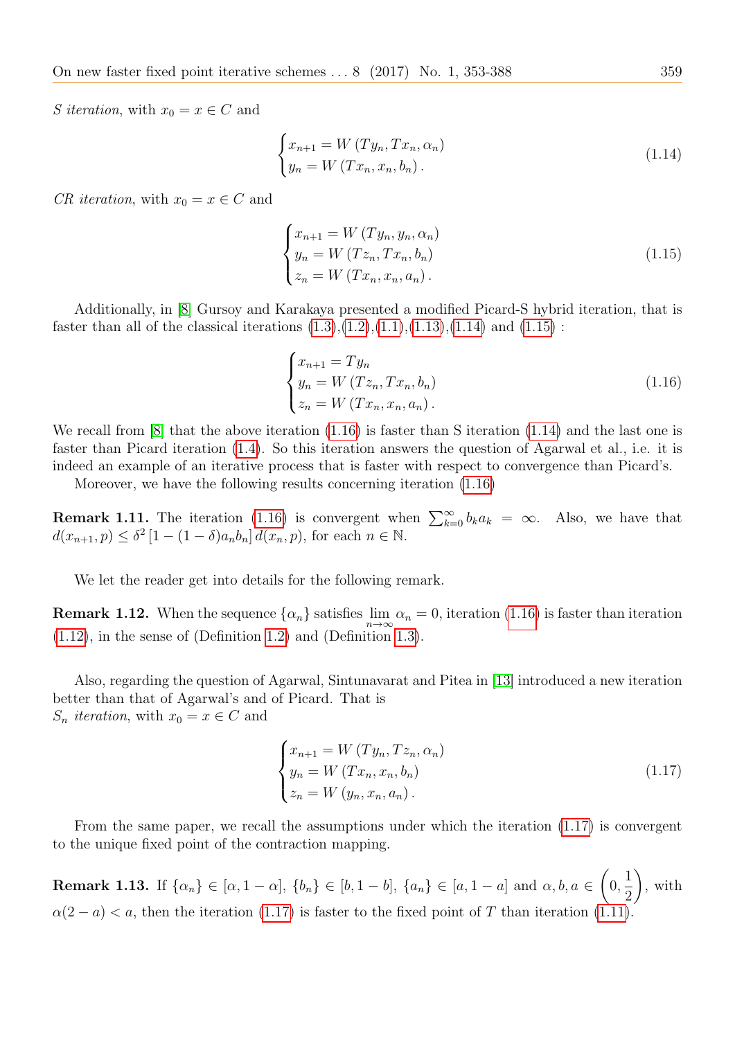*S iteration*, with $x_0 = x \in C$ and

$$\begin{cases} x_{n+1} = W\left(Ty_n, Tx_n, \alpha_n\right) \\ y_n = W\left(Tx_n, x_n, b_n\right). \end{cases} \tag{1.14}$$

*CR iteration*, with $x_0 = x \in C$ and

$$\begin{cases} x_{n+1} = W\left(Ty_n, y_n, \alpha_n\right) \\ y_n = W\left(Tz_n, Tx_n, b_n\right) \\ z_n = W\left(Tx_n, x_n, a_n\right). \end{cases} \tag{1.15}$$

Additionally, in [8] Gursoy and Karakaya presented a modified Picard-S hybrid iteration, that is faster than all of the classical iterations (1.3),(1.2),(1.1),(1.13),(1.14) and (1.15) :

$$\begin{cases} x_{n+1} = Ty_n \\ y_n = W\left(Tz_n, Tx_n, b_n\right) \\ z_n = W\left(Tx_n, x_n, a_n\right). \end{cases} \tag{1.16}$$

We recall from [8] that the above iteration (1.16) is faster than S iteration (1.14) and the last one is faster than Picard iteration (1.4). So this iteration answers the question of Agarwal et al., i.e. it is indeed an example of an iterative process that is faster with respect to convergence than Picard's.

Moreover, we have the following results concerning iteration (1.16)

**Remark 1.11.** The iteration (1.16) is convergent when $\sum_{k=0}^{\infty} b_k a_k = \infty$. Also, we have that $d(x_{n+1}, p) \leq \delta^2 \left[1 - (1-\delta) a_n b_n\right] d(x_n, p)$, for each $n \in \mathbb{N}$.

We let the reader get into details for the following remark.

**Remark 1.12.** When the sequence $\{\alpha_n\}$ satisfies $\lim\limits_{n \to \infty} \alpha_n = 0$, iteration (1.16) is faster than iteration (1.12), in the sense of (Definition 1.2) and (Definition 1.3).

Also, regarding the question of Agarwal, Sintunavarat and Pitea in [13] introduced a new iteration better than that of Agarwal's and of Picard. That is
*$S_n$ iteration*, with $x_0 = x \in C$ and

$$\begin{cases} x_{n+1} = W\left(Ty_n, Tz_n, \alpha_n\right) \\ y_n = W\left(Tx_n, x_n, b_n\right) \\ z_n = W\left(y_n, x_n, a_n\right). \end{cases} \tag{1.17}$$

From the same paper, we recall the assumptions under which the iteration (1.17) is convergent to the unique fixed point of the contraction mapping.

**Remark 1.13.** If $\{\alpha_n\} \in [\alpha, 1-\alpha]$, $\{b_n\} \in [b, 1-b]$, $\{a_n\} \in [a, 1-a]$ and $\alpha, b, a \in \left(0, \dfrac{1}{2}\right)$, with $\alpha(2-a) < a$, then the iteration (1.17) is faster to the fixed point of $T$ than iteration (1.11).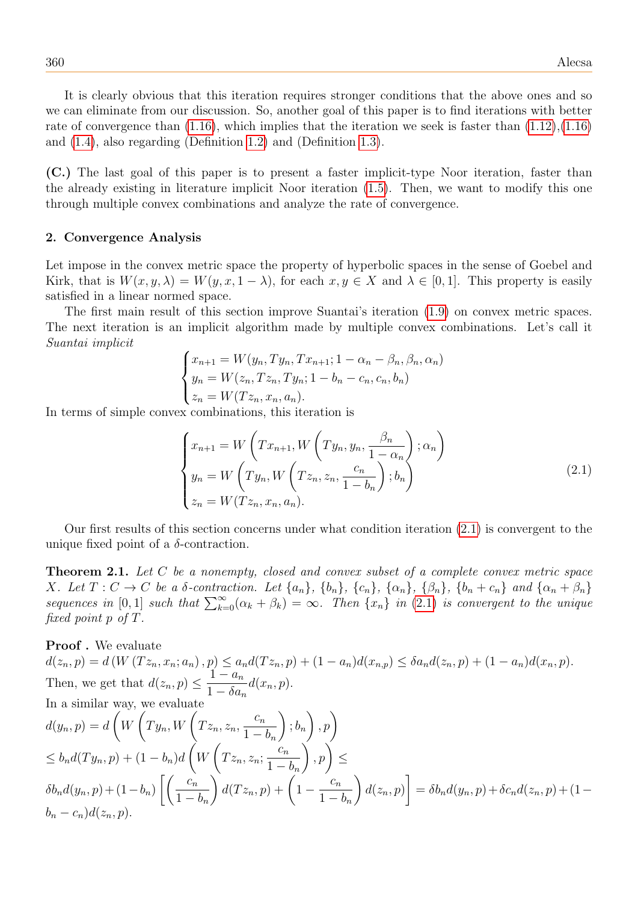It is clearly obvious that this iteration requires stronger conditions that the above ones and so we can eliminate from our discussion. So, another goal of this paper is to find iterations with better rate of convergence than (1.16), which implies that the iteration we seek is faster than (1.12),(1.16) and (1.4), also regarding (Definition 1.2) and (Definition 1.3).

**(C.)** The last goal of this paper is to present a faster implicit-type Noor iteration, faster than the already existing in literature implicit Noor iteration (1.5). Then, we want to modify this one through multiple convex combinations and analyze the rate of convergence.

## 2. Convergence Analysis

Let impose in the convex metric space the property of hyperbolic spaces in the sense of Goebel and Kirk, that is $W(x, y, \lambda) = W(y, x, 1-\lambda)$, for each $x, y \in X$ and $\lambda \in [0, 1]$. This property is easily satisfied in a linear normed space.

The first main result of this section improve Suantai's iteration (1.9) on convex metric spaces. The next iteration is an implicit algorithm made by multiple convex combinations. Let's call it *Suantai implicit*

$$\begin{cases} x_{n+1} = W(y_n, Ty_n, Tx_{n+1}; 1-\alpha_n-\beta_n, \beta_n, \alpha_n) \\ y_n = W(z_n, Tz_n, Ty_n; 1-b_n-c_n, c_n, b_n) \\ z_n = W(Tz_n, x_n, a_n). \end{cases}$$

In terms of simple convex combinations, this iteration is

$$\begin{cases} x_{n+1} = W\left(Tx_{n+1}, W\left(Ty_n, y_n, \dfrac{\beta_n}{1-\alpha_n}\right); \alpha_n\right) \\ y_n = W\left(Ty_n, W\left(Tz_n, z_n, \dfrac{c_n}{1-b_n}\right); b_n\right) \\ z_n = W(Tz_n, x_n, a_n). \end{cases} \tag{2.1}$$

Our first results of this section concerns under what condition iteration (2.1) is convergent to the unique fixed point of a $\delta$-contraction.

**Theorem 2.1.** *Let $C$ be a nonempty, closed and convex subset of a complete convex metric space $X$. Let $T : C \to C$ be a $\delta$-contraction. Let $\{a_n\}$, $\{b_n\}$, $\{c_n\}$, $\{\alpha_n\}$, $\{\beta_n\}$, $\{b_n + c_n\}$ and $\{\alpha_n + \beta_n\}$ sequences in $[0, 1]$ such that $\sum_{k=0}^{\infty}(\alpha_k + \beta_k) = \infty$. Then $\{x_n\}$ in (2.1) is convergent to the unique fixed point $p$ of $T$.*

**Proof .** We evaluate

$d(z_n, p) = d\left(W\left(Tz_n, x_n; a_n\right), p\right) \le a_n d(Tz_n, p) + (1-a_n) d(x_{n,p}) \le \delta a_n d(z_n, p) + (1-a_n) d(x_n, p)$.

Then, we get that $d(z_n, p) \le \dfrac{1-a_n}{1-\delta a_n} d(x_n, p)$.

In a similar way, we evaluate

$d(y_n, p) = d\left(W\left(Ty_n, W\left(Tz_n, z_n, \dfrac{c_n}{1-b_n}\right); b_n\right), p\right)$

$\le b_n d(Ty_n, p) + (1-b_n) d\left(W\left(Tz_n, z_n; \dfrac{c_n}{1-b_n}\right), p\right) \le$

$\delta b_n d(y_n, p) + (1-b_n)\left[\left(\dfrac{c_n}{1-b_n}\right) d(Tz_n, p) + \left(1 - \dfrac{c_n}{1-b_n}\right) d(z_n, p)\right] = \delta b_n d(y_n, p) + \delta c_n d(z_n, p) + (1 - b_n - c_n) d(z_n, p)$.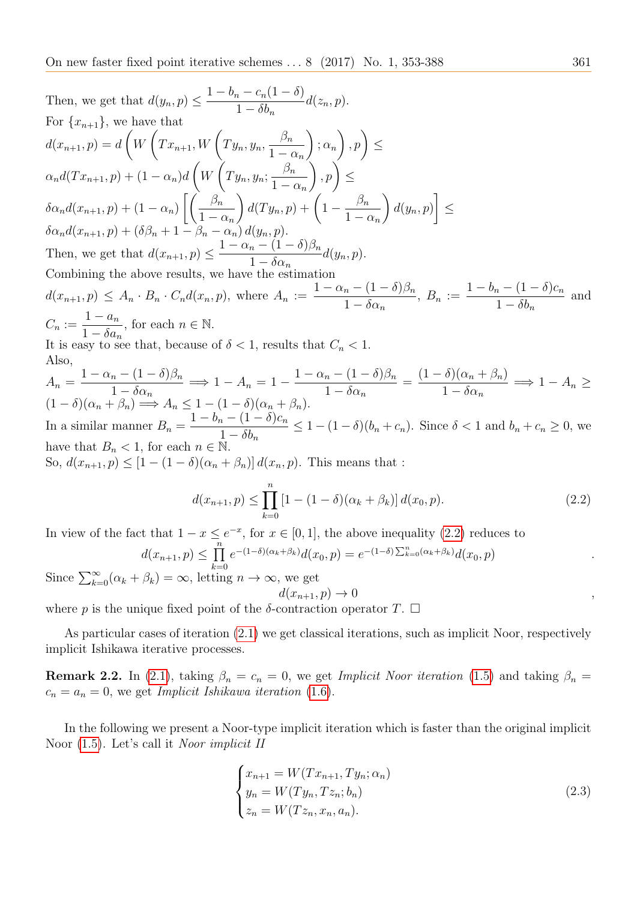Then, we get that $d(y_n, p) \leq \dfrac{1 - b_n - c_n(1-\delta)}{1 - \delta b_n} d(z_n, p)$.

For $\{x_{n+1}\}$, we have that

$d(x_{n+1}, p) = d\left(W\left(Tx_{n+1}, W\left(Ty_n, y_n, \dfrac{\beta_n}{1-\alpha_n}\right); \alpha_n\right), p\right) \leq$

$\alpha_n d(Tx_{n+1}, p) + (1-\alpha_n) d\left(W\left(Ty_n, y_n; \dfrac{\beta_n}{1-\alpha_n}\right), p\right) \leq$

$\delta \alpha_n d(x_{n+1}, p) + (1-\alpha_n)\left[\left(\dfrac{\beta_n}{1-\alpha_n}\right) d(Ty_n, p) + \left(1 - \dfrac{\beta_n}{1-\alpha_n}\right) d(y_n, p)\right] \leq$

$\delta \alpha_n d(x_{n+1}, p) + (\delta \beta_n + 1 - \beta_n - \alpha_n) d(y_n, p)$.

Then, we get that $d(x_{n+1}, p) \leq \dfrac{1 - \alpha_n - (1-\delta)\beta_n}{1 - \delta \alpha_n} d(y_n, p)$.

Combining the above results, we have the estimation

$d(x_{n+1}, p) \leq A_n \cdot B_n \cdot C_n d(x_n, p)$, where $A_n := \dfrac{1 - \alpha_n - (1-\delta)\beta_n}{1 - \delta \alpha_n}$, $B_n := \dfrac{1 - b_n - (1-\delta)c_n}{1 - \delta b_n}$ and $C_n := \dfrac{1 - a_n}{1 - \delta a_n}$, for each $n \in \mathbb{N}$.

It is easy to see that, because of $\delta < 1$, results that $C_n < 1$.

Also,

$A_n = \dfrac{1 - \alpha_n - (1-\delta)\beta_n}{1 - \delta \alpha_n} \Longrightarrow 1 - A_n = 1 - \dfrac{1 - \alpha_n - (1-\delta)\beta_n}{1 - \delta \alpha_n} = \dfrac{(1-\delta)(\alpha_n + \beta_n)}{1 - \delta \alpha_n} \Longrightarrow 1 - A_n \geq (1-\delta)(\alpha_n + \beta_n) \Longrightarrow A_n \leq 1 - (1-\delta)(\alpha_n + \beta_n)$.

In a similar manner $B_n = \dfrac{1 - b_n - (1-\delta)c_n}{1 - \delta b_n} \leq 1 - (1-\delta)(b_n + c_n)$. Since $\delta < 1$ and $b_n + c_n \geq 0$, we have that $B_n < 1$, for each $n \in \mathbb{N}$.

So, $d(x_{n+1}, p) \leq [1 - (1-\delta)(\alpha_n + \beta_n)] d(x_n, p)$. This means that :

$$d(x_{n+1}, p) \leq \prod_{k=0}^{n} [1 - (1-\delta)(\alpha_k + \beta_k)] d(x_0, p). \tag{2.2}$$

In view of the fact that $1 - x \leq e^{-x}$, for $x \in [0, 1]$, the above inequality (2.2) reduces to

$$d(x_{n+1}, p) \leq \prod_{k=0}^{n} e^{-(1-\delta)(\alpha_k + \beta_k)} d(x_0, p) = e^{-(1-\delta)\sum_{k=0}^{n}(\alpha_k + \beta_k)} d(x_0, p).$$

Since $\sum_{k=0}^{\infty}(\alpha_k + \beta_k) = \infty$, letting $n \to \infty$, we get

$$d(x_{n+1}, p) \to 0,$$

where $p$ is the unique fixed point of the $\delta$-contraction operator $T$. □

As particular cases of iteration (2.1) we get classical iterations, such as implicit Noor, respectively implicit Ishikawa iterative processes.

**Remark 2.2.** In (2.1), taking $\beta_n = c_n = 0$, we get *Implicit Noor iteration* (1.5) and taking $\beta_n = c_n = a_n = 0$, we get *Implicit Ishikawa iteration* (1.6).

In the following we present a Noor-type implicit iteration which is faster than the original implicit Noor (1.5). Let's call it *Noor implicit II*

$$\begin{cases} x_{n+1} = W(Tx_{n+1}, Ty_n; \alpha_n) \\ y_n = W(Ty_n, Tz_n; b_n) \\ z_n = W(Tz_n, x_n, a_n). \end{cases} \tag{2.3}$$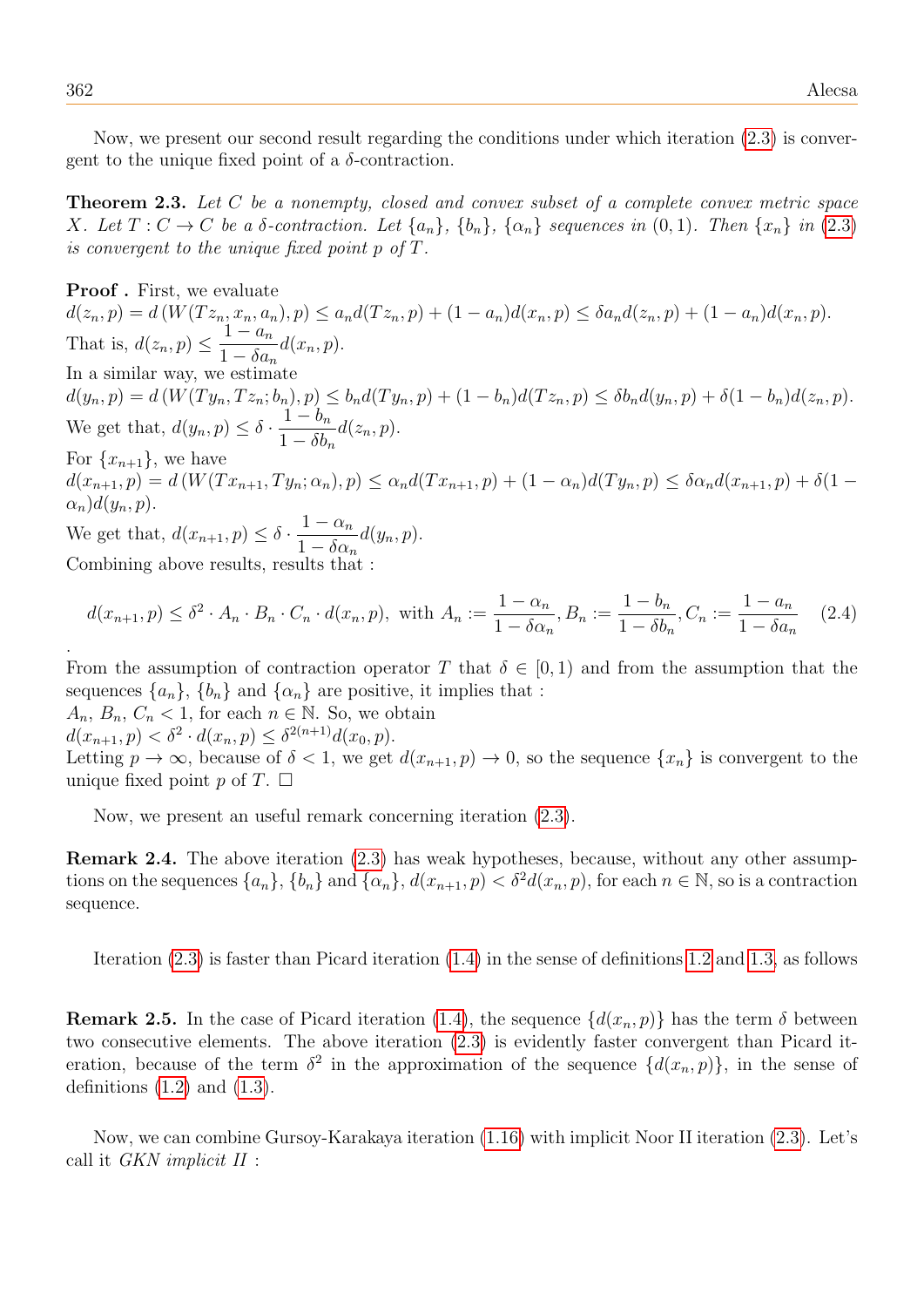Now, we present our second result regarding the conditions under which iteration (2.3) is convergent to the unique fixed point of a $\delta$-contraction.

**Theorem 2.3.** *Let $C$ be a nonempty, closed and convex subset of a complete convex metric space $X$. Let $T : C \to C$ be a $\delta$-contraction. Let $\{a_n\}$, $\{b_n\}$, $\{\alpha_n\}$ sequences in $(0, 1)$. Then $\{x_n\}$ in (2.3) is convergent to the unique fixed point $p$ of $T$.*

**Proof .** First, we evaluate
$d(z_n, p) = d\left(W(Tz_n, x_n, a_n), p\right) \le a_n d(Tz_n, p) + (1 - a_n)d(x_n, p) \le \delta a_n d(z_n, p) + (1 - a_n)d(x_n, p)$.
That is, $d(z_n, p) \le \dfrac{1 - a_n}{1 - \delta a_n} d(x_n, p)$.
In a similar way, we estimate
$d(y_n, p) = d\left(W(Ty_n, Tz_n; b_n), p\right) \le b_n d(Ty_n, p) + (1 - b_n)d(Tz_n, p) \le \delta b_n d(y_n, p) + \delta(1 - b_n)d(z_n, p)$.
We get that, $d(y_n, p) \le \delta \cdot \dfrac{1 - b_n}{1 - \delta b_n} d(z_n, p)$.
For $\{x_{n+1}\}$, we have
$d(x_{n+1}, p) = d\left(W(Tx_{n+1}, Ty_n; \alpha_n), p\right) \le \alpha_n d(Tx_{n+1}, p) + (1 - \alpha_n)d(Ty_n, p) \le \delta\alpha_n d(x_{n+1}, p) + \delta(1 - \alpha_n)d(y_n, p)$.
We get that, $d(x_{n+1}, p) \le \delta \cdot \dfrac{1 - \alpha_n}{1 - \delta\alpha_n} d(y_n, p)$.
Combining above results, results that :

$$d(x_{n+1}, p) \le \delta^2 \cdot A_n \cdot B_n \cdot C_n \cdot d(x_n, p), \text{ with } A_n := \frac{1 - \alpha_n}{1 - \delta\alpha_n}, B_n := \frac{1 - b_n}{1 - \delta b_n}, C_n := \frac{1 - a_n}{1 - \delta a_n} \tag{2.4}$$

.
From the assumption of contraction operator $T$ that $\delta \in [0, 1)$ and from the assumption that the sequences $\{a_n\}$, $\{b_n\}$ and $\{\alpha_n\}$ are positive, it implies that :
$A_n$, $B_n$, $C_n < 1$, for each $n \in \mathbb{N}$. So, we obtain
$d(x_{n+1}, p) < \delta^2 \cdot d(x_n, p) \le \delta^{2(n+1)} d(x_0, p)$.
Letting $p \to \infty$, because of $\delta < 1$, we get $d(x_{n+1}, p) \to 0$, so the sequence $\{x_n\}$ is convergent to the unique fixed point $p$ of $T$. $\square$

Now, we present an useful remark concerning iteration (2.3).

**Remark 2.4.** The above iteration (2.3) has weak hypotheses, because, without any other assumptions on the sequences $\{a_n\}$, $\{b_n\}$ and $\{\alpha_n\}$, $d(x_{n+1}, p) < \delta^2 d(x_n, p)$, for each $n \in \mathbb{N}$, so is a contraction sequence.

Iteration (2.3) is faster than Picard iteration (1.4) in the sense of definitions 1.2 and 1.3, as follows

**Remark 2.5.** In the case of Picard iteration (1.4), the sequence $\{d(x_n, p)\}$ has the term $\delta$ between two consecutive elements. The above iteration (2.3) is evidently faster convergent than Picard iteration, because of the term $\delta^2$ in the approximation of the sequence $\{d(x_n, p)\}$, in the sense of definitions (1.2) and (1.3).

Now, we can combine Gursoy-Karakaya iteration (1.16) with implicit Noor II iteration (2.3). Let's call it *GKN implicit II* :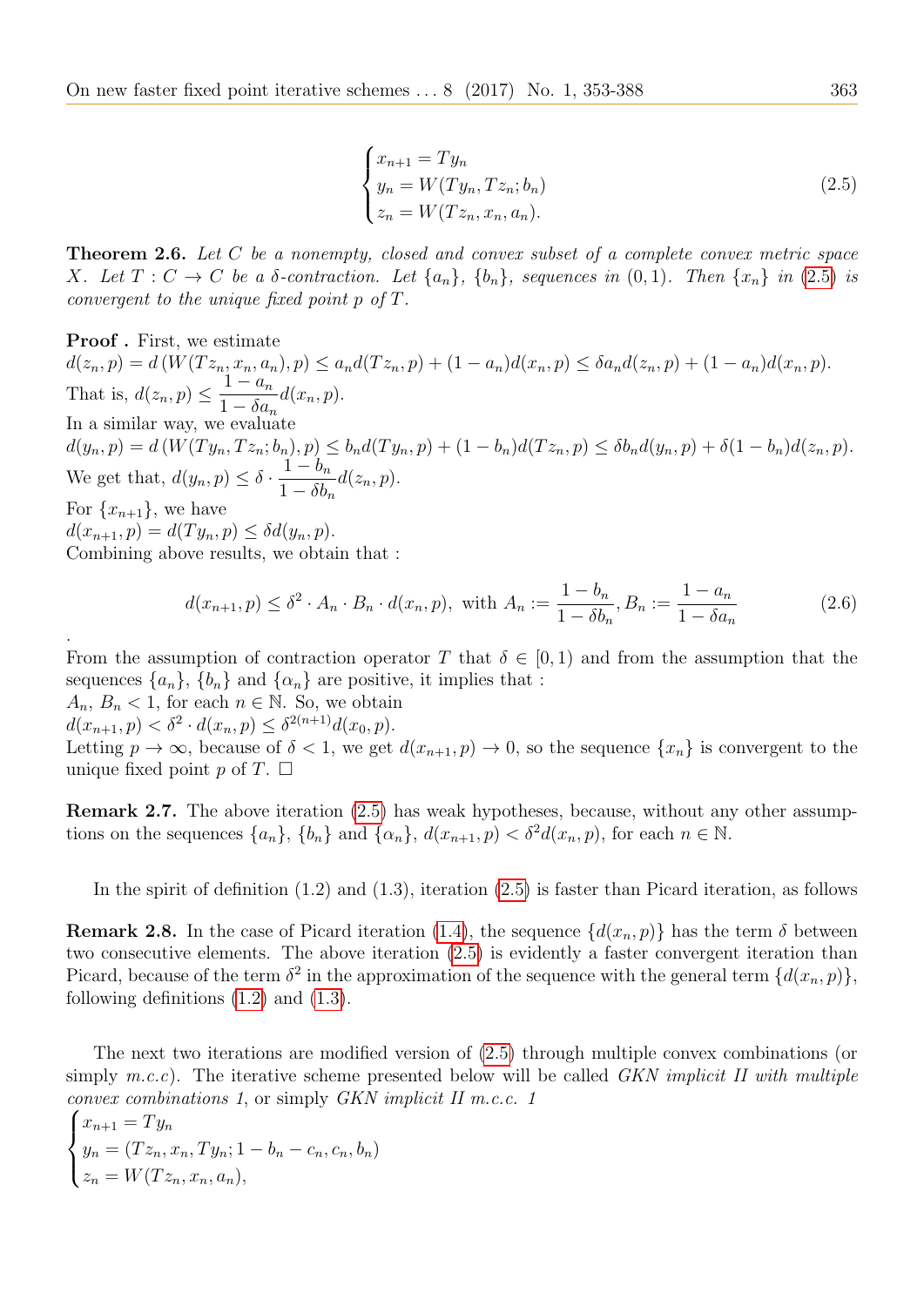$$
\begin{cases}
x_{n+1} = Ty_n \\
y_n = W(Ty_n, Tz_n; b_n) \\
z_n = W(Tz_n, x_n, a_n).
\end{cases}
\tag{2.5}
$$

**Theorem 2.6.** *Let $C$ be a nonempty, closed and convex subset of a complete convex metric space $X$. Let $T : C \to C$ be a $\delta$-contraction. Let $\{a_n\}$, $\{b_n\}$, sequences in $(0,1)$. Then $\{x_n\}$ in (2.5) is convergent to the unique fixed point $p$ of $T$.*

**Proof .** First, we estimate
$d(z_n, p) = d\left(W(Tz_n, x_n, a_n), p\right) \le a_n d(Tz_n, p) + (1 - a_n)d(x_n, p) \le \delta a_n d(z_n, p) + (1 - a_n)d(x_n, p)$.
That is, $d(z_n, p) \le \dfrac{1 - a_n}{1 - \delta a_n} d(x_n, p)$.
In a similar way, we evaluate
$d(y_n, p) = d\left(W(Ty_n, Tz_n; b_n), p\right) \le b_n d(Ty_n, p) + (1 - b_n)d(Tz_n, p) \le \delta b_n d(y_n, p) + \delta(1 - b_n)d(z_n, p)$.
We get that, $d(y_n, p) \le \delta \cdot \dfrac{1 - b_n}{1 - \delta b_n} d(z_n, p)$.
For $\{x_{n+1}\}$, we have
$d(x_{n+1}, p) = d(Ty_n, p) \le \delta d(y_n, p)$.
Combining above results, we obtain that :

$$
d(x_{n+1}, p) \le \delta^2 \cdot A_n \cdot B_n \cdot d(x_n, p), \text{ with } A_n := \frac{1 - b_n}{1 - \delta b_n}, B_n := \frac{1 - a_n}{1 - \delta a_n}
\tag{2.6}
$$

.
From the assumption of contraction operator $T$ that $\delta \in [0,1)$ and from the assumption that the sequences $\{a_n\}$, $\{b_n\}$ and $\{\alpha_n\}$ are positive, it implies that :
$A_n$, $B_n < 1$, for each $n \in \mathbb{N}$. So, we obtain
$d(x_{n+1}, p) < \delta^2 \cdot d(x_n, p) \le \delta^{2(n+1)} d(x_0, p)$.
Letting $p \to \infty$, because of $\delta < 1$, we get $d(x_{n+1}, p) \to 0$, so the sequence $\{x_n\}$ is convergent to the unique fixed point $p$ of $T$. $\square$

**Remark 2.7.** The above iteration (2.5) has weak hypotheses, because, without any other assumptions on the sequences $\{a_n\}$, $\{b_n\}$ and $\{\alpha_n\}$, $d(x_{n+1}, p) < \delta^2 d(x_n, p)$, for each $n \in \mathbb{N}$.

In the spirit of definition (1.2) and (1.3), iteration (2.5) is faster than Picard iteration, as follows

**Remark 2.8.** In the case of Picard iteration (1.4), the sequence $\{d(x_n, p)\}$ has the term $\delta$ between two consecutive elements. The above iteration (2.5) is evidently a faster convergent iteration than Picard, because of the term $\delta^2$ in the approximation of the sequence with the general term $\{d(x_n, p)\}$, following definitions (1.2) and (1.3).

The next two iterations are modified version of (2.5) through multiple convex combinations (or simply *m.c.c*). The iterative scheme presented below will be called *GKN implicit II with multiple convex combinations 1*, or simply *GKN implicit II m.c.c. 1*

$$
\begin{cases}
x_{n+1} = Ty_n \\
y_n = (Tz_n, x_n, Ty_n; 1 - b_n - c_n, c_n, b_n) \\
z_n = W(Tz_n, x_n, a_n),
\end{cases}
$$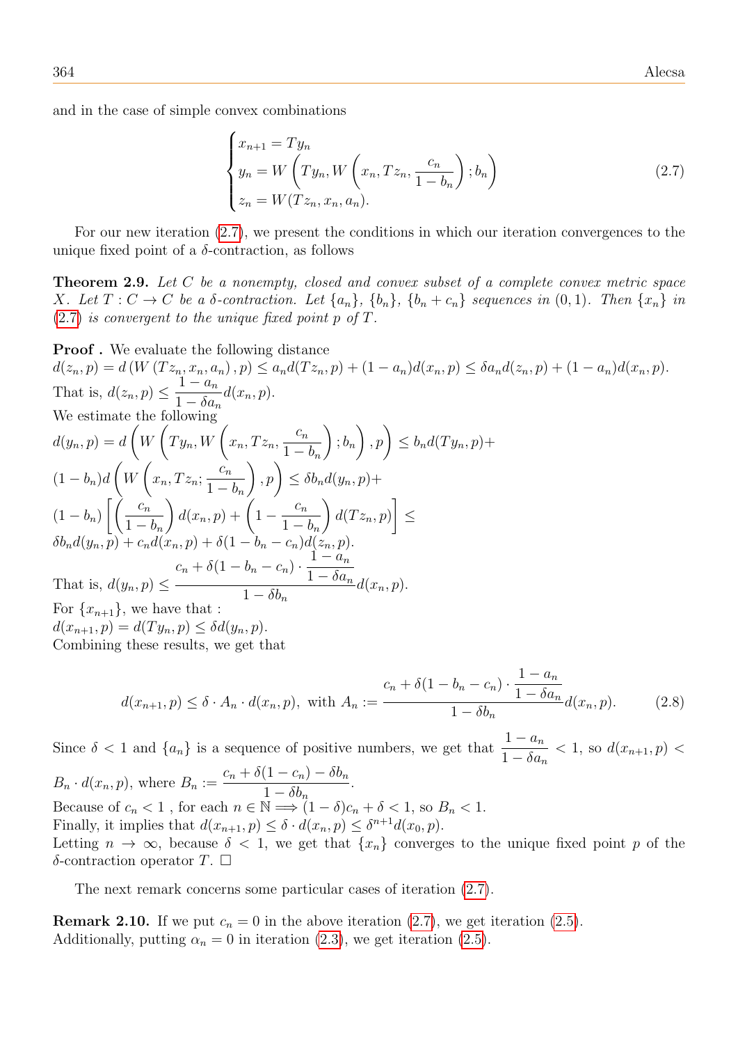and in the case of simple convex combinations

$$
\begin{cases}
x_{n+1} = Ty_n \\
y_n = W\left(Ty_n, W\left(x_n, Tz_n, \dfrac{c_n}{1-b_n}\right); b_n\right) \\
z_n = W(Tz_n, x_n, a_n).
\end{cases}
\tag{2.7}
$$

For our new iteration (2.7), we present the conditions in which our iteration convergences to the unique fixed point of a $\delta$-contraction, as follows

**Theorem 2.9.** *Let $C$ be a nonempty, closed and convex subset of a complete convex metric space $X$. Let $T : C \to C$ be a $\delta$-contraction. Let $\{a_n\}$, $\{b_n\}$, $\{b_n + c_n\}$ sequences in $(0,1)$. Then $\{x_n\}$ in (2.7) is convergent to the unique fixed point $p$ of $T$.*

**Proof .** We evaluate the following distance
$d(z_n, p) = d\left(W\left(Tz_n, x_n, a_n\right), p\right) \leq a_n d(Tz_n, p) + (1-a_n)d(x_n, p) \leq \delta a_n d(z_n, p) + (1-a_n)d(x_n, p)$.
That is, $d(z_n, p) \leq \dfrac{1-a_n}{1-\delta a_n} d(x_n, p)$.
We estimate the following
$d(y_n, p) = d\left(W\left(Ty_n, W\left(x_n, Tz_n, \dfrac{c_n}{1-b_n}\right); b_n\right), p\right) \leq b_n d(Ty_n, p) +$
$(1-b_n) d\left(W\left(x_n, Tz_n; \dfrac{c_n}{1-b_n}\right), p\right) \leq \delta b_n d(y_n, p) +$
$(1-b_n)\left[\left(\dfrac{c_n}{1-b_n}\right) d(x_n, p) + \left(1 - \dfrac{c_n}{1-b_n}\right) d(Tz_n, p)\right] \leq$
$\delta b_n d(y_n, p) + c_n d(x_n, p) + \delta(1-b_n-c_n) d(z_n, p)$.
That is, $d(y_n, p) \leq \dfrac{c_n + \delta(1-b_n-c_n) \cdot \dfrac{1-a_n}{1-\delta a_n}}{1-\delta b_n} d(x_n, p)$.
For $\{x_{n+1}\}$, we have that :
$d(x_{n+1}, p) = d(Ty_n, p) \leq \delta d(y_n, p)$.
Combining these results, we get that

$$
d(x_{n+1}, p) \leq \delta \cdot A_n \cdot d(x_n, p), \text{ with } A_n := \frac{c_n + \delta(1-b_n-c_n) \cdot \dfrac{1-a_n}{1-\delta a_n}}{1-\delta b_n} d(x_n, p).
\tag{2.8}
$$

Since $\delta < 1$ and $\{a_n\}$ is a sequence of positive numbers, we get that $\dfrac{1-a_n}{1-\delta a_n} < 1$, so $d(x_{n+1}, p) < B_n \cdot d(x_n, p)$, where $B_n := \dfrac{c_n + \delta(1-c_n) - \delta b_n}{1-\delta b_n}$.
Because of $c_n < 1$ , for each $n \in \mathbb{N} \Longrightarrow (1-\delta)c_n + \delta < 1$, so $B_n < 1$.
Finally, it implies that $d(x_{n+1}, p) \leq \delta \cdot d(x_n, p) \leq \delta^{n+1} d(x_0, p)$.
Letting $n \to \infty$, because $\delta < 1$, we get that $\{x_n\}$ converges to the unique fixed point $p$ of the $\delta$-contraction operator $T$. $\square$

The next remark concerns some particular cases of iteration (2.7).

**Remark 2.10.** If we put $c_n = 0$ in the above iteration (2.7), we get iteration (2.5).
Additionally, putting $\alpha_n = 0$ in iteration (2.3), we get iteration (2.5).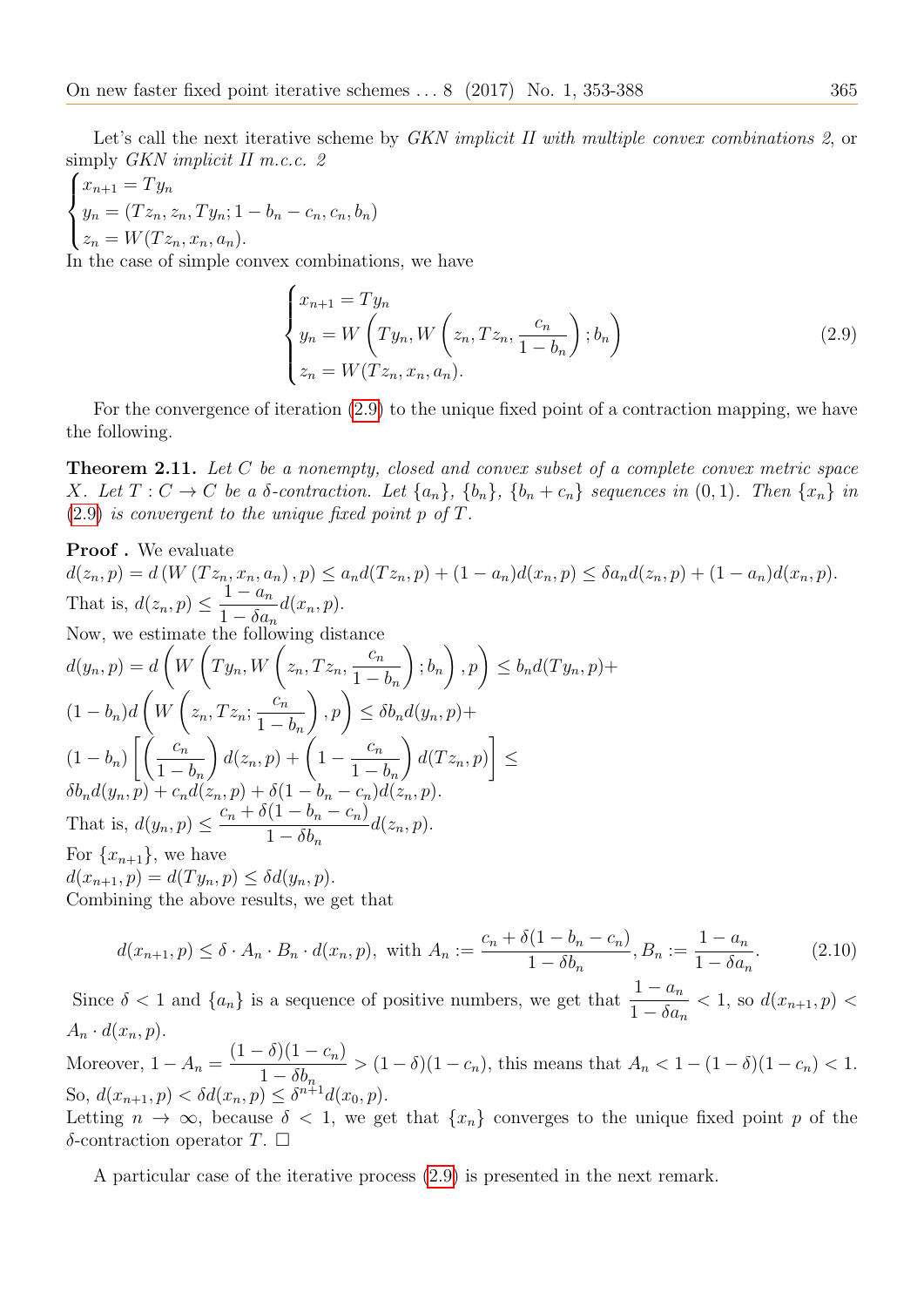Let's call the next iterative scheme by *GKN implicit II with multiple convex combinations 2*, or simply *GKN implicit II m.c.c. 2*

$$
\begin{cases}
x_{n+1} = Ty_n \\
y_n = (Tz_n, z_n, Ty_n; 1 - b_n - c_n, c_n, b_n) \\
z_n = W(Tz_n, x_n, a_n).
\end{cases}
$$

In the case of simple convex combinations, we have

$$
\begin{cases}
x_{n+1} = Ty_n \\
y_n = W\left(Ty_n, W\left(z_n, Tz_n, \dfrac{c_n}{1 - b_n}\right); b_n\right) \\
z_n = W(Tz_n, x_n, a_n).
\end{cases}
\tag{2.9}
$$

For the convergence of iteration (2.9) to the unique fixed point of a contraction mapping, we have the following.

**Theorem 2.11.** *Let $C$ be a nonempty, closed and convex subset of a complete convex metric space $X$. Let $T : C \to C$ be a $\delta$-contraction. Let $\{a_n\}$, $\{b_n\}$, $\{b_n + c_n\}$ sequences in $(0, 1)$. Then $\{x_n\}$ in (2.9) is convergent to the unique fixed point $p$ of $T$.*

**Proof .** We evaluate

$d(z_n, p) = d\left(W\left(Tz_n, x_n, a_n\right), p\right) \leq a_n d(Tz_n, p) + (1 - a_n) d(x_n, p) \leq \delta a_n d(z_n, p) + (1 - a_n) d(x_n, p)$.

That is, $d(z_n, p) \leq \dfrac{1 - a_n}{1 - \delta a_n} d(x_n, p)$.

Now, we estimate the following distance

$d(y_n, p) = d\left(W\left(Ty_n, W\left(z_n, Tz_n, \dfrac{c_n}{1 - b_n}\right); b_n\right), p\right) \leq b_n d(Ty_n, p) +$
$(1 - b_n) d\left(W\left(z_n, Tz_n; \dfrac{c_n}{1 - b_n}\right), p\right) \leq \delta b_n d(y_n, p) +$
$(1 - b_n)\left[\left(\dfrac{c_n}{1 - b_n}\right) d(z_n, p) + \left(1 - \dfrac{c_n}{1 - b_n}\right) d(Tz_n, p)\right] \leq$
$\delta b_n d(y_n, p) + c_n d(z_n, p) + \delta(1 - b_n - c_n) d(z_n, p)$.

That is, $d(y_n, p) \leq \dfrac{c_n + \delta(1 - b_n - c_n)}{1 - \delta b_n} d(z_n, p)$.

For $\{x_{n+1}\}$, we have

$d(x_{n+1}, p) = d(Ty_n, p) \leq \delta d(y_n, p)$.

Combining the above results, we get that

$$
d(x_{n+1}, p) \leq \delta \cdot A_n \cdot B_n \cdot d(x_n, p), \text{ with } A_n := \frac{c_n + \delta(1 - b_n - c_n)}{1 - \delta b_n}, B_n := \frac{1 - a_n}{1 - \delta a_n}. \tag{2.10}
$$

Since $\delta < 1$ and $\{a_n\}$ is a sequence of positive numbers, we get that $\dfrac{1 - a_n}{1 - \delta a_n} < 1$, so $d(x_{n+1}, p) < A_n \cdot d(x_n, p)$.

Moreover, $1 - A_n = \dfrac{(1 - \delta)(1 - c_n)}{1 - \delta b_n} > (1 - \delta)(1 - c_n)$, this means that $A_n < 1 - (1 - \delta)(1 - c_n) < 1$.

So, $d(x_{n+1}, p) < \delta d(x_n, p) \leq \delta^{n+1} d(x_0, p)$.

Letting $n \to \infty$, because $\delta < 1$, we get that $\{x_n\}$ converges to the unique fixed point $p$ of the $\delta$-contraction operator $T$. $\square$

A particular case of the iterative process (2.9) is presented in the next remark.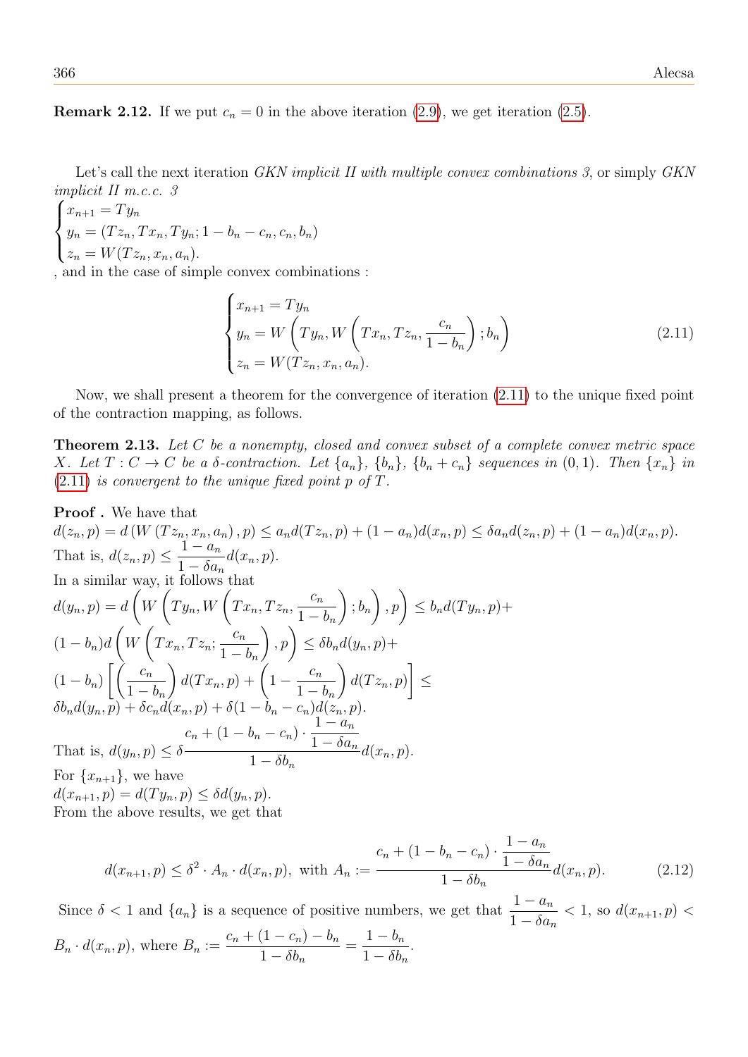**Remark 2.12.** If we put $c_n = 0$ in the above iteration (2.9), we get iteration (2.5).

Let's call the next iteration *GKN implicit II with multiple convex combinations 3*, or simply *GKN implicit II m.c.c. 3*

$$\begin{cases} x_{n+1} = Ty_n \\ y_n = (Tz_n, Tx_n, Ty_n; 1-b_n-c_n, c_n, b_n) \\ z_n = W(Tz_n, x_n, a_n). \end{cases}$$

, and in the case of simple convex combinations :

$$\begin{cases} x_{n+1} = Ty_n \\ y_n = W\left(Ty_n, W\left(Tx_n, Tz_n, \dfrac{c_n}{1-b_n}\right); b_n\right) \\ z_n = W(Tz_n, x_n, a_n). \end{cases} \tag{2.11}$$

Now, we shall present a theorem for the convergence of iteration (2.11) to the unique fixed point of the contraction mapping, as follows.

**Theorem 2.13.** *Let $C$ be a nonempty, closed and convex subset of a complete convex metric space $X$. Let $T : C \to C$ be a $\delta$-contraction. Let $\{a_n\}$, $\{b_n\}$, $\{b_n + c_n\}$ sequences in $(0, 1)$. Then $\{x_n\}$ in (2.11) is convergent to the unique fixed point $p$ of $T$.*

**Proof .** We have that

$d(z_n, p) = d\left(W\left(Tz_n, x_n, a_n\right), p\right) \le a_n d(Tz_n, p) + (1-a_n)d(x_n, p) \le \delta a_n d(z_n, p) + (1-a_n)d(x_n, p)$.

That is, $d(z_n, p) \le \dfrac{1-a_n}{1-\delta a_n} d(x_n, p)$.

In a similar way, it follows that

$d(y_n, p) = d\left(W\left(Ty_n, W\left(Tx_n, Tz_n, \dfrac{c_n}{1-b_n}\right); b_n\right), p\right) \le b_n d(Ty_n, p) +$
$(1-b_n) d\left(W\left(Tx_n, Tz_n; \dfrac{c_n}{1-b_n}\right), p\right) \le \delta b_n d(y_n, p) +$
$(1-b_n)\left[\left(\dfrac{c_n}{1-b_n}\right) d(Tx_n, p) + \left(1 - \dfrac{c_n}{1-b_n}\right) d(Tz_n, p)\right] \le$
$\delta b_n d(y_n, p) + \delta c_n d(x_n, p) + \delta(1-b_n-c_n) d(z_n, p)$.

That is, $d(y_n, p) \le \delta \dfrac{c_n + (1-b_n-c_n) \cdot \dfrac{1-a_n}{1-\delta a_n}}{1-\delta b_n} d(x_n, p)$.

For $\{x_{n+1}\}$, we have

$d(x_{n+1}, p) = d(Ty_n, p) \le \delta d(y_n, p)$.

From the above results, we get that

$$d(x_{n+1}, p) \le \delta^2 \cdot A_n \cdot d(x_n, p), \text{ with } A_n := \frac{c_n + (1-b_n-c_n) \cdot \dfrac{1-a_n}{1-\delta a_n}}{1-\delta b_n} d(x_n, p). \tag{2.12}$$

Since $\delta < 1$ and $\{a_n\}$ is a sequence of positive numbers, we get that $\dfrac{1-a_n}{1-\delta a_n} < 1$, so $d(x_{n+1}, p) < B_n \cdot d(x_n, p)$, where $B_n := \dfrac{c_n + (1-c_n) - b_n}{1-\delta b_n} = \dfrac{1-b_n}{1-\delta b_n}$.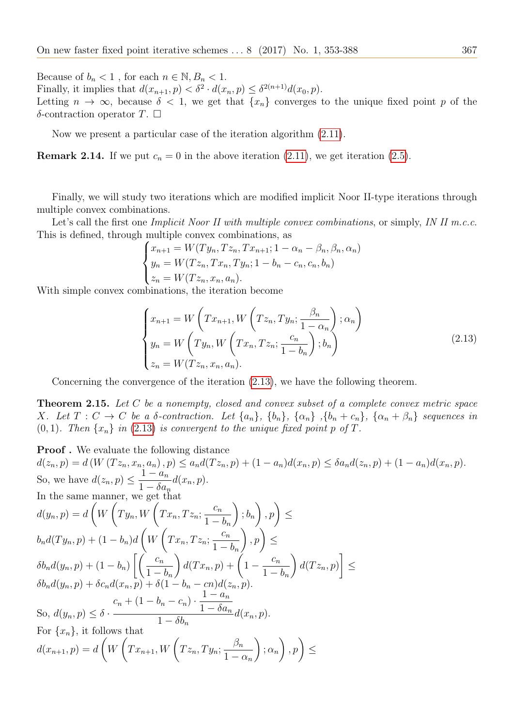Because of $b_n < 1$ , for each $n \in \mathbb{N}, B_n < 1$.
Finally, it implies that $d(x_{n+1}, p) < \delta^2 \cdot d(x_n, p) \leq \delta^{2(n+1)} d(x_0, p)$.
Letting $n \to \infty$, because $\delta < 1$, we get that $\{x_n\}$ converges to the unique fixed point $p$ of the $\delta$-contraction operator $T$. $\square$

Now we present a particular case of the iteration algorithm (2.11).

**Remark 2.14.** If we put $c_n = 0$ in the above iteration (2.11), we get iteration (2.5).

Finally, we will study two iterations which are modified implicit Noor II-type iterations through multiple convex combinations.

Let's call the first one *Implicit Noor II with multiple convex combinations*, or simply, *IN II m.c.c.* This is defined, through multiple convex combinations, as

$$\begin{cases} x_{n+1} = W(Ty_n, Tz_n, Tx_{n+1}; 1 - \alpha_n - \beta_n, \beta_n, \alpha_n) \\ y_n = W(Tz_n, Tx_n, Ty_n; 1 - b_n - c_n, c_n, b_n) \\ z_n = W(Tz_n, x_n, a_n). \end{cases}$$

With simple convex combinations, the iteration become

$$\begin{cases} x_{n+1} = W\left(Tx_{n+1}, W\left(Tz_n, Ty_n; \dfrac{\beta_n}{1 - \alpha_n}\right); \alpha_n\right) \\ y_n = W\left(Ty_n, W\left(Tx_n, Tz_n; \dfrac{c_n}{1 - b_n}\right); b_n\right) \\ z_n = W(Tz_n, x_n, a_n). \end{cases} \tag{2.13}$$

Concerning the convergence of the iteration (2.13), we have the following theorem.

**Theorem 2.15.** *Let $C$ be a nonempty, closed and convex subset of a complete convex metric space $X$. Let $T : C \to C$ be a $\delta$-contraction. Let $\{a_n\}$, $\{b_n\}$, $\{\alpha_n\}$ ,$\{b_n + c_n\}$, $\{\alpha_n + \beta_n\}$ sequences in $(0, 1)$. Then $\{x_n\}$ in (2.13) is convergent to the unique fixed point $p$ of $T$.*

**Proof .** We evaluate the following distance
$d(z_n, p) = d\left(W\left(Tz_n, x_n, a_n\right), p\right) \leq a_n d(Tz_n, p) + (1 - a_n)d(x_n, p) \leq \delta a_n d(z_n, p) + (1 - a_n)d(x_n, p)$.
So, we have $d(z_n, p) \leq \dfrac{1 - a_n}{1 - \delta a_n} d(x_n, p)$.
In the same manner, we get that

$$d(y_n, p) = d\left(W\left(Ty_n, W\left(Tx_n, Tz_n; \frac{c_n}{1 - b_n}\right); b_n\right), p\right) \leq$$
$$b_n d(Ty_n, p) + (1 - b_n) d\left(W\left(Tx_n, Tz_n; \frac{c_n}{1 - b_n}\right), p\right) \leq$$
$$\delta b_n d(y_n, p) + (1 - b_n)\left[\left(\frac{c_n}{1 - b_n}\right) d(Tx_n, p) + \left(1 - \frac{c_n}{1 - b_n}\right) d(Tz_n, p)\right] \leq$$
$$\delta b_n d(y_n, p) + \delta c_n d(x_n, p) + \delta(1 - b_n - cn) d(z_n, p).$$

So, $d(y_n, p) \leq \delta \cdot \dfrac{c_n + (1 - b_n - c_n) \cdot \dfrac{1 - a_n}{1 - \delta a_n}}{1 - \delta b_n} d(x_n, p)$.
For $\{x_n\}$, it follows that

$$d(x_{n+1}, p) = d\left(W\left(Tx_{n+1}, W\left(Tz_n, Ty_n; \frac{\beta_n}{1 - \alpha_n}\right); \alpha_n\right), p\right) \leq$$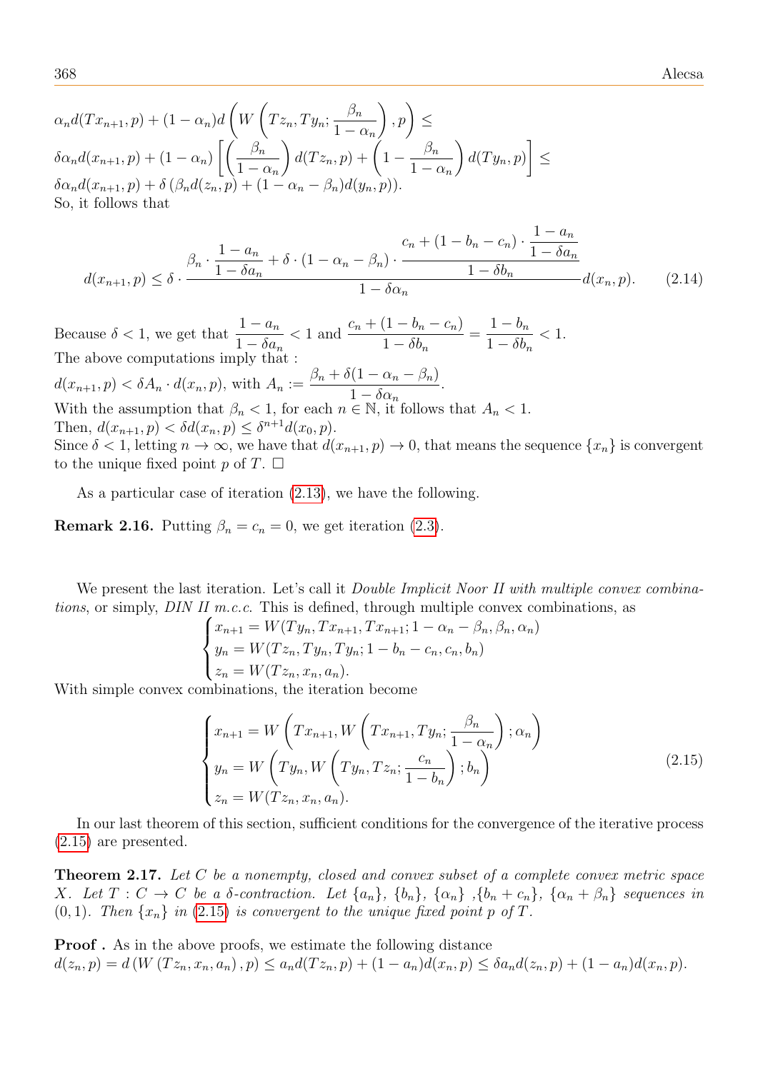$\alpha_n d(Tx_{n+1}, p) + (1-\alpha_n) d\left(W\left(Tz_n, Ty_n; \dfrac{\beta_n}{1-\alpha_n}\right), p\right) \leq$
$\delta \alpha_n d(x_{n+1}, p) + (1-\alpha_n)\left[\left(\dfrac{\beta_n}{1-\alpha_n}\right) d(Tz_n, p) + \left(1 - \dfrac{\beta_n}{1-\alpha_n}\right) d(Ty_n, p)\right] \leq$
$\delta \alpha_n d(x_{n+1}, p) + \delta\left(\beta_n d(z_n, p) + (1-\alpha_n-\beta_n) d(y_n, p)\right)$.
So, it follows that

$$d(x_{n+1}, p) \leq \delta \cdot \frac{\beta_n \cdot \dfrac{1-a_n}{1-\delta a_n} + \delta \cdot (1-\alpha_n-\beta_n) \cdot \dfrac{c_n + (1-b_n-c_n)\cdot \dfrac{1-a_n}{1-\delta a_n}}{1-\delta b_n}}{1-\delta \alpha_n} d(x_n, p). \tag{2.14}$$

Because $\delta < 1$, we get that $\dfrac{1-a_n}{1-\delta a_n} < 1$ and $\dfrac{c_n + (1-b_n-c_n)}{1-\delta b_n} = \dfrac{1-b_n}{1-\delta b_n} < 1$.
The above computations imply that :
$d(x_{n+1}, p) < \delta A_n \cdot d(x_n, p)$, with $A_n := \dfrac{\beta_n + \delta(1-\alpha_n-\beta_n)}{1-\delta\alpha_n}$.
With the assumption that $\beta_n < 1$, for each $n \in \mathbb{N}$, it follows that $A_n < 1$.
Then, $d(x_{n+1}, p) < \delta d(x_n, p) \leq \delta^{n+1} d(x_0, p)$.
Since $\delta < 1$, letting $n \to \infty$, we have that $d(x_{n+1}, p) \to 0$, that means the sequence $\{x_n\}$ is convergent to the unique fixed point $p$ of $T$. □

As a particular case of iteration (2.13), we have the following.

**Remark 2.16.** Putting $\beta_n = c_n = 0$, we get iteration (2.3).

We present the last iteration. Let's call it *Double Implicit Noor II with multiple convex combinations*, or simply, *DIN II m.c.c.* This is defined, through multiple convex combinations, as

$$\begin{cases} x_{n+1} = W(Ty_n, Tx_{n+1}, Tx_{n+1}; 1-\alpha_n-\beta_n, \beta_n, \alpha_n) \\ y_n = W(Tz_n, Ty_n, Ty_n; 1-b_n-c_n, c_n, b_n) \\ z_n = W(Tz_n, x_n, a_n). \end{cases}$$

With simple convex combinations, the iteration become

$$\begin{cases} x_{n+1} = W\left(Tx_{n+1}, W\left(Tx_{n+1}, Ty_n; \dfrac{\beta_n}{1-\alpha_n}\right); \alpha_n\right) \\ y_n = W\left(Ty_n, W\left(Ty_n, Tz_n; \dfrac{c_n}{1-b_n}\right); b_n\right) \\ z_n = W(Tz_n, x_n, a_n). \end{cases} \tag{2.15}$$

In our last theorem of this section, sufficient conditions for the convergence of the iterative process (2.15) are presented.

**Theorem 2.17.** *Let $C$ be a nonempty, closed and convex subset of a complete convex metric space $X$. Let $T : C \to C$ be a $\delta$-contraction. Let $\{a_n\}$, $\{b_n\}$, $\{\alpha_n\}$ ,$\{b_n + c_n\}$, $\{\alpha_n + \beta_n\}$ sequences in $(0, 1)$. Then $\{x_n\}$ in (2.15) is convergent to the unique fixed point $p$ of $T$.*

**Proof .** As in the above proofs, we estimate the following distance
$d(z_n, p) = d\left(W\left(Tz_n, x_n, a_n\right), p\right) \leq a_n d(Tz_n, p) + (1-a_n) d(x_n, p) \leq \delta a_n d(z_n, p) + (1-a_n) d(x_n, p)$.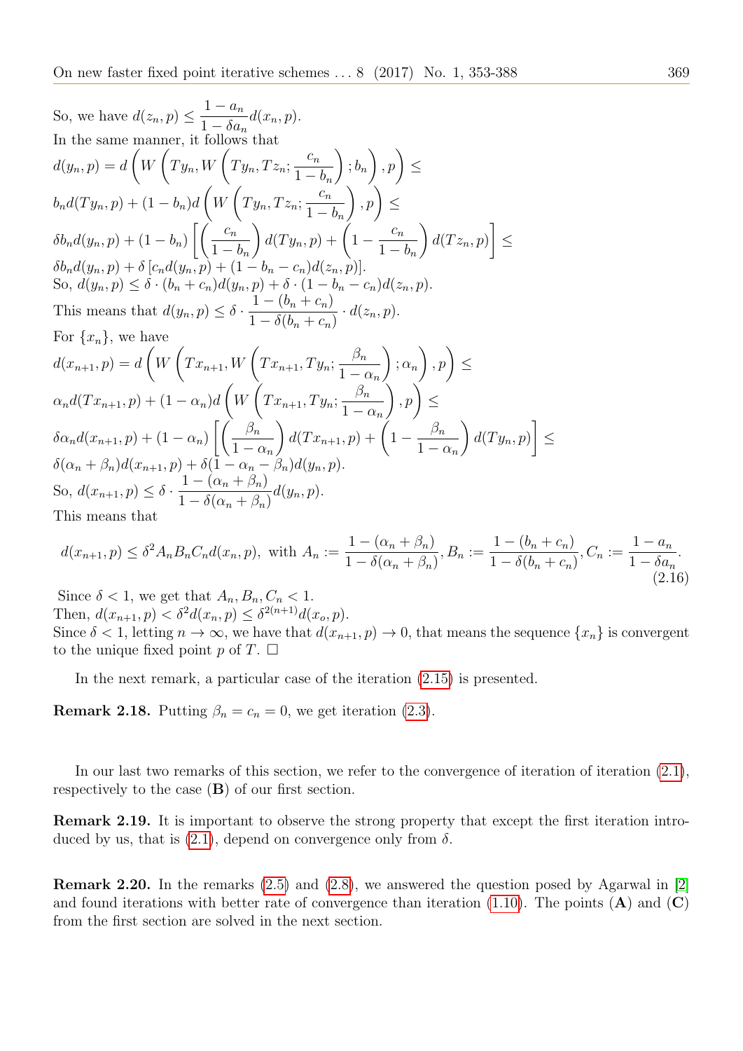So, we have $d(z_n, p) \leq \dfrac{1-a_n}{1-\delta a_n} d(x_n, p)$.
In the same manner, it follows that

$d(y_n, p) = d\left(W\left(Ty_n, W\left(Ty_n, Tz_n; \dfrac{c_n}{1-b_n}\right); b_n\right), p\right) \leq$

$b_n d(Ty_n, p) + (1-b_n) d\left(W\left(Ty_n, Tz_n; \dfrac{c_n}{1-b_n}\right), p\right) \leq$

$\delta b_n d(y_n, p) + (1-b_n)\left[\left(\dfrac{c_n}{1-b_n}\right) d(Ty_n, p) + \left(1 - \dfrac{c_n}{1-b_n}\right) d(Tz_n, p)\right] \leq$

$\delta b_n d(y_n, p) + \delta \left[c_n d(y_n, p) + (1-b_n-c_n) d(z_n, p)\right]$.

So, $d(y_n, p) \leq \delta \cdot (b_n + c_n) d(y_n, p) + \delta \cdot (1 - b_n - c_n) d(z_n, p)$.

This means that $d(y_n, p) \leq \delta \cdot \dfrac{1-(b_n+c_n)}{1-\delta(b_n+c_n)} \cdot d(z_n, p)$.

For $\{x_n\}$, we have

$d(x_{n+1}, p) = d\left(W\left(Tx_{n+1}, W\left(Tx_{n+1}, Ty_n; \dfrac{\beta_n}{1-\alpha_n}\right); \alpha_n\right), p\right) \leq$

$\alpha_n d(Tx_{n+1}, p) + (1-\alpha_n) d\left(W\left(Tx_{n+1}, Ty_n; \dfrac{\beta_n}{1-\alpha_n}\right), p\right) \leq$

$\delta \alpha_n d(x_{n+1}, p) + (1-\alpha_n)\left[\left(\dfrac{\beta_n}{1-\alpha_n}\right) d(Tx_{n+1}, p) + \left(1 - \dfrac{\beta_n}{1-\alpha_n}\right) d(Ty_n, p)\right] \leq$

$\delta(\alpha_n + \beta_n) d(x_{n+1}, p) + \delta(1 - \alpha_n - \beta_n) d(y_n, p)$.

So, $d(x_{n+1}, p) \leq \delta \cdot \dfrac{1-(\alpha_n+\beta_n)}{1-\delta(\alpha_n+\beta_n)} d(y_n, p)$.

This means that

$$d(x_{n+1}, p) \leq \delta^2 A_n B_n C_n d(x_n, p), \text{ with } A_n := \frac{1-(\alpha_n+\beta_n)}{1-\delta(\alpha_n+\beta_n)}, B_n := \frac{1-(b_n+c_n)}{1-\delta(b_n+c_n)}, C_n := \frac{1-a_n}{1-\delta a_n}. \tag{2.16}$$

Since $\delta < 1$, we get that $A_n, B_n, C_n < 1$.
Then, $d(x_{n+1}, p) < \delta^2 d(x_n, p) \leq \delta^{2(n+1)} d(x_o, p)$.
Since $\delta < 1$, letting $n \to \infty$, we have that $d(x_{n+1}, p) \to 0$, that means the sequence $\{x_n\}$ is convergent to the unique fixed point $p$ of $T$. $\square$

In the next remark, a particular case of the iteration (2.15) is presented.

**Remark 2.18.** Putting $\beta_n = c_n = 0$, we get iteration (2.3).

In our last two remarks of this section, we refer to the convergence of iteration of iteration (2.1), respectively to the case (**B**) of our first section.

**Remark 2.19.** It is important to observe the strong property that except the first iteration introduced by us, that is (2.1), depend on convergence only from $\delta$.

**Remark 2.20.** In the remarks (2.5) and (2.8), we answered the question posed by Agarwal in [2] and found iterations with better rate of convergence than iteration (1.10). The points (**A**) and (**C**) from the first section are solved in the next section.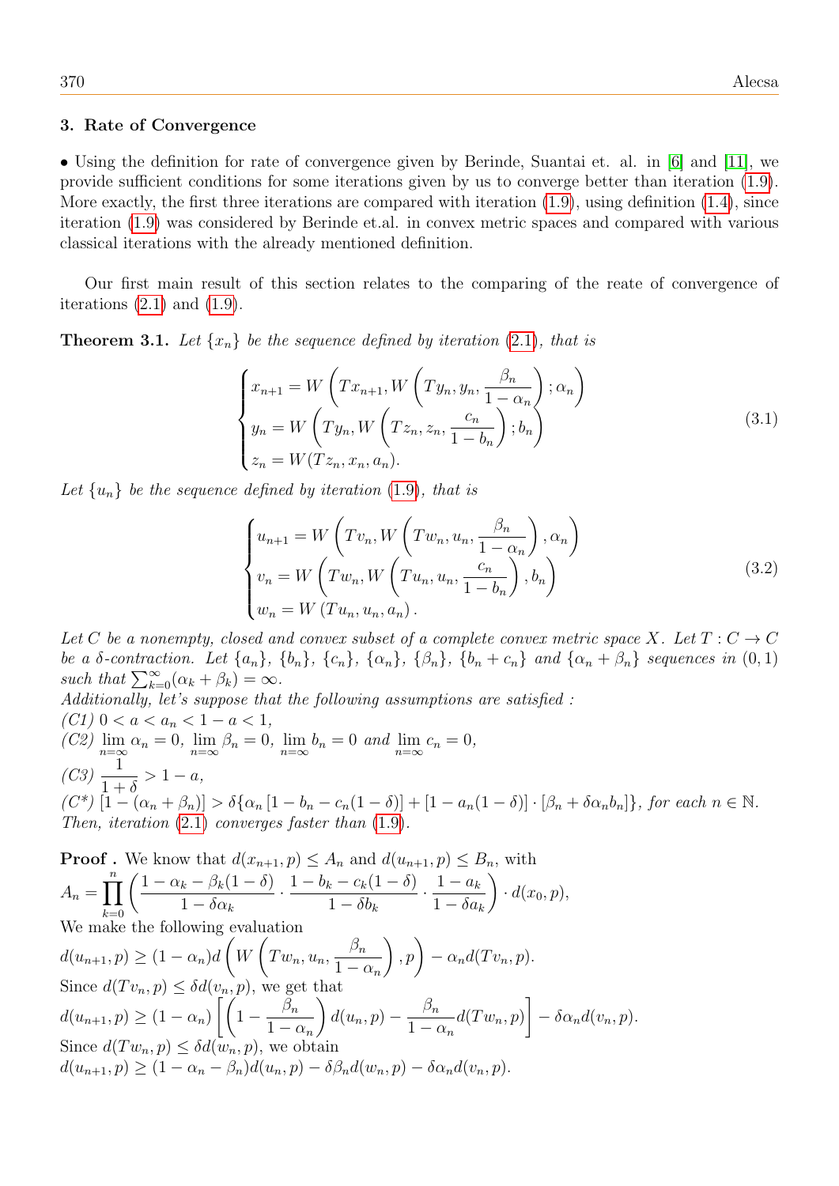### 3. Rate of Convergence

• Using the definition for rate of convergence given by Berinde, Suantai et. al. in [6] and [11], we provide sufficient conditions for some iterations given by us to converge better than iteration (1.9). More exactly, the first three iterations are compared with iteration (1.9), using definition (1.4), since iteration (1.9) was considered by Berinde et.al. in convex metric spaces and compared with various classical iterations with the already mentioned definition.

Our first main result of this section relates to the comparing of the reate of convergence of iterations (2.1) and (1.9).

**Theorem 3.1.** *Let $\{x_n\}$ be the sequence defined by iteration (2.1), that is*

$$\begin{cases} x_{n+1} = W\left(Tx_{n+1}, W\left(Ty_n, y_n, \dfrac{\beta_n}{1-\alpha_n}\right); \alpha_n\right) \\ y_n = W\left(Ty_n, W\left(Tz_n, z_n, \dfrac{c_n}{1-b_n}\right); b_n\right) \\ z_n = W(Tz_n, x_n, a_n). \end{cases} \tag{3.1}$$

*Let $\{u_n\}$ be the sequence defined by iteration (1.9), that is*

$$\begin{cases} u_{n+1} = W\left(Tv_n, W\left(Tw_n, u_n, \dfrac{\beta_n}{1-\alpha_n}\right), \alpha_n\right) \\ v_n = W\left(Tw_n, W\left(Tu_n, u_n, \dfrac{c_n}{1-b_n}\right), b_n\right) \\ w_n = W\left(Tu_n, u_n, a_n\right). \end{cases} \tag{3.2}$$

*Let $C$ be a nonempty, closed and convex subset of a complete convex metric space $X$. Let $T : C \to C$ be a $\delta$-contraction. Let $\{a_n\}$, $\{b_n\}$, $\{c_n\}$, $\{\alpha_n\}$, $\{\beta_n\}$, $\{b_n + c_n\}$ and $\{\alpha_n + \beta_n\}$ sequences in $(0, 1)$ such that $\sum_{k=0}^{\infty}(\alpha_k + \beta_k) = \infty$.*
*Additionally, let's suppose that the following assumptions are satisfied :*
*(C1) $0 < a < a_n < 1 - a < 1$,*
*(C2) $\lim\limits_{n=\infty} \alpha_n = 0$, $\lim\limits_{n=\infty} \beta_n = 0$, $\lim\limits_{n=\infty} b_n = 0$ and $\lim\limits_{n=\infty} c_n = 0$,*
*(C3) $\dfrac{1}{1+\delta} > 1 - a$,*
*(C\*) $[1 - (\alpha_n + \beta_n)] > \delta\{\alpha_n [1 - b_n - c_n(1-\delta)] + [1 - a_n(1-\delta)] \cdot [\beta_n + \delta\alpha_n b_n]\}$, for each $n \in \mathbb{N}$.*
*Then, iteration (2.1) converges faster than (1.9).*

**Proof .** We know that $d(x_{n+1}, p) \le A_n$ and $d(u_{n+1}, p) \le B_n$, with
$A_n = \prod\limits_{k=0}^{n} \left( \dfrac{1 - \alpha_k - \beta_k(1-\delta)}{1 - \delta\alpha_k} \cdot \dfrac{1 - b_k - c_k(1-\delta)}{1 - \delta b_k} \cdot \dfrac{1 - a_k}{1 - \delta a_k} \right) \cdot d(x_0, p)$,
We make the following evaluation
$d(u_{n+1}, p) \ge (1 - \alpha_n) d\left( W\left(Tw_n, u_n, \dfrac{\beta_n}{1-\alpha_n}\right), p\right) - \alpha_n d(Tv_n, p)$.
Since $d(Tv_n, p) \le \delta d(v_n, p)$, we get that
$d(u_{n+1}, p) \ge (1 - \alpha_n) \left[ \left(1 - \dfrac{\beta_n}{1-\alpha_n}\right) d(u_n, p) - \dfrac{\beta_n}{1-\alpha_n} d(Tw_n, p) \right] - \delta\alpha_n d(v_n, p)$.
Since $d(Tw_n, p) \le \delta d(w_n, p)$, we obtain
$d(u_{n+1}, p) \ge (1 - \alpha_n - \beta_n) d(u_n, p) - \delta\beta_n d(w_n, p) - \delta\alpha_n d(v_n, p)$.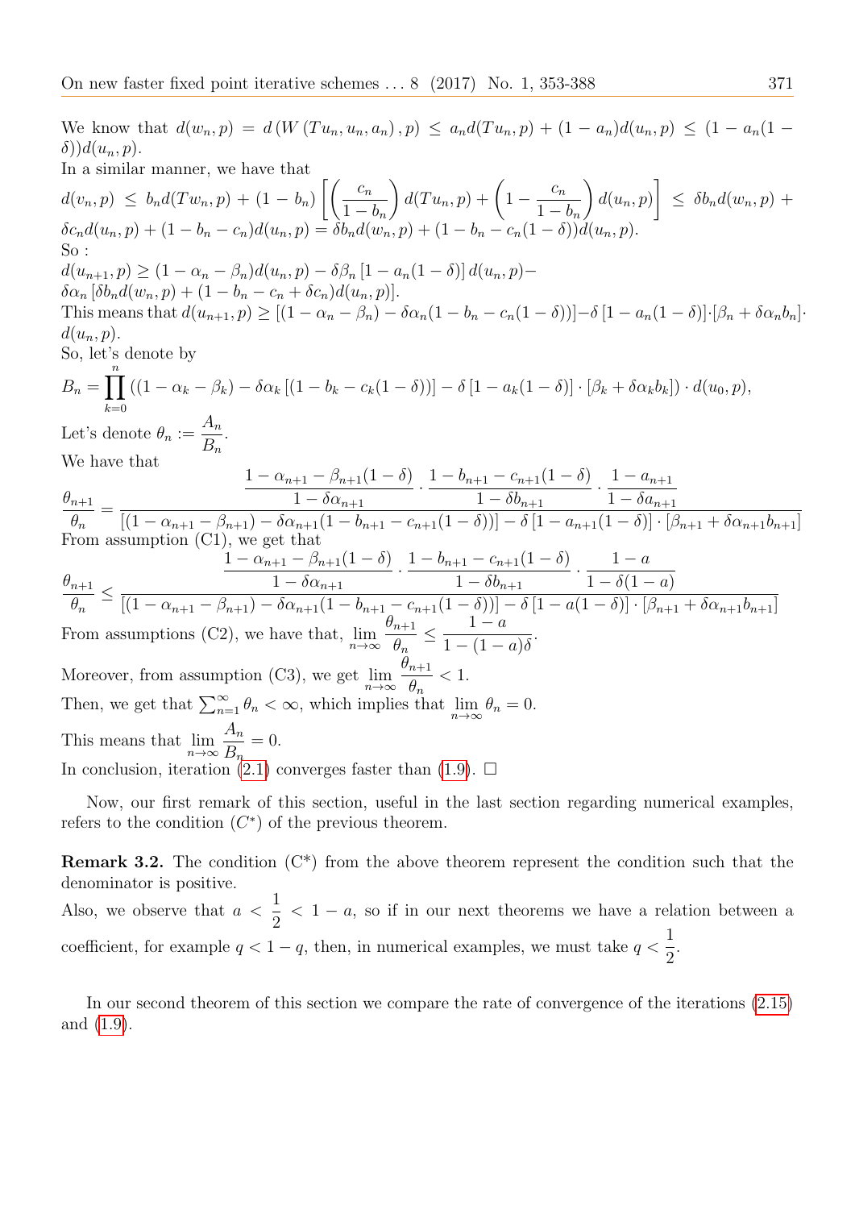We know that $d(w_n, p) = d(W(Tu_n, u_n, a_n), p) \leq a_n d(Tu_n, p) + (1-a_n)d(u_n, p) \leq (1 - a_n(1-\delta))d(u_n, p)$.

In a similar manner, we have that

$d(v_n, p) \leq b_n d(Tw_n, p) + (1-b_n)\left[\left(\frac{c_n}{1-b_n}\right)d(Tu_n, p) + \left(1 - \frac{c_n}{1-b_n}\right)d(u_n, p)\right] \leq \delta b_n d(w_n, p) + \delta c_n d(u_n, p) + (1 - b_n - c_n)d(u_n, p) = \delta b_n d(w_n, p) + (1 - b_n - c_n(1-\delta))d(u_n, p)$.

So :

$d(u_{n+1}, p) \geq (1 - \alpha_n - \beta_n)d(u_n, p) - \delta\beta_n[1 - a_n(1-\delta)]d(u_n, p) - \delta\alpha_n[\delta b_n d(w_n, p) + (1 - b_n - c_n + \delta c_n)d(u_n, p)]$.

This means that $d(u_{n+1}, p) \geq [(1-\alpha_n-\beta_n) - \delta\alpha_n(1 - b_n - c_n(1-\delta))] - \delta[1 - a_n(1-\delta)] \cdot [\beta_n + \delta\alpha_n b_n] \cdot d(u_n, p)$.

So, let's denote by

$$B_n = \prod_{k=0}^{n}((1-\alpha_k-\beta_k) - \delta\alpha_k[(1 - b_k - c_k(1-\delta))] - \delta[1 - a_k(1-\delta)] \cdot [\beta_k + \delta\alpha_k b_k]) \cdot d(u_0, p),$$

Let's denote $\theta_n := \dfrac{A_n}{B_n}$.

We have that

$$\frac{\theta_{n+1}}{\theta_n} = \frac{\dfrac{1-\alpha_{n+1}-\beta_{n+1}(1-\delta)}{1-\delta\alpha_{n+1}} \cdot \dfrac{1-b_{n+1}-c_{n+1}(1-\delta)}{1-\delta b_{n+1}} \cdot \dfrac{1-a_{n+1}}{1-\delta a_{n+1}}}{[(1-\alpha_{n+1}-\beta_{n+1}) - \delta\alpha_{n+1}(1-b_{n+1}-c_{n+1}(1-\delta))] - \delta[1-a_{n+1}(1-\delta)] \cdot [\beta_{n+1} + \delta\alpha_{n+1}b_{n+1}]}$$

From assumption (C1), we get that

$$\frac{\theta_{n+1}}{\theta_n} \leq \frac{\dfrac{1-\alpha_{n+1}-\beta_{n+1}(1-\delta)}{1-\delta\alpha_{n+1}} \cdot \dfrac{1-b_{n+1}-c_{n+1}(1-\delta)}{1-\delta b_{n+1}} \cdot \dfrac{1-a}{1-\delta(1-a)}}{[(1-\alpha_{n+1}-\beta_{n+1}) - \delta\alpha_{n+1}(1-b_{n+1}-c_{n+1}(1-\delta))] - \delta[1-a(1-\delta)] \cdot [\beta_{n+1} + \delta\alpha_{n+1}b_{n+1}]}$$

From assumptions (C2), we have that, $\lim\limits_{n\to\infty} \dfrac{\theta_{n+1}}{\theta_n} \leq \dfrac{1-a}{1-(1-a)\delta}$.

Moreover, from assumption (C3), we get $\lim\limits_{n\to\infty} \dfrac{\theta_{n+1}}{\theta_n} < 1$.

Then, we get that $\sum_{n=1}^{\infty} \theta_n < \infty$, which implies that $\lim\limits_{n\to\infty} \theta_n = 0$.

This means that $\lim\limits_{n\to\infty} \dfrac{A_n}{B_n} = 0$.

In conclusion, iteration (2.1) converges faster than (1.9). $\square$

Now, our first remark of this section, useful in the last section regarding numerical examples, refers to the condition $(C^*)$ of the previous theorem.

**Remark 3.2.** The condition (C*) from the above theorem represent the condition such that the denominator is positive.

Also, we observe that $a < \dfrac{1}{2} < 1 - a$, so if in our next theorems we have a relation between a coefficient, for example $q < 1 - q$, then, in numerical examples, we must take $q < \dfrac{1}{2}$.

In our second theorem of this section we compare the rate of convergence of the iterations (2.15) and (1.9).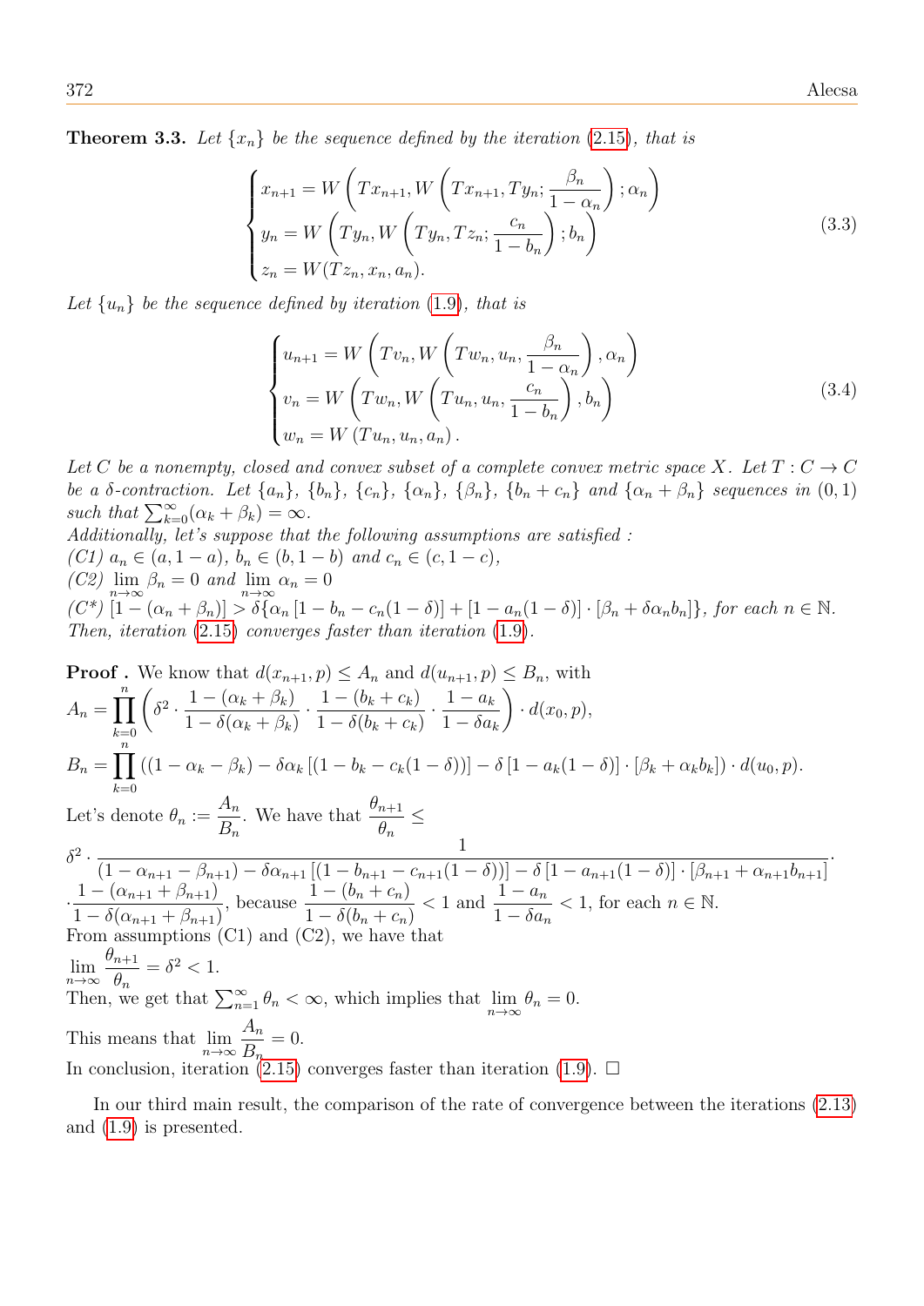**Theorem 3.3.** *Let $\{x_n\}$ be the sequence defined by the iteration (2.15), that is*

$$\begin{cases} x_{n+1} = W\left(Tx_{n+1}, W\left(Tx_{n+1}, Ty_n; \dfrac{\beta_n}{1-\alpha_n}\right); \alpha_n\right) \\ y_n = W\left(Ty_n, W\left(Ty_n, Tz_n; \dfrac{c_n}{1-b_n}\right); b_n\right) \\ z_n = W(Tz_n, x_n, a_n). \end{cases} \tag{3.3}$$

*Let $\{u_n\}$ be the sequence defined by iteration (1.9), that is*

$$\begin{cases} u_{n+1} = W\left(Tv_n, W\left(Tw_n, u_n, \dfrac{\beta_n}{1-\alpha_n}\right), \alpha_n\right) \\ v_n = W\left(Tw_n, W\left(Tu_n, u_n, \dfrac{c_n}{1-b_n}\right), b_n\right) \\ w_n = W\left(Tu_n, u_n, a_n\right). \end{cases} \tag{3.4}$$

*Let $C$ be a nonempty, closed and convex subset of a complete convex metric space $X$. Let $T : C \to C$ be a $\delta$-contraction. Let $\{a_n\}$, $\{b_n\}$, $\{c_n\}$, $\{\alpha_n\}$, $\{\beta_n\}$, $\{b_n + c_n\}$ and $\{\alpha_n + \beta_n\}$ sequences in $(0, 1)$ such that $\sum_{k=0}^{\infty}(\alpha_k + \beta_k) = \infty$.*
*Additionally, let's suppose that the following assumptions are satisfied :*
*(C1) $a_n \in (a, 1-a)$, $b_n \in (b, 1-b)$ and $c_n \in (c, 1-c)$,*
*(C2) $\lim\limits_{n\to\infty} \beta_n = 0$ and $\lim\limits_{n\to\infty} \alpha_n = 0$*
*(C\*) $[1-(\alpha_n + \beta_n)] > \delta\{\alpha_n [1 - b_n - c_n(1-\delta)] + [1 - a_n(1-\delta)] \cdot [\beta_n + \delta\alpha_n b_n]\}$, for each $n \in \mathbb{N}$.*
*Then, iteration (2.15) converges faster than iteration (1.9).*

**Proof .** We know that $d(x_{n+1}, p) \leq A_n$ and $d(u_{n+1}, p) \leq B_n$, with

$$A_n = \prod_{k=0}^{n} \left(\delta^2 \cdot \frac{1-(\alpha_k+\beta_k)}{1-\delta(\alpha_k+\beta_k)} \cdot \frac{1-(b_k+c_k)}{1-\delta(b_k+c_k)} \cdot \frac{1-a_k}{1-\delta a_k}\right) \cdot d(x_0, p),$$

$$B_n = \prod_{k=0}^{n} \left((1-\alpha_k-\beta_k) - \delta\alpha_k\left[(1-b_k-c_k(1-\delta))\right] - \delta\left[1-a_k(1-\delta)\right]\cdot\left[\beta_k+\alpha_k b_k\right]\right) \cdot d(u_0, p).$$

Let's denote $\theta_n := \dfrac{A_n}{B_n}$. We have that $\dfrac{\theta_{n+1}}{\theta_n} \leq$

$$\delta^2 \cdot \frac{1}{(1-\alpha_{n+1}-\beta_{n+1}) - \delta\alpha_{n+1}\left[(1-b_{n+1}-c_{n+1}(1-\delta))\right] - \delta\left[1-a_{n+1}(1-\delta)\right]\cdot\left[\beta_{n+1}+\alpha_{n+1}b_{n+1}\right]} \cdot$$

$\cdot \dfrac{1-(\alpha_{n+1}+\beta_{n+1})}{1-\delta(\alpha_{n+1}+\beta_{n+1})}$, because $\dfrac{1-(b_n+c_n)}{1-\delta(b_n+c_n)} < 1$ and $\dfrac{1-a_n}{1-\delta a_n} < 1$, for each $n \in \mathbb{N}$.
From assumptions (C1) and (C2), we have that

$\lim\limits_{n\to\infty} \dfrac{\theta_{n+1}}{\theta_n} = \delta^2 < 1.$

Then, we get that $\sum_{n=1}^{\infty} \theta_n < \infty$, which implies that $\lim\limits_{n\to\infty} \theta_n = 0$.

This means that $\lim\limits_{n\to\infty} \dfrac{A_n}{B_n} = 0$.

In conclusion, iteration (2.15) converges faster than iteration (1.9). □

In our third main result, the comparison of the rate of convergence between the iterations (2.13) and (1.9) is presented.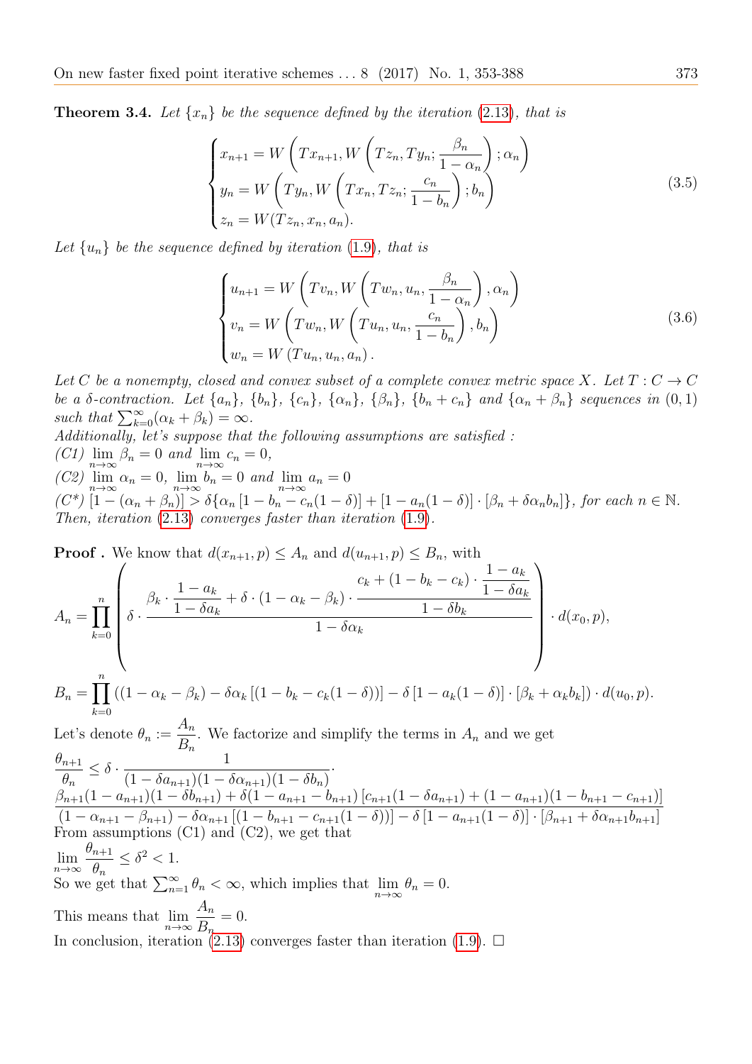**Theorem 3.4.** *Let $\{x_n\}$ be the sequence defined by the iteration (2.13), that is*

$$\begin{cases} x_{n+1} = W\left(Tx_{n+1}, W\left(Tz_n, Ty_n; \dfrac{\beta_n}{1-\alpha_n}\right); \alpha_n\right) \\ y_n = W\left(Ty_n, W\left(Tx_n, Tz_n; \dfrac{c_n}{1-b_n}\right); b_n\right) \\ z_n = W(Tz_n, x_n, a_n). \end{cases} \tag{3.5}$$

*Let $\{u_n\}$ be the sequence defined by iteration (1.9), that is*

$$\begin{cases} u_{n+1} = W\left(Tv_n, W\left(Tw_n, u_n, \dfrac{\beta_n}{1-\alpha_n}\right), \alpha_n\right) \\ v_n = W\left(Tw_n, W\left(Tu_n, u_n, \dfrac{c_n}{1-b_n}\right), b_n\right) \\ w_n = W\left(Tu_n, u_n, a_n\right). \end{cases} \tag{3.6}$$

*Let $C$ be a nonempty, closed and convex subset of a complete convex metric space $X$. Let $T : C \to C$ be a $\delta$-contraction. Let $\{a_n\}$, $\{b_n\}$, $\{c_n\}$, $\{\alpha_n\}$, $\{\beta_n\}$, $\{b_n + c_n\}$ and $\{\alpha_n + \beta_n\}$ sequences in $(0, 1)$ such that $\sum_{k=0}^{\infty}(\alpha_k + \beta_k) = \infty$.*
*Additionally, let's suppose that the following assumptions are satisfied :*
*(C1) $\lim\limits_{n\to\infty} \beta_n = 0$ and $\lim\limits_{n\to\infty} c_n = 0$,*
*(C2) $\lim\limits_{n\to\infty} \alpha_n = 0$, $\lim\limits_{n\to\infty} b_n = 0$ and $\lim\limits_{n\to\infty} a_n = 0$*
*(C\*) $[1 - (\alpha_n + \beta_n)] > \delta\{\alpha_n [1 - b_n - c_n(1-\delta)] + [1 - a_n(1-\delta)] \cdot [\beta_n + \delta\alpha_n b_n]\}$, for each $n \in \mathbb{N}$.*
*Then, iteration (2.13) converges faster than iteration (1.9).*

**Proof .** We know that $d(x_{n+1}, p) \leq A_n$ and $d(u_{n+1}, p) \leq B_n$, with

$$A_n = \prod_{k=0}^{n} \left( \delta \cdot \frac{\beta_k \cdot \dfrac{1-a_k}{1-\delta a_k} + \delta \cdot (1 - \alpha_k - \beta_k) \cdot \dfrac{c_k + (1 - b_k - c_k) \cdot \dfrac{1-a_k}{1-\delta a_k}}{1-\delta b_k}}{1-\delta\alpha_k} \right) \cdot d(x_0, p),$$

$$B_n = \prod_{k=0}^{n} \left((1 - \alpha_k - \beta_k) - \delta\alpha_k \left[(1 - b_k - c_k(1-\delta))\right] - \delta\left[1 - a_k(1-\delta)\right] \cdot [\beta_k + \alpha_k b_k]\right) \cdot d(u_0, p).$$

Let's denote $\theta_n := \dfrac{A_n}{B_n}$. We factorize and simplify the terms in $A_n$ and we get

$$\frac{\theta_{n+1}}{\theta_n} \leq \delta \cdot \frac{1}{(1-\delta a_{n+1})(1-\delta\alpha_{n+1})(1-\delta b_n)} \cdot$$
$$\frac{\beta_{n+1}(1-a_{n+1})(1-\delta b_{n+1}) + \delta(1-a_{n+1}-b_{n+1})\left[c_{n+1}(1-\delta a_{n+1}) + (1-a_{n+1})(1-b_{n+1}-c_{n+1})\right]}{(1-\alpha_{n+1}-\beta_{n+1}) - \delta\alpha_{n+1}\left[(1-b_{n+1}-c_{n+1}(1-\delta))\right] - \delta\left[1-a_{n+1}(1-\delta)\right] \cdot \left[\beta_{n+1} + \delta\alpha_{n+1}b_{n+1}\right]}$$

From assumptions (C1) and (C2), we get that

$$\lim_{n\to\infty} \frac{\theta_{n+1}}{\theta_n} \leq \delta^2 < 1.$$

So we get that $\sum_{n=1}^{\infty} \theta_n < \infty$, which implies that $\lim\limits_{n\to\infty} \theta_n = 0$.

This means that $\lim\limits_{n\to\infty} \dfrac{A_n}{B_n} = 0$.

In conclusion, iteration (2.13) converges faster than iteration (1.9). $\square$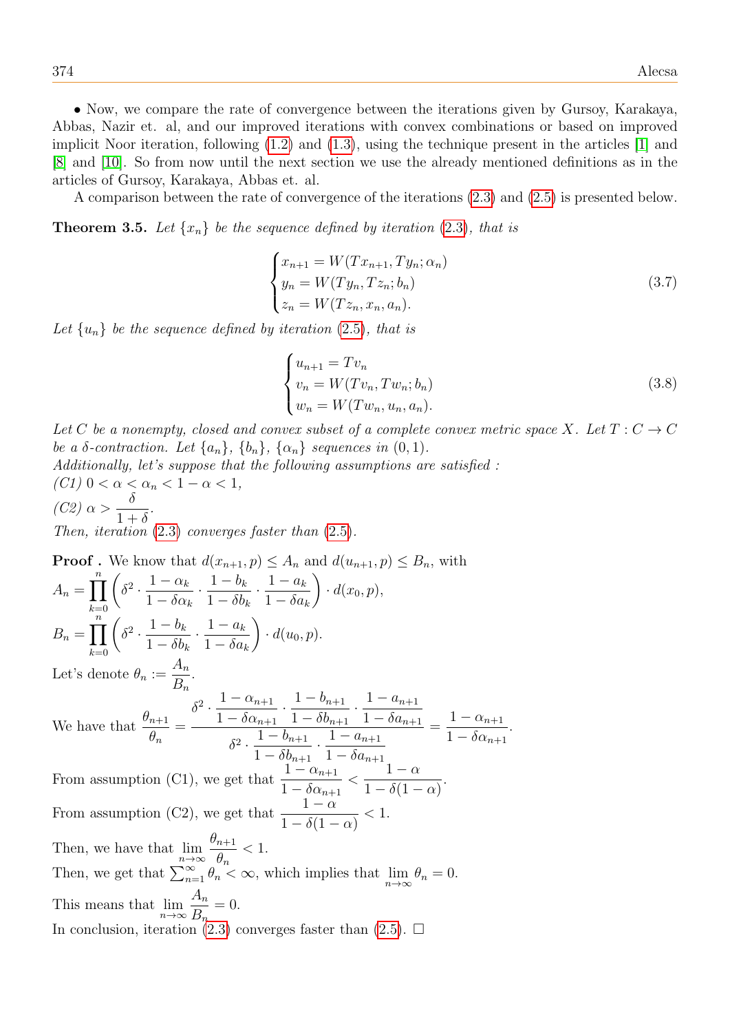• Now, we compare the rate of convergence between the iterations given by Gursoy, Karakaya, Abbas, Nazir et. al, and our improved iterations with convex combinations or based on improved implicit Noor iteration, following (1.2) and (1.3), using the technique present in the articles [1] and [8] and [10]. So from now until the next section we use the already mentioned definitions as in the articles of Gursoy, Karakaya, Abbas et. al.

A comparison between the rate of convergence of the iterations (2.3) and (2.5) is presented below.

**Theorem 3.5.** *Let $\{x_n\}$ be the sequence defined by iteration (2.3), that is*

$$\begin{cases} x_{n+1} = W(Tx_{n+1}, Ty_n; \alpha_n) \\ y_n = W(Ty_n, Tz_n; b_n) \\ z_n = W(Tz_n, x_n, a_n). \end{cases} \tag{3.7}$$

*Let $\{u_n\}$ be the sequence defined by iteration (2.5), that is*

$$\begin{cases} u_{n+1} = Tv_n \\ v_n = W(Tv_n, Tw_n; b_n) \\ w_n = W(Tw_n, u_n, a_n). \end{cases} \tag{3.8}$$

*Let $C$ be a nonempty, closed and convex subset of a complete convex metric space $X$. Let $T : C \to C$ be a $\delta$-contraction. Let $\{a_n\}$, $\{b_n\}$, $\{\alpha_n\}$ sequences in $(0, 1)$.*
*Additionally, let's suppose that the following assumptions are satisfied :*
*(C1) $0 < \alpha < \alpha_n < 1 - \alpha < 1$,*
*(C2) $\alpha > \dfrac{\delta}{1+\delta}$.*
*Then, iteration (2.3) converges faster than (2.5).*

**Proof .** We know that $d(x_{n+1}, p) \le A_n$ and $d(u_{n+1}, p) \le B_n$, with

$A_n = \displaystyle\prod_{k=0}^{n} \left( \delta^2 \cdot \frac{1-\alpha_k}{1-\delta\alpha_k} \cdot \frac{1-b_k}{1-\delta b_k} \cdot \frac{1-a_k}{1-\delta a_k} \right) \cdot d(x_0, p),$

$B_n = \displaystyle\prod_{k=0}^{n} \left( \delta^2 \cdot \frac{1-b_k}{1-\delta b_k} \cdot \frac{1-a_k}{1-\delta a_k} \right) \cdot d(u_0, p).$

Let's denote $\theta_n := \dfrac{A_n}{B_n}$.

We have that $\dfrac{\theta_{n+1}}{\theta_n} = \dfrac{\delta^2 \cdot \dfrac{1-\alpha_{n+1}}{1-\delta\alpha_{n+1}} \cdot \dfrac{1-b_{n+1}}{1-\delta b_{n+1}} \cdot \dfrac{1-a_{n+1}}{1-\delta a_{n+1}}}{\delta^2 \cdot \dfrac{1-b_{n+1}}{1-\delta b_{n+1}} \cdot \dfrac{1-a_{n+1}}{1-\delta a_{n+1}}} = \dfrac{1-\alpha_{n+1}}{1-\delta\alpha_{n+1}}.$

From assumption (C1), we get that $\dfrac{1-\alpha_{n+1}}{1-\delta\alpha_{n+1}} < \dfrac{1-\alpha}{1-\delta(1-\alpha)}$.

From assumption (C2), we get that $\dfrac{1-\alpha}{1-\delta(1-\alpha)} < 1$.

Then, we have that $\displaystyle\lim_{n\to\infty} \frac{\theta_{n+1}}{\theta_n} < 1$.

Then, we get that $\sum_{n=1}^{\infty} \theta_n < \infty$, which implies that $\displaystyle\lim_{n\to\infty} \theta_n = 0$.

This means that $\displaystyle\lim_{n\to\infty} \frac{A_n}{B_n} = 0$.

In conclusion, iteration (2.3) converges faster than (2.5). $\square$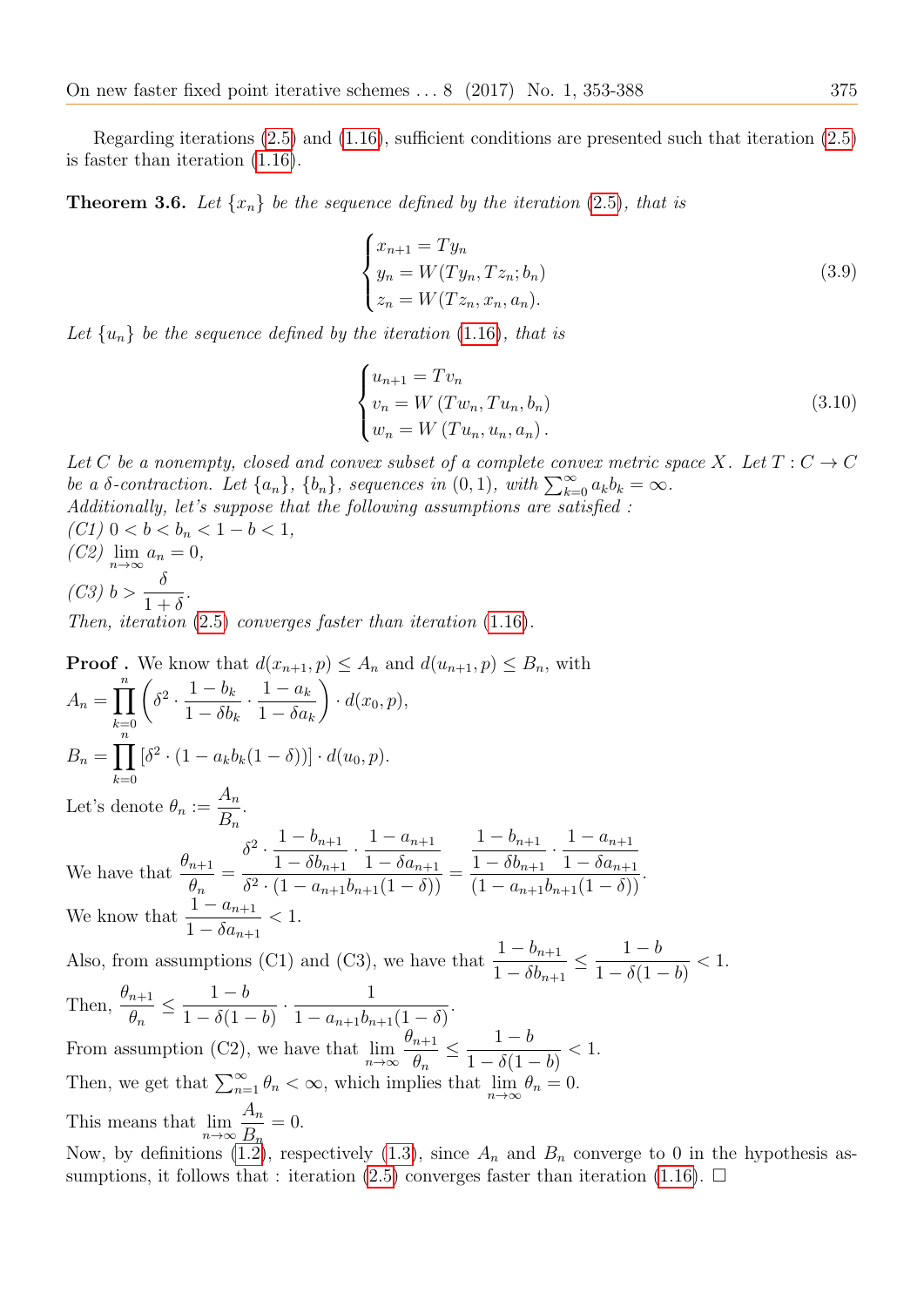Regarding iterations (2.5) and (1.16), sufficient conditions are presented such that iteration (2.5) is faster than iteration (1.16).

**Theorem 3.6.** *Let $\{x_n\}$ be the sequence defined by the iteration (2.5), that is*

$$\begin{cases} x_{n+1} = Ty_n \\ y_n = W(Ty_n, Tz_n; b_n) \\ z_n = W(Tz_n, x_n, a_n). \end{cases} \tag{3.9}$$

*Let $\{u_n\}$ be the sequence defined by the iteration (1.16), that is*

$$\begin{cases} u_{n+1} = Tv_n \\ v_n = W\left(Tw_n, Tu_n, b_n\right) \\ w_n = W\left(Tu_n, u_n, a_n\right). \end{cases} \tag{3.10}$$

*Let $C$ be a nonempty, closed and convex subset of a complete convex metric space $X$. Let $T : C \to C$ be a $\delta$-contraction. Let $\{a_n\}$, $\{b_n\}$, sequences in $(0,1)$, with $\sum_{k=0}^{\infty} a_k b_k = \infty$.*
*Additionally, let's suppose that the following assumptions are satisfied :*
*(C1) $0 < b < b_n < 1 - b < 1$,*
*(C2) $\lim\limits_{n\to\infty} a_n = 0$,*
*(C3) $b > \dfrac{\delta}{1+\delta}$.*
*Then, iteration (2.5) converges faster than iteration (1.16).*

**Proof .** We know that $d(x_{n+1}, p) \leq A_n$ and $d(u_{n+1}, p) \leq B_n$, with
$A_n = \displaystyle\prod_{k=0}^{n} \left( \delta^2 \cdot \frac{1-b_k}{1-\delta b_k} \cdot \frac{1-a_k}{1-\delta a_k} \right) \cdot d(x_0, p),$
$B_n = \displaystyle\prod_{k=0}^{n} \left[ \delta^2 \cdot (1 - a_k b_k (1-\delta)) \right] \cdot d(u_0, p).$
Let's denote $\theta_n := \dfrac{A_n}{B_n}$.
We have that $\dfrac{\theta_{n+1}}{\theta_n} = \dfrac{\delta^2 \cdot \dfrac{1-b_{n+1}}{1-\delta b_{n+1}} \cdot \dfrac{1-a_{n+1}}{1-\delta a_{n+1}}}{\delta^2 \cdot (1 - a_{n+1} b_{n+1}(1-\delta))} = \dfrac{\dfrac{1-b_{n+1}}{1-\delta b_{n+1}} \cdot \dfrac{1-a_{n+1}}{1-\delta a_{n+1}}}{(1 - a_{n+1} b_{n+1}(1-\delta))}.$
We know that $\dfrac{1-a_{n+1}}{1-\delta a_{n+1}} < 1$.
Also, from assumptions (C1) and (C3), we have that $\dfrac{1-b_{n+1}}{1-\delta b_{n+1}} \leq \dfrac{1-b}{1-\delta(1-b)} < 1$.
Then, $\dfrac{\theta_{n+1}}{\theta_n} \leq \dfrac{1-b}{1-\delta(1-b)} \cdot \dfrac{1}{1-a_{n+1}b_{n+1}(1-\delta)}$.
From assumption (C2), we have that $\lim\limits_{n\to\infty} \dfrac{\theta_{n+1}}{\theta_n} \leq \dfrac{1-b}{1-\delta(1-b)} < 1$.
Then, we get that $\sum_{n=1}^{\infty} \theta_n < \infty$, which implies that $\lim\limits_{n\to\infty} \theta_n = 0$.
This means that $\lim\limits_{n\to\infty} \dfrac{A_n}{B_n} = 0$.
Now, by definitions (1.2), respectively (1.3), since $A_n$ and $B_n$ converge to 0 in the hypothesis assumptions, it follows that : iteration (2.5) converges faster than iteration (1.16). □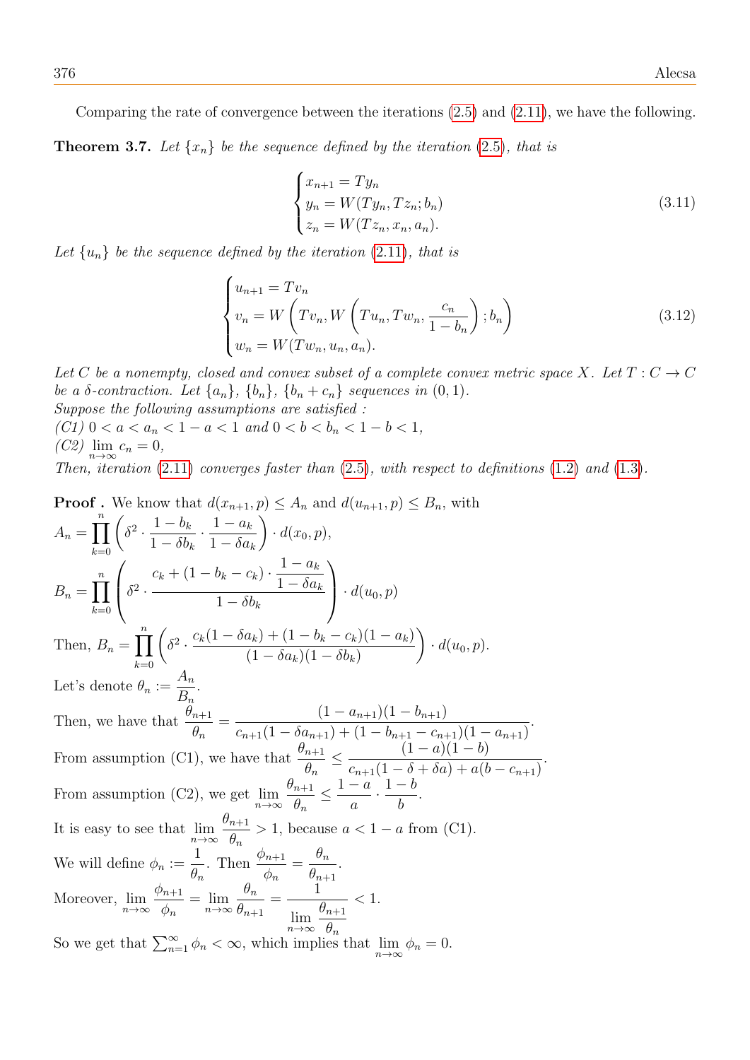Comparing the rate of convergence between the iterations (2.5) and (2.11), we have the following.

**Theorem 3.7.** *Let $\{x_n\}$ be the sequence defined by the iteration (2.5), that is*

$$\begin{cases} x_{n+1} = Ty_n \\ y_n = W(Ty_n, Tz_n; b_n) \\ z_n = W(Tz_n, x_n, a_n). \end{cases} \tag{3.11}$$

*Let $\{u_n\}$ be the sequence defined by the iteration (2.11), that is*

$$\begin{cases} u_{n+1} = Tv_n \\ v_n = W\left(Tv_n, W\left(Tu_n, Tw_n, \dfrac{c_n}{1-b_n}\right); b_n\right) \\ w_n = W(Tw_n, u_n, a_n). \end{cases} \tag{3.12}$$

*Let $C$ be a nonempty, closed and convex subset of a complete convex metric space $X$. Let $T : C \to C$ be a $\delta$-contraction. Let $\{a_n\}$, $\{b_n\}$, $\{b_n + c_n\}$ sequences in $(0, 1)$.*
*Suppose the following assumptions are satisfied :*
*(C1) $0 < a < a_n < 1 - a < 1$ and $0 < b < b_n < 1 - b < 1$,*
*(C2) $\lim\limits_{n\to\infty} c_n = 0$,*
*Then, iteration (2.11) converges faster than (2.5), with respect to definitions (1.2) and (1.3).*

**Proof .** We know that $d(x_{n+1}, p) \le A_n$ and $d(u_{n+1}, p) \le B_n$, with

$A_n = \displaystyle\prod_{k=0}^{n} \left(\delta^2 \cdot \frac{1-b_k}{1-\delta b_k} \cdot \frac{1-a_k}{1-\delta a_k}\right) \cdot d(x_0, p),$

$B_n = \displaystyle\prod_{k=0}^{n} \left(\delta^2 \cdot \frac{c_k + (1-b_k-c_k) \cdot \dfrac{1-a_k}{1-\delta a_k}}{1-\delta b_k}\right) \cdot d(u_0, p)$

Then, $B_n = \displaystyle\prod_{k=0}^{n} \left(\delta^2 \cdot \frac{c_k(1-\delta a_k) + (1-b_k-c_k)(1-a_k)}{(1-\delta a_k)(1-\delta b_k)}\right) \cdot d(u_0, p).$

Let's denote $\theta_n := \dfrac{A_n}{B_n}$.

Then, we have that $\dfrac{\theta_{n+1}}{\theta_n} = \dfrac{(1-a_{n+1})(1-b_{n+1})}{c_{n+1}(1-\delta a_{n+1}) + (1-b_{n+1}-c_{n+1})(1-a_{n+1})}$.

From assumption (C1), we have that $\dfrac{\theta_{n+1}}{\theta_n} \le \dfrac{(1-a)(1-b)}{c_{n+1}(1-\delta+\delta a) + a(b-c_{n+1})}$.

From assumption (C2), we get $\lim\limits_{n\to\infty} \dfrac{\theta_{n+1}}{\theta_n} \le \dfrac{1-a}{a} \cdot \dfrac{1-b}{b}$.

It is easy to see that $\lim\limits_{n\to\infty} \dfrac{\theta_{n+1}}{\theta_n} > 1$, because $a < 1-a$ from (C1).

We will define $\phi_n := \dfrac{1}{\theta_n}$. Then $\dfrac{\phi_{n+1}}{\phi_n} = \dfrac{\theta_n}{\theta_{n+1}}$.

Moreover, $\lim\limits_{n\to\infty} \dfrac{\phi_{n+1}}{\phi_n} = \lim\limits_{n\to\infty} \dfrac{\theta_n}{\theta_{n+1}} = \dfrac{1}{\lim\limits_{n\to\infty} \dfrac{\theta_{n+1}}{\theta_n}} < 1.$

So we get that $\sum_{n=1}^{\infty} \phi_n < \infty$, which implies that $\lim\limits_{n\to\infty} \phi_n = 0$.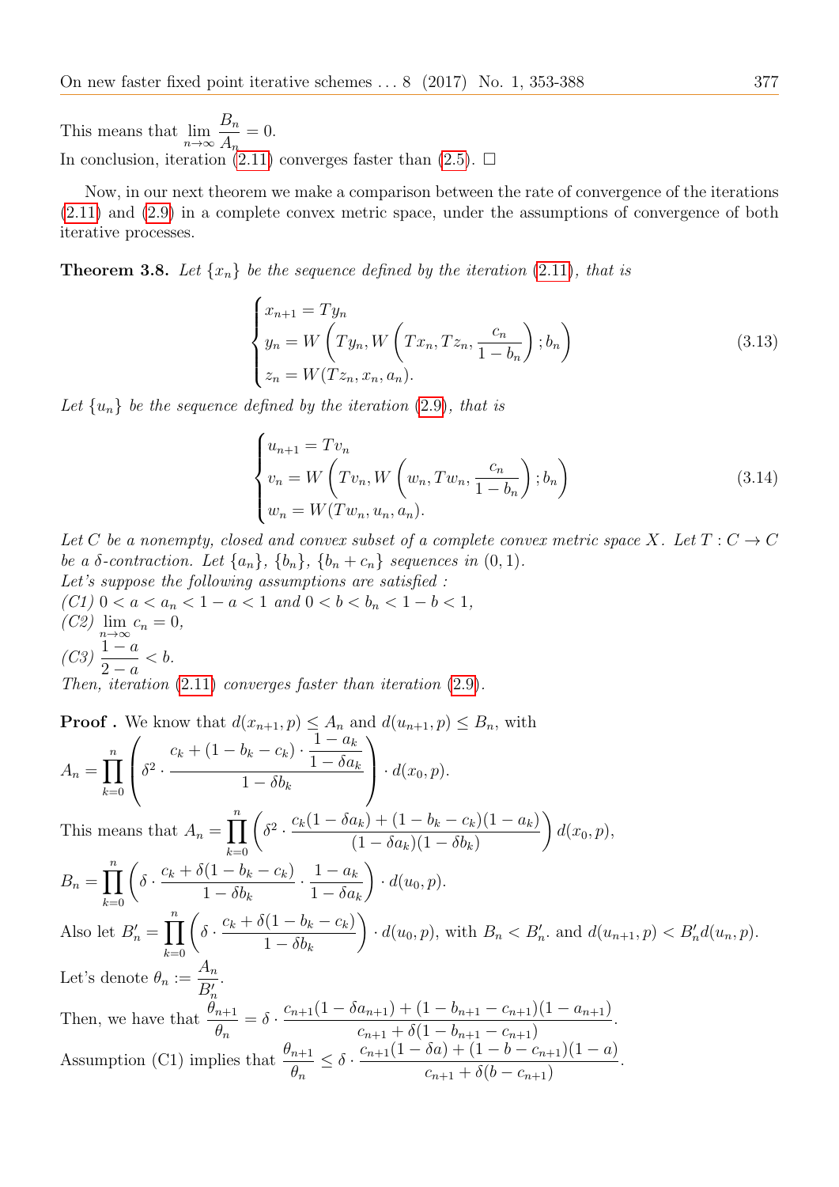This means that $\lim_{n\to\infty} \dfrac{B_n}{A_n} = 0$.

In conclusion, iteration (2.11) converges faster than (2.5). $\square$

Now, in our next theorem we make a comparison between the rate of convergence of the iterations (2.11) and (2.9) in a complete convex metric space, under the assumptions of convergence of both iterative processes.

**Theorem 3.8.** *Let $\{x_n\}$ be the sequence defined by the iteration (2.11), that is*

$$\begin{cases} x_{n+1} = Ty_n \\ y_n = W\left(Ty_n, W\left(Tx_n, Tz_n, \dfrac{c_n}{1-b_n}\right); b_n\right) \\ z_n = W(Tz_n, x_n, a_n). \end{cases} \tag{3.13}$$

*Let $\{u_n\}$ be the sequence defined by the iteration (2.9), that is*

$$\begin{cases} u_{n+1} = Tv_n \\ v_n = W\left(Tv_n, W\left(w_n, Tw_n, \dfrac{c_n}{1-b_n}\right); b_n\right) \\ w_n = W(Tw_n, u_n, a_n). \end{cases} \tag{3.14}$$

*Let $C$ be a nonempty, closed and convex subset of a complete convex metric space $X$. Let $T : C \to C$ be a $\delta$-contraction. Let $\{a_n\}$, $\{b_n\}$, $\{b_n + c_n\}$ sequences in $(0, 1)$.*
*Let's suppose the following assumptions are satisfied :*
*(C1) $0 < a < a_n < 1 - a < 1$ and $0 < b < b_n < 1 - b < 1$,*
*(C2) $\lim_{n\to\infty} c_n = 0$,*
*(C3) $\dfrac{1-a}{2-a} < b$.*
*Then, iteration (2.11) converges faster than iteration (2.9).*

**Proof .** We know that $d(x_{n+1}, p) \leq A_n$ and $d(u_{n+1}, p) \leq B_n$, with

$A_n = \prod_{k=0}^{n} \left( \delta^2 \cdot \dfrac{c_k + (1 - b_k - c_k) \cdot \dfrac{1-a_k}{1-\delta a_k}}{1 - \delta b_k} \right) \cdot d(x_0, p)$.

This means that $A_n = \prod_{k=0}^{n} \left( \delta^2 \cdot \dfrac{c_k(1-\delta a_k) + (1-b_k-c_k)(1-a_k)}{(1-\delta a_k)(1-\delta b_k)} \right) d(x_0, p)$,

$B_n = \prod_{k=0}^{n} \left( \delta \cdot \dfrac{c_k + \delta(1-b_k-c_k)}{1-\delta b_k} \cdot \dfrac{1-a_k}{1-\delta a_k} \right) \cdot d(u_0, p)$.

Also let $B'_n = \prod_{k=0}^{n} \left( \delta \cdot \dfrac{c_k + \delta(1-b_k-c_k)}{1-\delta b_k} \right) \cdot d(u_0, p)$, with $B_n < B'_n$. and $d(u_{n+1}, p) < B'_n d(u_n, p)$.

Let's denote $\theta_n := \dfrac{A_n}{B'_n}$.

Then, we have that $\dfrac{\theta_{n+1}}{\theta_n} = \delta \cdot \dfrac{c_{n+1}(1-\delta a_{n+1}) + (1-b_{n+1}-c_{n+1})(1-a_{n+1})}{c_{n+1} + \delta(1-b_{n+1}-c_{n+1})}$.

Assumption (C1) implies that $\dfrac{\theta_{n+1}}{\theta_n} \leq \delta \cdot \dfrac{c_{n+1}(1-\delta a) + (1-b-c_{n+1})(1-a)}{c_{n+1} + \delta(b - c_{n+1})}$.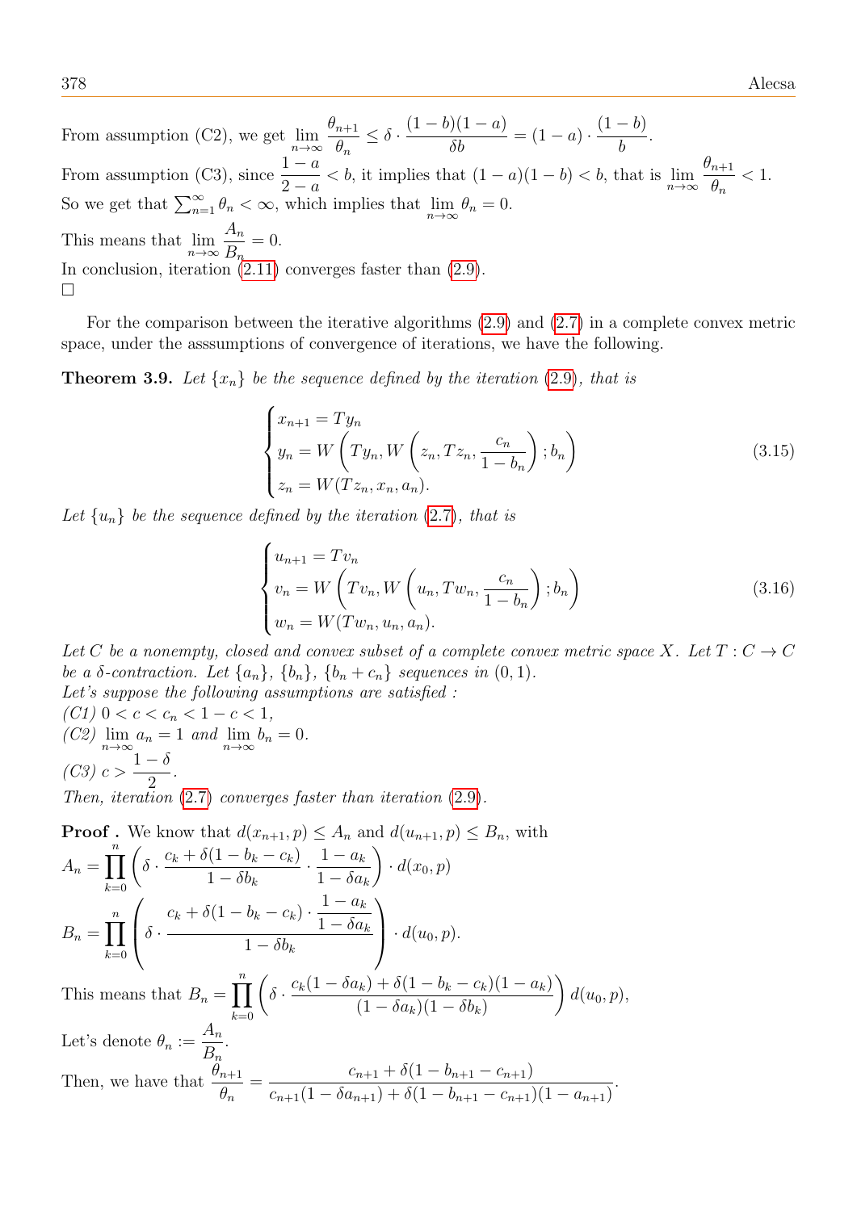From assumption (C2), we get $\lim_{n\to\infty} \frac{\theta_{n+1}}{\theta_n} \leq \delta \cdot \frac{(1-b)(1-a)}{\delta b} = (1-a) \cdot \frac{(1-b)}{b}$.
From assumption (C3), since $\frac{1-a}{2-a} < b$, it implies that $(1-a)(1-b) < b$, that is $\lim_{n\to\infty} \frac{\theta_{n+1}}{\theta_n} < 1$.
So we get that $\sum_{n=1}^{\infty} \theta_n < \infty$, which implies that $\lim_{n\to\infty} \theta_n = 0$.
This means that $\lim_{n\to\infty} \frac{A_n}{B_n} = 0$.
In conclusion, iteration (2.11) converges faster than (2.9).
□

For the comparison between the iterative algorithms (2.9) and (2.7) in a complete convex metric space, under the asssumptions of convergence of iterations, we have the following.

**Theorem 3.9.** *Let $\{x_n\}$ be the sequence defined by the iteration (2.9), that is*

$$\begin{cases} x_{n+1} = Ty_n \\ y_n = W\left(Ty_n, W\left(z_n, Tz_n, \frac{c_n}{1-b_n}\right); b_n\right) \\ z_n = W(Tz_n, x_n, a_n). \end{cases} \tag{3.15}$$

*Let $\{u_n\}$ be the sequence defined by the iteration (2.7), that is*

$$\begin{cases} u_{n+1} = Tv_n \\ v_n = W\left(Tv_n, W\left(u_n, Tw_n, \frac{c_n}{1-b_n}\right); b_n\right) \\ w_n = W(Tw_n, u_n, a_n). \end{cases} \tag{3.16}$$

*Let $C$ be a nonempty, closed and convex subset of a complete convex metric space $X$. Let $T : C \to C$ be a $\delta$-contraction. Let $\{a_n\}$, $\{b_n\}$, $\{b_n + c_n\}$ sequences in $(0, 1)$.*
*Let's suppose the following assumptions are satisfied :*
*(C1) $0 < c < c_n < 1 - c < 1$,*
*(C2) $\lim_{n\to\infty} a_n = 1$ and $\lim_{n\to\infty} b_n = 0$.*
*(C3) $c > \frac{1-\delta}{2}$.*
*Then, iteration (2.7) converges faster than iteration (2.9).*

**Proof .** We know that $d(x_{n+1}, p) \leq A_n$ and $d(u_{n+1}, p) \leq B_n$, with

$$A_n = \prod_{k=0}^{n} \left(\delta \cdot \frac{c_k + \delta(1-b_k-c_k)}{1-\delta b_k} \cdot \frac{1-a_k}{1-\delta a_k}\right) \cdot d(x_0, p)$$

$$B_n = \prod_{k=0}^{n} \left(\delta \cdot \frac{c_k + \delta(1-b_k-c_k) \cdot \frac{1-a_k}{1-\delta a_k}}{1-\delta b_k}\right) \cdot d(u_0, p).$$

This means that $B_n = \prod_{k=0}^{n} \left(\delta \cdot \frac{c_k(1-\delta a_k) + \delta(1-b_k-c_k)(1-a_k)}{(1-\delta a_k)(1-\delta b_k)}\right) d(u_0, p)$,

Let's denote $\theta_n := \frac{A_n}{B_n}$.

Then, we have that $\frac{\theta_{n+1}}{\theta_n} = \frac{c_{n+1} + \delta(1-b_{n+1}-c_{n+1})}{c_{n+1}(1-\delta a_{n+1}) + \delta(1-b_{n+1}-c_{n+1})(1-a_{n+1})}$.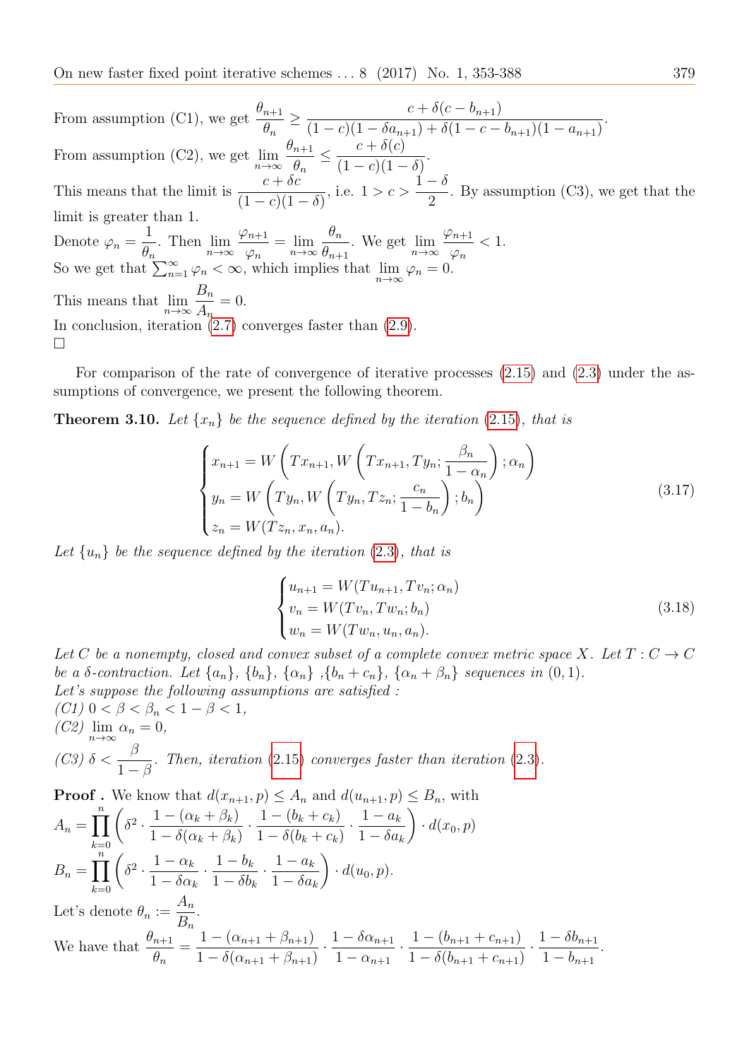From assumption (C1), we get $\dfrac{\theta_{n+1}}{\theta_n} \geq \dfrac{c+\delta(c-b_{n+1})}{(1-c)(1-\delta a_{n+1})+\delta(1-c-b_{n+1})(1-a_{n+1})}$.

From assumption (C2), we get $\lim\limits_{n\to\infty} \dfrac{\theta_{n+1}}{\theta_n} \leq \dfrac{c+\delta(c)}{(1-c)(1-\delta)}$.

This means that the limit is $\dfrac{c+\delta c}{(1-c)(1-\delta)}$, i.e. $1 > c > \dfrac{1-\delta}{2}$. By assumption (C3), we get that the limit is greater than 1.

Denote $\varphi_n = \dfrac{1}{\theta_n}$. Then $\lim\limits_{n\to\infty} \dfrac{\varphi_{n+1}}{\varphi_n} = \lim\limits_{n\to\infty} \dfrac{\theta_n}{\theta_{n+1}}$. We get $\lim\limits_{n\to\infty} \dfrac{\varphi_{n+1}}{\varphi_n} < 1$.

So we get that $\sum_{n=1}^{\infty} \varphi_n < \infty$, which implies that $\lim\limits_{n\to\infty} \varphi_n = 0$.

This means that $\lim\limits_{n\to\infty} \dfrac{B_n}{A_n} = 0$.

In conclusion, iteration (2.7) converges faster than (2.9).

□

For comparison of the rate of convergence of iterative processes (2.15) and (2.3) under the assumptions of convergence, we present the following theorem.

**Theorem 3.10.** *Let $\{x_n\}$ be the sequence defined by the iteration (2.15), that is*

$$\begin{cases} x_{n+1} = W\left(Tx_{n+1}, W\left(Tx_{n+1}, Ty_n; \dfrac{\beta_n}{1-\alpha_n}\right); \alpha_n\right) \\ y_n = W\left(Ty_n, W\left(Ty_n, Tz_n; \dfrac{c_n}{1-b_n}\right); b_n\right) \\ z_n = W(Tz_n, x_n, a_n). \end{cases} \tag{3.17}$$

*Let $\{u_n\}$ be the sequence defined by the iteration (2.3), that is*

$$\begin{cases} u_{n+1} = W(Tu_{n+1}, Tv_n; \alpha_n) \\ v_n = W(Tv_n, Tw_n; b_n) \\ w_n = W(Tw_n, u_n, a_n). \end{cases} \tag{3.18}$$

*Let $C$ be a nonempty, closed and convex subset of a complete convex metric space $X$. Let $T : C \to C$ be a $\delta$-contraction. Let $\{a_n\}$, $\{b_n\}$, $\{\alpha_n\}$ ,$\{b_n + c_n\}$, $\{\alpha_n + \beta_n\}$ sequences in $(0,1)$.*
*Let's suppose the following assumptions are satisfied :*
*(C1) $0 < \beta < \beta_n < 1-\beta < 1$,*
*(C2) $\lim\limits_{n\to\infty} \alpha_n = 0$,*
*(C3) $\delta < \dfrac{\beta}{1-\beta}$. Then, iteration (2.15) converges faster than iteration (2.3).*

**Proof .** We know that $d(x_{n+1}, p) \leq A_n$ and $d(u_{n+1}, p) \leq B_n$, with

$A_n = \prod\limits_{k=0}^{n} \left(\delta^2 \cdot \dfrac{1-(\alpha_k+\beta_k)}{1-\delta(\alpha_k+\beta_k)} \cdot \dfrac{1-(b_k+c_k)}{1-\delta(b_k+c_k)} \cdot \dfrac{1-a_k}{1-\delta a_k}\right) \cdot d(x_0, p)$

$B_n = \prod\limits_{k=0}^{n} \left(\delta^2 \cdot \dfrac{1-\alpha_k}{1-\delta\alpha_k} \cdot \dfrac{1-b_k}{1-\delta b_k} \cdot \dfrac{1-a_k}{1-\delta a_k}\right) \cdot d(u_0, p)$.

Let's denote $\theta_n := \dfrac{A_n}{B_n}$.

We have that $\dfrac{\theta_{n+1}}{\theta_n} = \dfrac{1-(\alpha_{n+1}+\beta_{n+1})}{1-\delta(\alpha_{n+1}+\beta_{n+1})} \cdot \dfrac{1-\delta\alpha_{n+1}}{1-\alpha_{n+1}} \cdot \dfrac{1-(b_{n+1}+c_{n+1})}{1-\delta(b_{n+1}+c_{n+1})} \cdot \dfrac{1-\delta b_{n+1}}{1-b_{n+1}}$.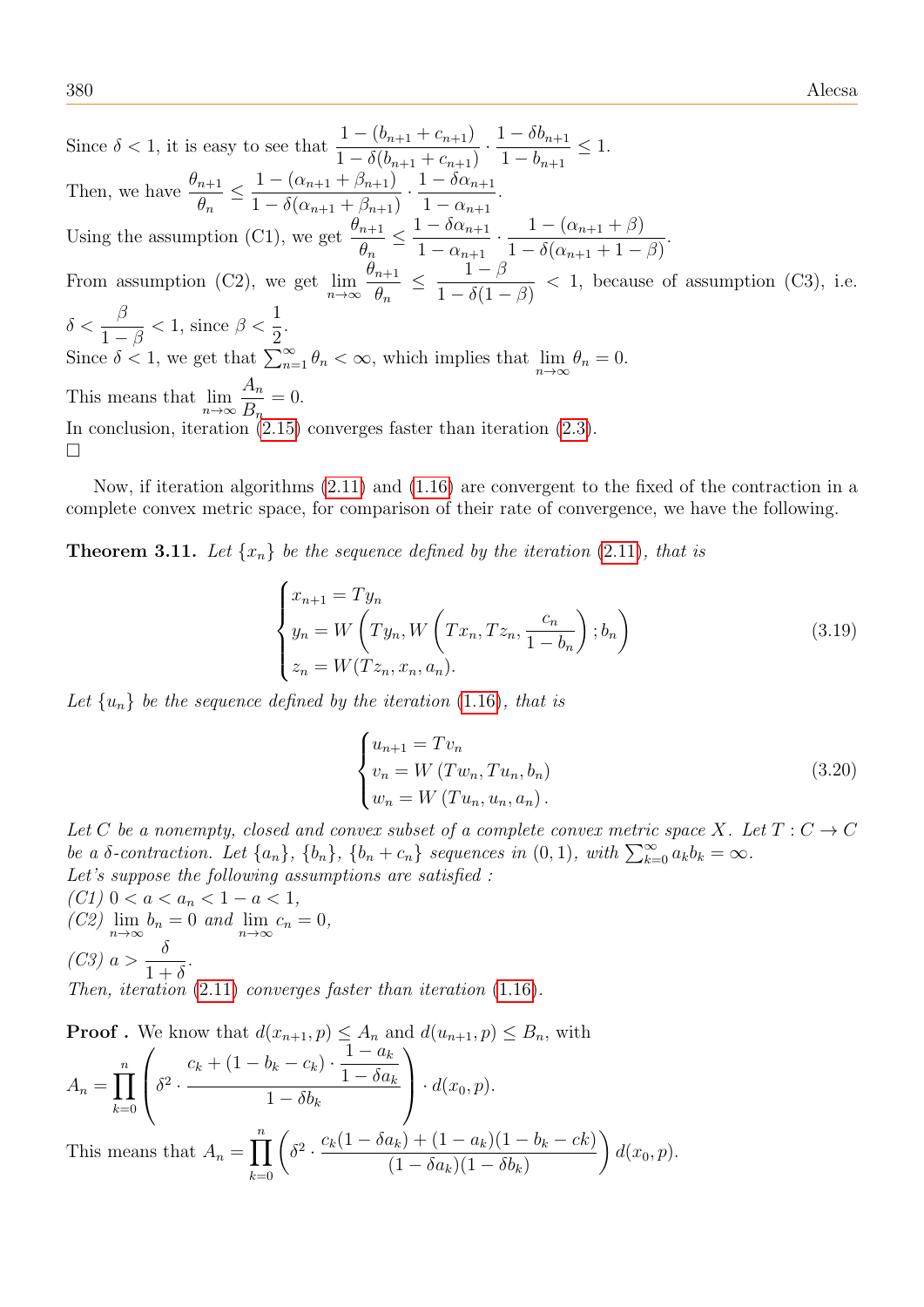Since $\delta < 1$, it is easy to see that $\dfrac{1-(b_{n+1}+c_{n+1})}{1-\delta(b_{n+1}+c_{n+1})} \cdot \dfrac{1-\delta b_{n+1}}{1-b_{n+1}} \leq 1$.

Then, we have $\dfrac{\theta_{n+1}}{\theta_n} \leq \dfrac{1-(\alpha_{n+1}+\beta_{n+1})}{1-\delta(\alpha_{n+1}+\beta_{n+1})} \cdot \dfrac{1-\delta\alpha_{n+1}}{1-\alpha_{n+1}}$.

Using the assumption (C1), we get $\dfrac{\theta_{n+1}}{\theta_n} \leq \dfrac{1-\delta\alpha_{n+1}}{1-\alpha_{n+1}} \cdot \dfrac{1-(\alpha_{n+1}+\beta)}{1-\delta(\alpha_{n+1}+1-\beta)}$.

From assumption (C2), we get $\lim\limits_{n\to\infty} \dfrac{\theta_{n+1}}{\theta_n} \leq \dfrac{1-\beta}{1-\delta(1-\beta)} < 1$, because of assumption (C3), i.e. $\delta < \dfrac{\beta}{1-\beta} < 1$, since $\beta < \dfrac{1}{2}$.

Since $\delta < 1$, we get that $\sum_{n=1}^{\infty} \theta_n < \infty$, which implies that $\lim\limits_{n\to\infty} \theta_n = 0$.

This means that $\lim\limits_{n\to\infty} \dfrac{A_n}{B_n} = 0$.

In conclusion, iteration (2.15) converges faster than iteration (2.3).

□

Now, if iteration algorithms (2.11) and (1.16) are convergent to the fixed of the contraction in a complete convex metric space, for comparison of their rate of convergence, we have the following.

**Theorem 3.11.** *Let $\{x_n\}$ be the sequence defined by the iteration (2.11), that is*

$$\begin{cases} x_{n+1} = Ty_n \\ y_n = W\left(Ty_n, W\left(Tx_n, Tz_n, \dfrac{c_n}{1-b_n}\right); b_n\right) \\ z_n = W(Tz_n, x_n, a_n). \end{cases} \tag{3.19}$$

*Let $\{u_n\}$ be the sequence defined by the iteration (1.16), that is*

$$\begin{cases} u_{n+1} = Tv_n \\ v_n = W\left(Tw_n, Tu_n, b_n\right) \\ w_n = W\left(Tu_n, u_n, a_n\right). \end{cases} \tag{3.20}$$

*Let $C$ be a nonempty, closed and convex subset of a complete convex metric space $X$. Let $T: C \to C$ be a $\delta$-contraction. Let $\{a_n\}$, $\{b_n\}$, $\{b_n + c_n\}$ sequences in $(0,1)$, with $\sum_{k=0}^{\infty} a_k b_k = \infty$.*
*Let's suppose the following assumptions are satisfied :*
*(C1) $0 < a < a_n < 1 - a < 1$,*
*(C2) $\lim\limits_{n\to\infty} b_n = 0$ and $\lim\limits_{n\to\infty} c_n = 0$,*
*(C3) $a > \dfrac{\delta}{1+\delta}$.*
*Then, iteration (2.11) converges faster than iteration (1.16).*

**Proof .** We know that $d(x_{n+1}, p) \leq A_n$ and $d(u_{n+1}, p) \leq B_n$, with

$A_n = \displaystyle\prod_{k=0}^{n} \left( \delta^2 \cdot \dfrac{c_k + (1-b_k-c_k)\cdot \dfrac{1-a_k}{1-\delta a_k}}{1-\delta b_k} \right) \cdot d(x_0, p)$.

This means that $A_n = \displaystyle\prod_{k=0}^{n} \left( \delta^2 \cdot \dfrac{c_k(1-\delta a_k) + (1-a_k)(1-b_k-ck)}{(1-\delta a_k)(1-\delta b_k)} \right) d(x_0, p)$.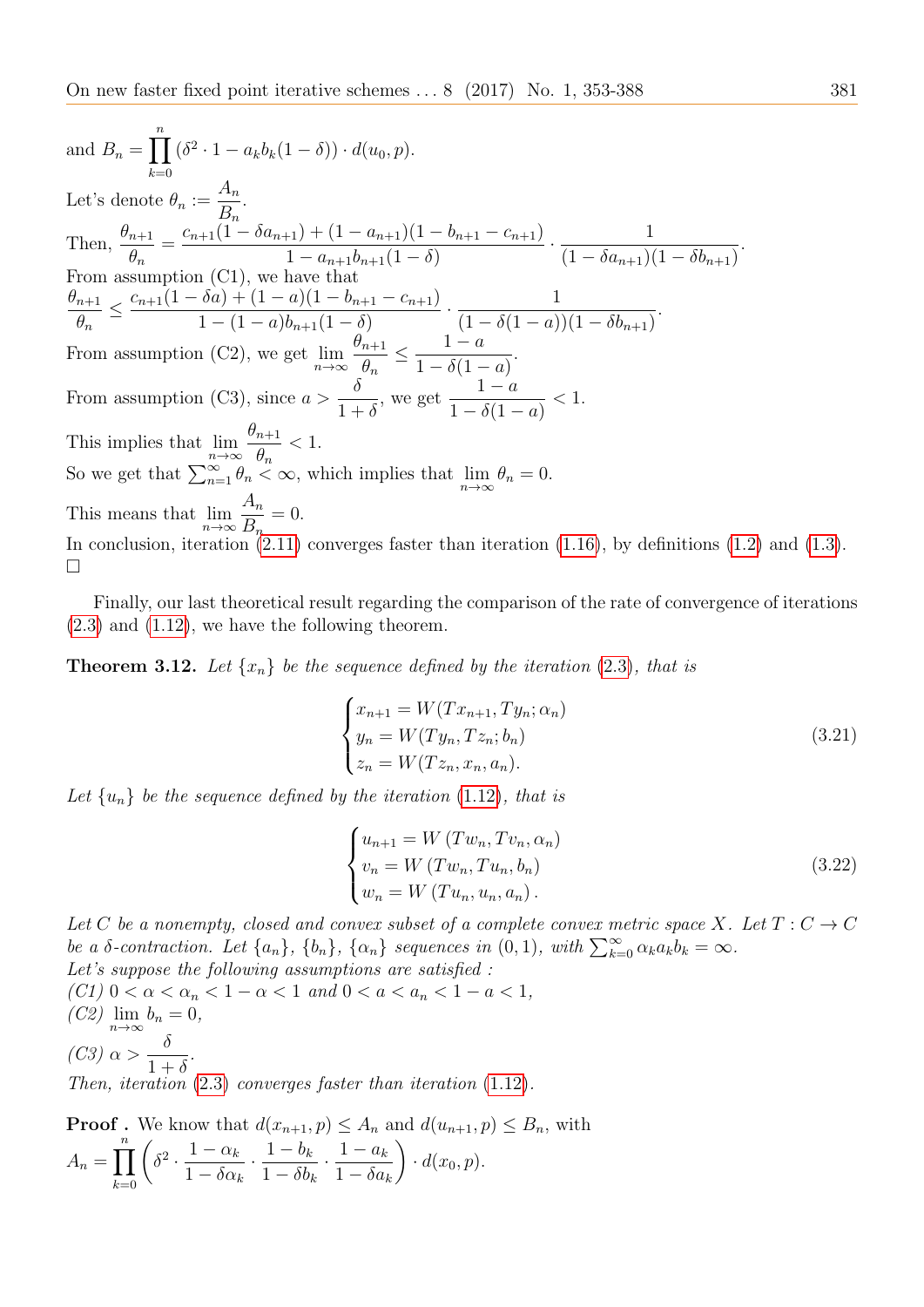and $B_n = \prod_{k=0}^{n} (\delta^2 \cdot 1 - a_k b_k (1-\delta)) \cdot d(u_0, p)$.

Let's denote $\theta_n := \dfrac{A_n}{B_n}$.

Then, $\dfrac{\theta_{n+1}}{\theta_n} = \dfrac{c_{n+1}(1-\delta a_{n+1}) + (1-a_{n+1})(1-b_{n+1}-c_{n+1})}{1-a_{n+1}b_{n+1}(1-\delta)} \cdot \dfrac{1}{(1-\delta a_{n+1})(1-\delta b_{n+1})}$.

From assumption (C1), we have that

$\dfrac{\theta_{n+1}}{\theta_n} \leq \dfrac{c_{n+1}(1-\delta a) + (1-a)(1-b_{n+1}-c_{n+1})}{1-(1-a)b_{n+1}(1-\delta)} \cdot \dfrac{1}{(1-\delta(1-a))(1-\delta b_{n+1})}$.

From assumption (C2), we get $\lim\limits_{n\to\infty} \dfrac{\theta_{n+1}}{\theta_n} \leq \dfrac{1-a}{1-\delta(1-a)}$.

From assumption (C3), since $a > \dfrac{\delta}{1+\delta}$, we get $\dfrac{1-a}{1-\delta(1-a)} < 1$.

This implies that $\lim\limits_{n\to\infty} \dfrac{\theta_{n+1}}{\theta_n} < 1$.

So we get that $\sum_{n=1}^{\infty} \theta_n < \infty$, which implies that $\lim\limits_{n\to\infty} \theta_n = 0$.

This means that $\lim\limits_{n\to\infty} \dfrac{A_n}{B_n} = 0$.

In conclusion, iteration (2.11) converges faster than iteration (1.16), by definitions (1.2) and (1.3). $\square$

Finally, our last theoretical result regarding the comparison of the rate of convergence of iterations (2.3) and (1.12), we have the following theorem.

**Theorem 3.12.** *Let $\{x_n\}$ be the sequence defined by the iteration (2.3), that is*

$$\begin{cases} x_{n+1} = W(Tx_{n+1}, Ty_n; \alpha_n) \\ y_n = W(Ty_n, Tz_n; b_n) \\ z_n = W(Tz_n, x_n, a_n). \end{cases} \tag{3.21}$$

*Let $\{u_n\}$ be the sequence defined by the iteration (1.12), that is*

$$\begin{cases} u_{n+1} = W\left(Tw_n, Tv_n, \alpha_n\right) \\ v_n = W\left(Tw_n, Tu_n, b_n\right) \\ w_n = W\left(Tu_n, u_n, a_n\right). \end{cases} \tag{3.22}$$

*Let $C$ be a nonempty, closed and convex subset of a complete convex metric space $X$. Let $T : C \to C$ be a $\delta$-contraction. Let $\{a_n\}$, $\{b_n\}$, $\{\alpha_n\}$ sequences in $(0,1)$, with $\sum_{k=0}^{\infty} \alpha_k a_k b_k = \infty$.*
*Let's suppose the following assumptions are satisfied :*
*(C1) $0 < \alpha < \alpha_n < 1-\alpha < 1$ and $0 < a < a_n < 1-a < 1$,*
*(C2) $\lim\limits_{n\to\infty} b_n = 0$,*
*(C3) $\alpha > \dfrac{\delta}{1+\delta}$.*
*Then, iteration (2.3) converges faster than iteration (1.12).*

**Proof .** We know that $d(x_{n+1}, p) \leq A_n$ and $d(u_{n+1}, p) \leq B_n$, with

$A_n = \prod_{k=0}^{n} \left( \delta^2 \cdot \dfrac{1-\alpha_k}{1-\delta\alpha_k} \cdot \dfrac{1-b_k}{1-\delta b_k} \cdot \dfrac{1-a_k}{1-\delta a_k} \right) \cdot d(x_0, p)$.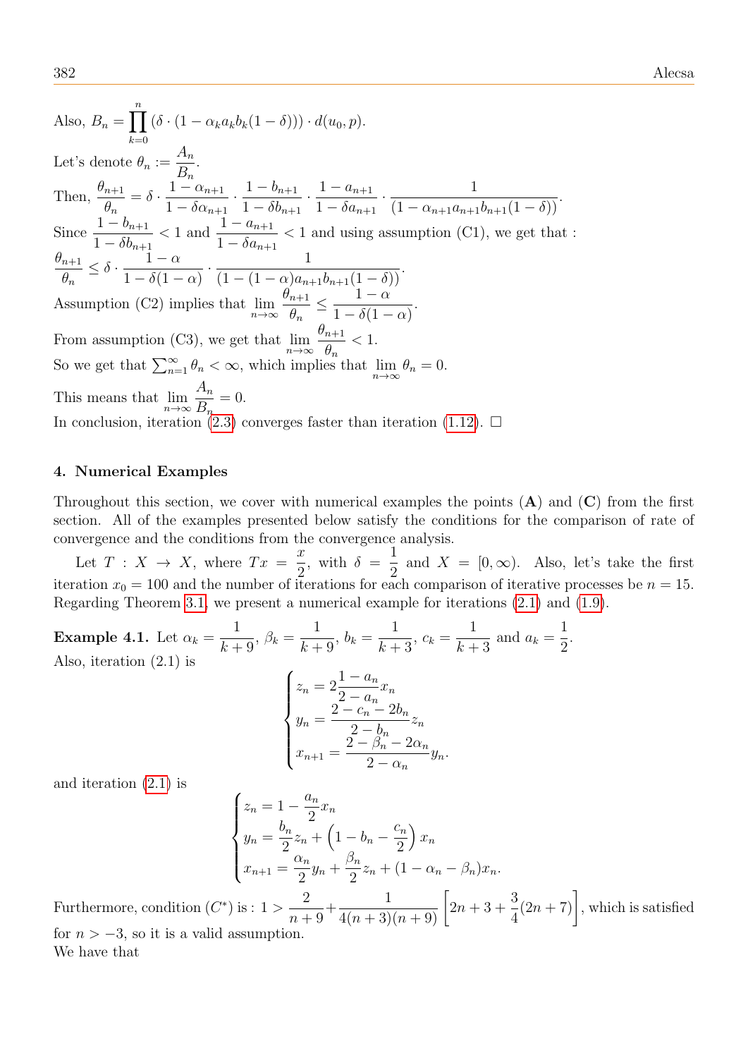Also, $B_n = \prod_{k=0}^{n} (\delta \cdot (1 - \alpha_k a_k b_k (1-\delta))) \cdot d(u_0, p)$.

Let's denote $\theta_n := \dfrac{A_n}{B_n}$.

Then, $\dfrac{\theta_{n+1}}{\theta_n} = \delta \cdot \dfrac{1-\alpha_{n+1}}{1-\delta\alpha_{n+1}} \cdot \dfrac{1-b_{n+1}}{1-\delta b_{n+1}} \cdot \dfrac{1-a_{n+1}}{1-\delta a_{n+1}} \cdot \dfrac{1}{(1-\alpha_{n+1}a_{n+1}b_{n+1}(1-\delta))}$.

Since $\dfrac{1-b_{n+1}}{1-\delta b_{n+1}} < 1$ and $\dfrac{1-a_{n+1}}{1-\delta a_{n+1}} < 1$ and using assumption (C1), we get that :

$\dfrac{\theta_{n+1}}{\theta_n} \leq \delta \cdot \dfrac{1-\alpha}{1-\delta(1-\alpha)} \cdot \dfrac{1}{(1-(1-\alpha)a_{n+1}b_{n+1}(1-\delta))}$.

Assumption (C2) implies that $\lim\limits_{n\to\infty} \dfrac{\theta_{n+1}}{\theta_n} \leq \dfrac{1-\alpha}{1-\delta(1-\alpha)}$.

From assumption (C3), we get that $\lim\limits_{n\to\infty} \dfrac{\theta_{n+1}}{\theta_n} < 1$.

So we get that $\sum_{n=1}^{\infty} \theta_n < \infty$, which implies that $\lim\limits_{n\to\infty} \theta_n = 0$.

This means that $\lim\limits_{n\to\infty} \dfrac{A_n}{B_n} = 0$.

In conclusion, iteration (2.3) converges faster than iteration (1.12). □

## 4. Numerical Examples

Throughout this section, we cover with numerical examples the points (**A**) and (**C**) from the first section. All of the examples presented below satisfy the conditions for the comparison of rate of convergence and the conditions from the convergence analysis.

Let $T : X \to X$, where $Tx = \dfrac{x}{2}$, with $\delta = \dfrac{1}{2}$ and $X = [0, \infty)$. Also, let's take the first iteration $x_0 = 100$ and the number of iterations for each comparison of iterative processes be $n = 15$. Regarding Theorem 3.1, we present a numerical example for iterations (2.1) and (1.9).

**Example 4.1.** Let $\alpha_k = \dfrac{1}{k+9}$, $\beta_k = \dfrac{1}{k+9}$, $b_k = \dfrac{1}{k+3}$, $c_k = \dfrac{1}{k+3}$ and $a_k = \dfrac{1}{2}$.

Also, iteration (2.1) is

$$\begin{cases} z_n = 2\dfrac{1-a_n}{2-a_n}x_n \\ y_n = \dfrac{2-c_n-2b_n}{2-b_n}z_n \\ x_{n+1} = \dfrac{2-\beta_n-2\alpha_n}{2-\alpha_n}y_n. \end{cases}$$

and iteration (2.1) is

$$\begin{cases} z_n = 1 - \dfrac{a_n}{2}x_n \\ y_n = \dfrac{b_n}{2}z_n + \left(1 - b_n - \dfrac{c_n}{2}\right)x_n \\ x_{n+1} = \dfrac{\alpha_n}{2}y_n + \dfrac{\beta_n}{2}z_n + (1-\alpha_n-\beta_n)x_n. \end{cases}$$

Furthermore, condition $(C^*)$ is : $1 > \dfrac{2}{n+9} + \dfrac{1}{4(n+3)(n+9)}\left[2n+3+\dfrac{3}{4}(2n+7)\right]$, which is satisfied for $n > -3$, so it is a valid assumption.

We have that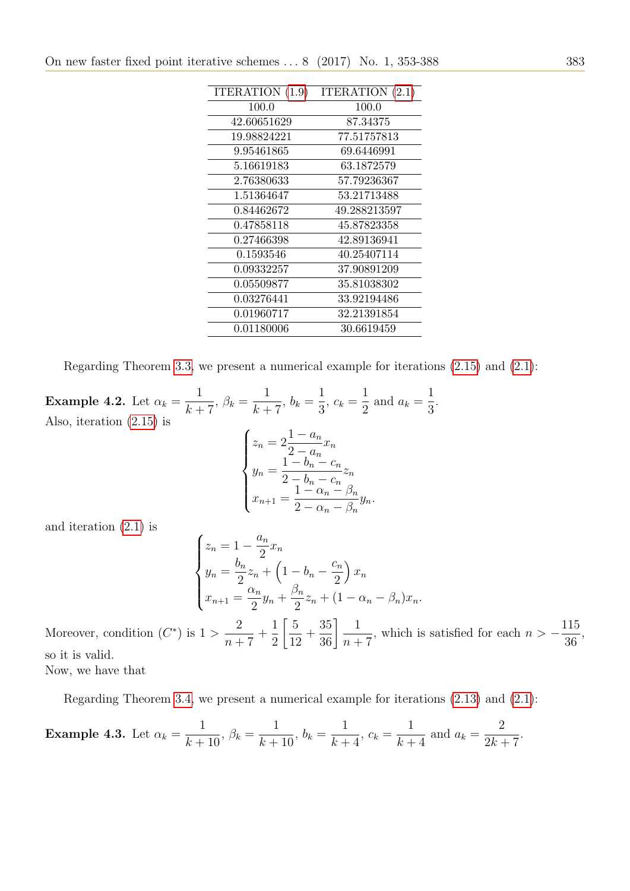| ITERATION (1.9) | ITERATION (2.1) |
|---|---|
| 100.0 | 100.0 |
| 42.60651629 | 87.34375 |
| 19.98824221 | 77.51757813 |
| 9.95461865 | 69.6446991 |
| 5.16619183 | 63.1872579 |
| 2.76380633 | 57.79236367 |
| 1.51364647 | 53.21713488 |
| 0.84462672 | 49.288213597 |
| 0.47858118 | 45.87823358 |
| 0.27466398 | 42.89136941 |
| 0.1593546 | 40.25407114 |
| 0.09332257 | 37.90891209 |
| 0.05509877 | 35.81038302 |
| 0.03276441 | 33.92194486 |
| 0.01960717 | 32.21391854 |
| 0.01180006 | 30.6619459 |

Regarding Theorem 3.3, we present a numerical example for iterations (2.15) and (2.1):

**Example 4.2.** Let $\alpha_k = \dfrac{1}{k+7}$, $\beta_k = \dfrac{1}{k+7}$, $b_k = \dfrac{1}{3}$, $c_k = \dfrac{1}{2}$ and $a_k = \dfrac{1}{3}$.
Also, iteration (2.15) is

$$\begin{cases} z_n = 2\dfrac{1-a_n}{2-a_n}x_n \\ y_n = \dfrac{1-b_n-c_n}{2-b_n-c_n}z_n \\ x_{n+1} = \dfrac{1-\alpha_n-\beta_n}{2-\alpha_n-\beta_n}y_n. \end{cases}$$

and iteration (2.1) is

$$\begin{cases} z_n = 1 - \dfrac{a_n}{2}x_n \\ y_n = \dfrac{b_n}{2}z_n + \left(1 - b_n - \dfrac{c_n}{2}\right)x_n \\ x_{n+1} = \dfrac{\alpha_n}{2}y_n + \dfrac{\beta_n}{2}z_n + (1-\alpha_n-\beta_n)x_n. \end{cases}$$

Moreover, condition $(C^*)$ is $1 > \dfrac{2}{n+7} + \dfrac{1}{2}\left[\dfrac{5}{12} + \dfrac{35}{36}\right]\dfrac{1}{n+7}$, which is satisfied for each $n > -\dfrac{115}{36}$, so it is valid.
Now, we have that

Regarding Theorem 3.4, we present a numerical example for iterations (2.13) and (2.1):

**Example 4.3.** Let $\alpha_k = \dfrac{1}{k+10}$, $\beta_k = \dfrac{1}{k+10}$, $b_k = \dfrac{1}{k+4}$, $c_k = \dfrac{1}{k+4}$ and $a_k = \dfrac{2}{2k+7}$.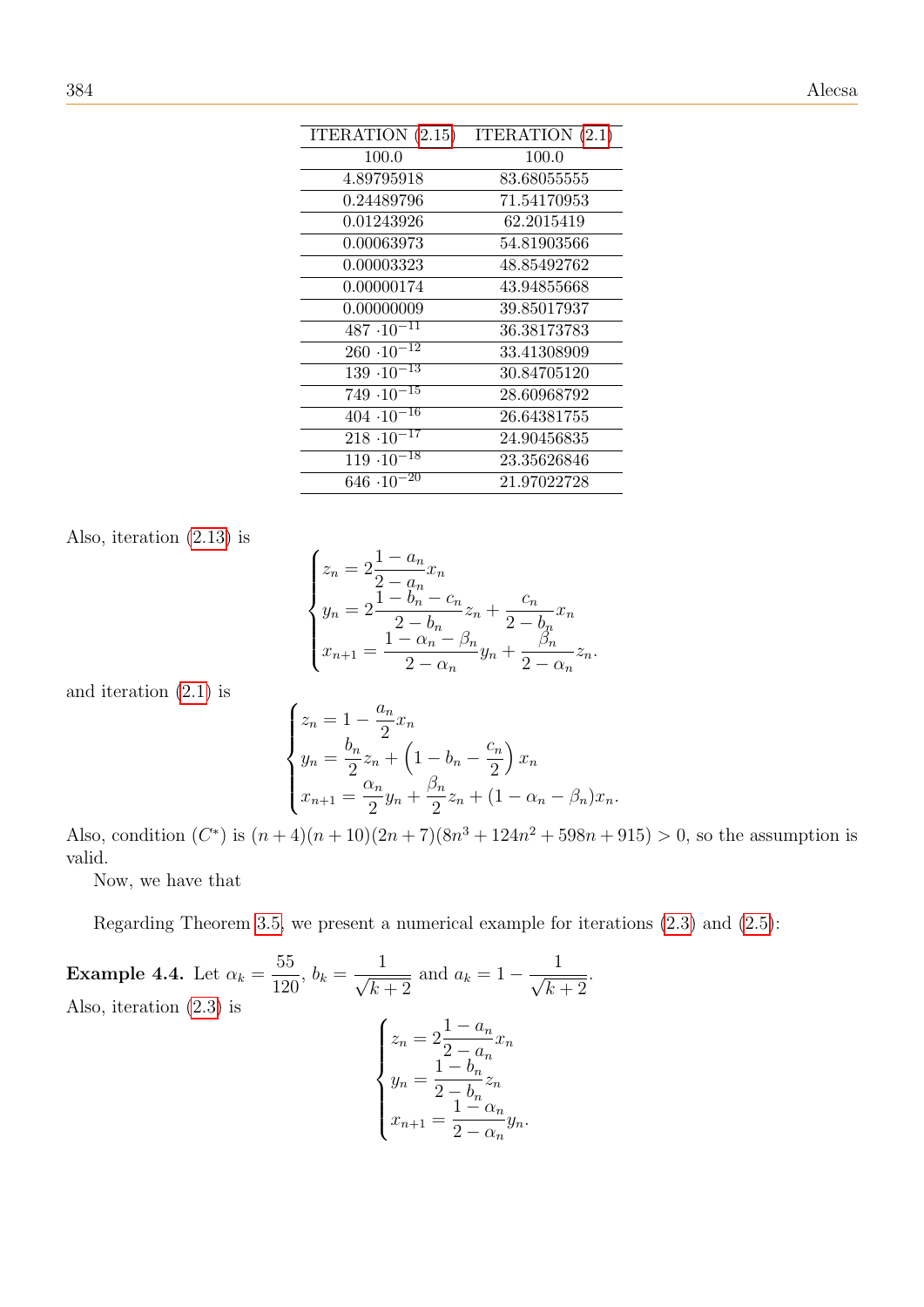| ITERATION (2.15) | ITERATION (2.1) |
|---|---|
| 100.0 | 100.0 |
| 4.89795918 | 83.68055555 |
| 0.24489796 | 71.54170953 |
| 0.01243926 | 62.2015419 |
| 0.00063973 | 54.81903566 |
| 0.00003323 | 48.85492762 |
| 0.00000174 | 43.94855668 |
| 0.00000009 | 39.85017937 |
| $487 \cdot 10^{-11}$ | 36.38173783 |
| $260 \cdot 10^{-12}$ | 33.41308909 |
| $139 \cdot 10^{-13}$ | 30.84705120 |
| $749 \cdot 10^{-15}$ | 28.60968792 |
| $404 \cdot 10^{-16}$ | 26.64381755 |
| $218 \cdot 10^{-17}$ | 24.90456835 |
| $119 \cdot 10^{-18}$ | 23.35626846 |
| $646 \cdot 10^{-20}$ | 21.97022728 |

Also, iteration (2.13) is

$$\begin{cases} z_n = 2\dfrac{1-a_n}{2-a_n}x_n \\ y_n = 2\dfrac{1-b_n-c_n}{2-b_n}z_n + \dfrac{c_n}{2-b_n}x_n \\ x_{n+1} = \dfrac{1-\alpha_n-\beta_n}{2-\alpha_n}y_n + \dfrac{\beta_n}{2-\alpha_n}z_n. \end{cases}$$

and iteration (2.1) is

$$\begin{cases} z_n = 1 - \dfrac{a_n}{2}x_n \\ y_n = \dfrac{b_n}{2}z_n + \left(1 - b_n - \dfrac{c_n}{2}\right)x_n \\ x_{n+1} = \dfrac{\alpha_n}{2}y_n + \dfrac{\beta_n}{2}z_n + (1-\alpha_n-\beta_n)x_n. \end{cases}$$

Also, condition $(C^*)$ is $(n+4)(n+10)(2n+7)(8n^3+124n^2+598n+915) > 0$, so the assumption is valid.

Now, we have that

Regarding Theorem 3.5, we present a numerical example for iterations (2.3) and (2.5):

**Example 4.4.** Let $\alpha_k = \dfrac{55}{120}$, $b_k = \dfrac{1}{\sqrt{k+2}}$ and $a_k = 1 - \dfrac{1}{\sqrt{k+2}}$.
Also, iteration (2.3) is

$$\begin{cases} z_n = 2\dfrac{1-a_n}{2-a_n}x_n \\ y_n = \dfrac{1-b_n}{2-b_n}z_n \\ x_{n+1} = \dfrac{1-\alpha_n}{2-\alpha_n}y_n. \end{cases}$$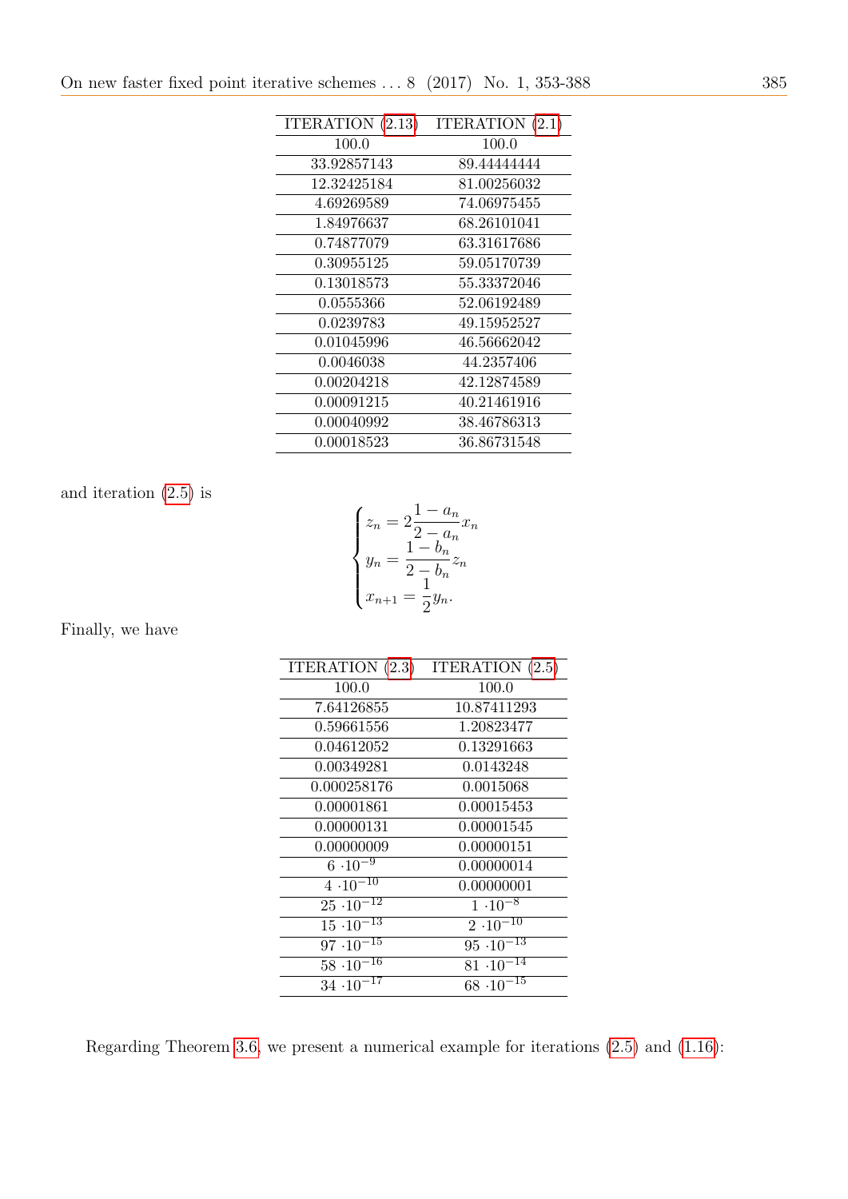| ITERATION (2.13) | ITERATION (2.1) |
|---|---|
| 100.0 | 100.0 |
| 33.92857143 | 89.44444444 |
| 12.32425184 | 81.00256032 |
| 4.69269589 | 74.06975455 |
| 1.84976637 | 68.26101041 |
| 0.74877079 | 63.31617686 |
| 0.30955125 | 59.05170739 |
| 0.13018573 | 55.33372046 |
| 0.0555366 | 52.06192489 |
| 0.0239783 | 49.15952527 |
| 0.01045996 | 46.56662042 |
| 0.0046038 | 44.2357406 |
| 0.00204218 | 42.12874589 |
| 0.00091215 | 40.21461916 |
| 0.00040992 | 38.46786313 |
| 0.00018523 | 36.86731548 |

and iteration (2.5) is

$$\begin{cases} z_n = 2\dfrac{1-a_n}{2-a_n}x_n \\ y_n = \dfrac{1-b_n}{2-b_n}z_n \\ x_{n+1} = \dfrac{1}{2}y_n. \end{cases}$$

Finally, we have

| ITERATION (2.3) | ITERATION (2.5) |
|---|---|
| 100.0 | 100.0 |
| 7.64126855 | 10.87411293 |
| 0.59661556 | 1.20823477 |
| 0.04612052 | 0.13291663 |
| 0.00349281 | 0.0143248 |
| 0.000258176 | 0.0015068 |
| 0.00001861 | 0.00015453 |
| 0.00000131 | 0.00001545 |
| 0.00000009 | 0.00000151 |
| $6 \cdot 10^{-9}$ | 0.00000014 |
| $4 \cdot 10^{-10}$ | 0.00000001 |
| $25 \cdot 10^{-12}$ | $1 \cdot 10^{-8}$ |
| $15 \cdot 10^{-13}$ | $2 \cdot 10^{-10}$ |
| $97 \cdot 10^{-15}$ | $95 \cdot 10^{-13}$ |
| $58 \cdot 10^{-16}$ | $81 \cdot 10^{-14}$ |
| $34 \cdot 10^{-17}$ | $68 \cdot 10^{-15}$ |

Regarding Theorem 3.6, we present a numerical example for iterations (2.5) and (1.16):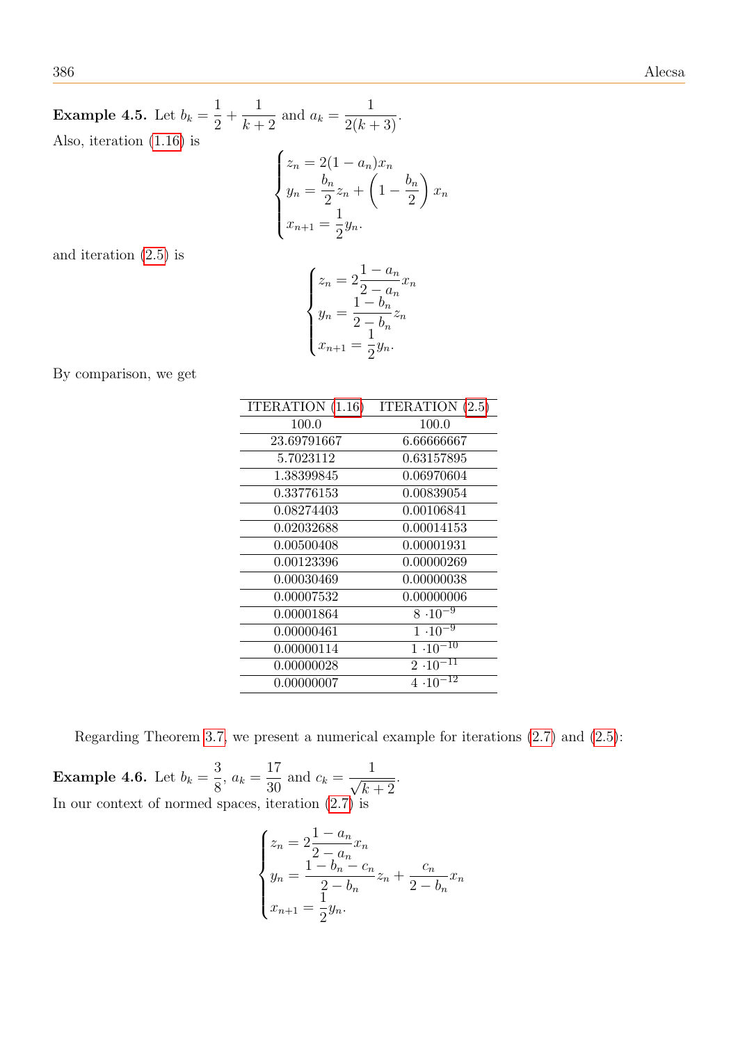**Example 4.5.** Let $b_k = \dfrac{1}{2} + \dfrac{1}{k+2}$ and $a_k = \dfrac{1}{2(k+3)}$.
Also, iteration (1.16) is

$$\begin{cases} z_n = 2(1-a_n)x_n \\ y_n = \dfrac{b_n}{2} z_n + \left(1 - \dfrac{b_n}{2}\right) x_n \\ x_{n+1} = \dfrac{1}{2} y_n. \end{cases}$$

and iteration (2.5) is

$$\begin{cases} z_n = 2\dfrac{1-a_n}{2-a_n} x_n \\ y_n = \dfrac{1-b_n}{2-b_n} z_n \\ x_{n+1} = \dfrac{1}{2} y_n. \end{cases}$$

By comparison, we get

| ITERATION (1.16) | ITERATION (2.5) |
|---|---|
| 100.0 | 100.0 |
| 23.69791667 | 6.66666667 |
| 5.7023112 | 0.63157895 |
| 1.38399845 | 0.06970604 |
| 0.33776153 | 0.00839054 |
| 0.08274403 | 0.00106841 |
| 0.02032688 | 0.00014153 |
| 0.00500408 | 0.00001931 |
| 0.00123396 | 0.00000269 |
| 0.00030469 | 0.00000038 |
| 0.00007532 | 0.00000006 |
| 0.00001864 | $8 \cdot 10^{-9}$ |
| 0.00000461 | $1 \cdot 10^{-9}$ |
| 0.00000114 | $1 \cdot 10^{-10}$ |
| 0.00000028 | $2 \cdot 10^{-11}$ |
| 0.00000007 | $4 \cdot 10^{-12}$ |

Regarding Theorem 3.7, we present a numerical example for iterations (2.7) and (2.5):

**Example 4.6.** Let $b_k = \dfrac{3}{8}$, $a_k = \dfrac{17}{30}$ and $c_k = \dfrac{1}{\sqrt{k+2}}$.
In our context of normed spaces, iteration (2.7) is

$$\begin{cases} z_n = 2\dfrac{1-a_n}{2-a_n} x_n \\ y_n = \dfrac{1-b_n-c_n}{2-b_n} z_n + \dfrac{c_n}{2-b_n} x_n \\ x_{n+1} = \dfrac{1}{2} y_n. \end{cases}$$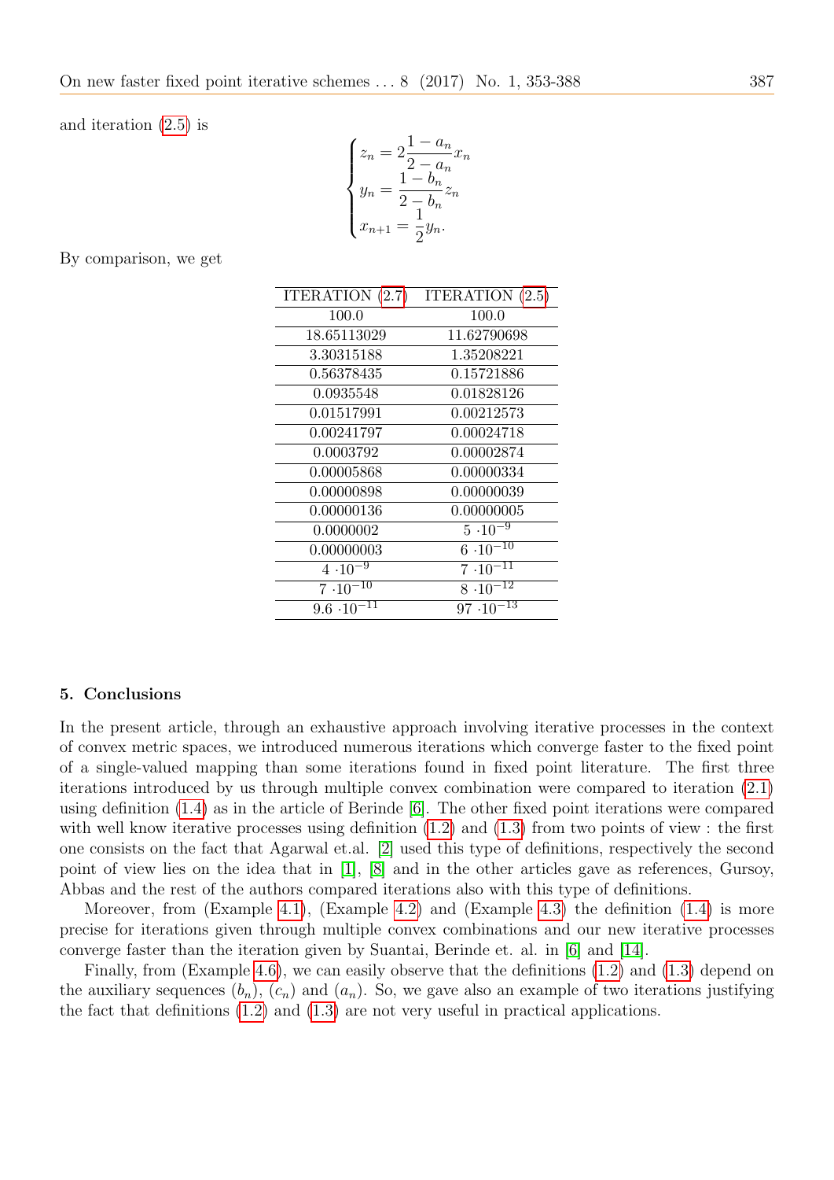and iteration (2.5) is

$$
\begin{cases}
z_n = 2\dfrac{1-a_n}{2-a_n}x_n \\
y_n = \dfrac{1-b_n}{2-b_n}z_n \\
x_{n+1} = \dfrac{1}{2}y_n.
\end{cases}
$$

By comparison, we get

| ITERATION (2.7) | ITERATION (2.5) |
|---|---|
| 100.0 | 100.0 |
| 18.65113029 | 11.62790698 |
| 3.30315188 | 1.35208221 |
| 0.56378435 | 0.15721886 |
| 0.0935548 | 0.01828126 |
| 0.01517991 | 0.00212573 |
| 0.00241797 | 0.00024718 |
| 0.0003792 | 0.00002874 |
| 0.00005868 | 0.00000334 |
| 0.00000898 | 0.00000039 |
| 0.00000136 | 0.00000005 |
| 0.0000002 | $5 \cdot 10^{-9}$ |
| 0.00000003 | $6 \cdot 10^{-10}$ |
| $4 \cdot 10^{-9}$ | $7 \cdot 10^{-11}$ |
| $7 \cdot 10^{-10}$ | $8 \cdot 10^{-12}$ |
| $9.6 \cdot 10^{-11}$ | $97 \cdot 10^{-13}$ |

## 5. Conclusions

In the present article, through an exhaustive approach involving iterative processes in the context of convex metric spaces, we introduced numerous iterations which converge faster to the fixed point of a single-valued mapping than some iterations found in fixed point literature. The first three iterations introduced by us through multiple convex combination were compared to iteration (2.1) using definition (1.4) as in the article of Berinde [6]. The other fixed point iterations were compared with well know iterative processes using definition (1.2) and (1.3) from two points of view : the first one consists on the fact that Agarwal et.al. [2] used this type of definitions, respectively the second point of view lies on the idea that in [1], [8] and in the other articles gave as references, Gursoy, Abbas and the rest of the authors compared iterations also with this type of definitions.

Moreover, from (Example 4.1), (Example 4.2) and (Example 4.3) the definition (1.4) is more precise for iterations given through multiple convex combinations and our new iterative processes converge faster than the iteration given by Suantai, Berinde et. al. in [6] and [14].

Finally, from (Example 4.6), we can easily observe that the definitions (1.2) and (1.3) depend on the auxiliary sequences $(b_n)$, $(c_n)$ and $(a_n)$. So, we gave also an example of two iterations justifying the fact that definitions (1.2) and (1.3) are not very useful in practical applications.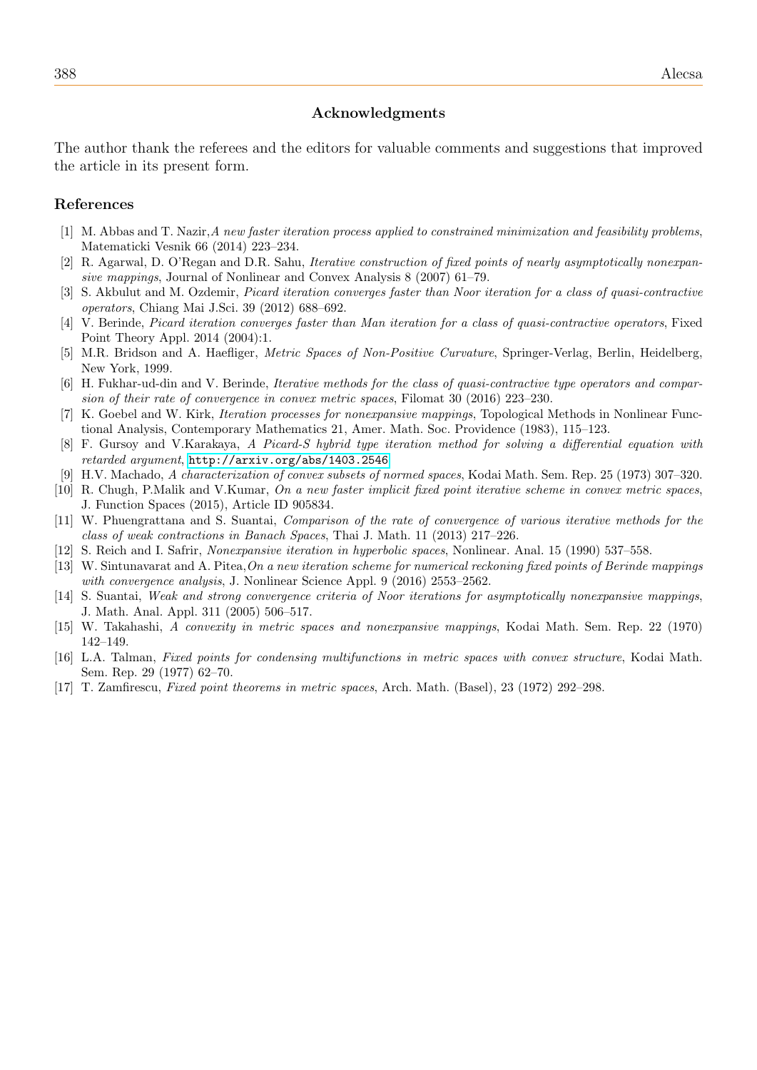## Acknowledgments

The author thank the referees and the editors for valuable comments and suggestions that improved the article in its present form.

## References

[1] M. Abbas and T. Nazir,*A new faster iteration process applied to constrained minimization and feasibility problems*, Matematicki Vesnik 66 (2014) 223–234.

[2] R. Agarwal, D. O'Regan and D.R. Sahu, *Iterative construction of fixed points of nearly asymptotically nonexpansive mappings*, Journal of Nonlinear and Convex Analysis 8 (2007) 61–79.

[3] S. Akbulut and M. Ozdemir, *Picard iteration converges faster than Noor iteration for a class of quasi-contractive operators*, Chiang Mai J.Sci. 39 (2012) 688–692.

[4] V. Berinde, *Picard iteration converges faster than Man iteration for a class of quasi-contractive operators*, Fixed Point Theory Appl. 2014 (2004):1.

[5] M.R. Bridson and A. Haefliger, *Metric Spaces of Non-Positive Curvature*, Springer-Verlag, Berlin, Heidelberg, New York, 1999.

[6] H. Fukhar-ud-din and V. Berinde, *Iterative methods for the class of quasi-contractive type operators and comparsion of their rate of convergence in convex metric spaces*, Filomat 30 (2016) 223–230.

[7] K. Goebel and W. Kirk, *Iteration processes for nonexpansive mappings*, Topological Methods in Nonlinear Functional Analysis, Contemporary Mathematics 21, Amer. Math. Soc. Providence (1983), 115–123.

[8] F. Gursoy and V.Karakaya, *A Picard-S hybrid type iteration method for solving a differential equation with retarded argument*, http://arxiv.org/abs/1403.2546

[9] H.V. Machado, *A characterization of convex subsets of normed spaces*, Kodai Math. Sem. Rep. 25 (1973) 307–320.

[10] R. Chugh, P.Malik and V.Kumar, *On a new faster implicit fixed point iterative scheme in convex metric spaces*, J. Function Spaces (2015), Article ID 905834.

[11] W. Phuengrattana and S. Suantai, *Comparison of the rate of convergence of various iterative methods for the class of weak contractions in Banach Spaces*, Thai J. Math. 11 (2013) 217–226.

[12] S. Reich and I. Safrir, *Nonexpansive iteration in hyperbolic spaces*, Nonlinear. Anal. 15 (1990) 537–558.

[13] W. Sintunavarat and A. Pitea,*On a new iteration scheme for numerical reckoning fixed points of Berinde mappings with convergence analysis*, J. Nonlinear Science Appl. 9 (2016) 2553–2562.

[14] S. Suantai, *Weak and strong convergence criteria of Noor iterations for asymptotically nonexpansive mappings*, J. Math. Anal. Appl. 311 (2005) 506–517.

[15] W. Takahashi, *A convexity in metric spaces and nonexpansive mappings*, Kodai Math. Sem. Rep. 22 (1970) 142–149.

[16] L.A. Talman, *Fixed points for condensing multifunctions in metric spaces with convex structure*, Kodai Math. Sem. Rep. 29 (1977) 62–70.

[17] T. Zamfirescu, *Fixed point theorems in metric spaces*, Arch. Math. (Basel), 23 (1972) 292–298.